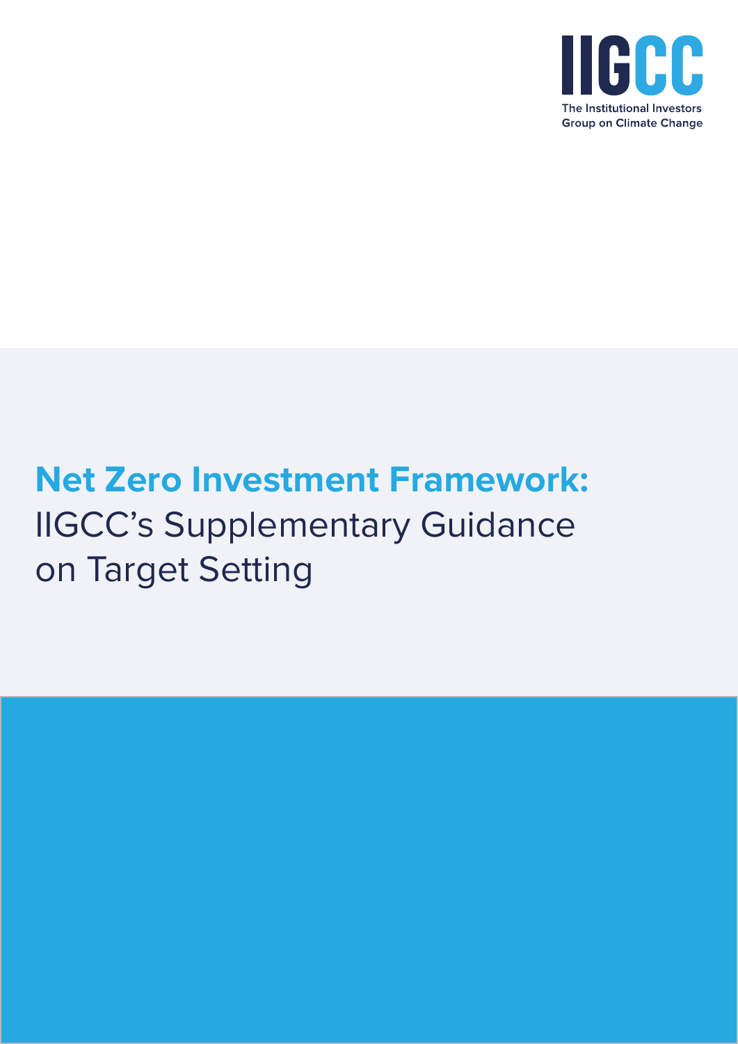IIGCC

The Institutional Investors Group on Climate Change

# **Net Zero Investment Framework:** IIGCC's Supplementary Guidance on Target Setting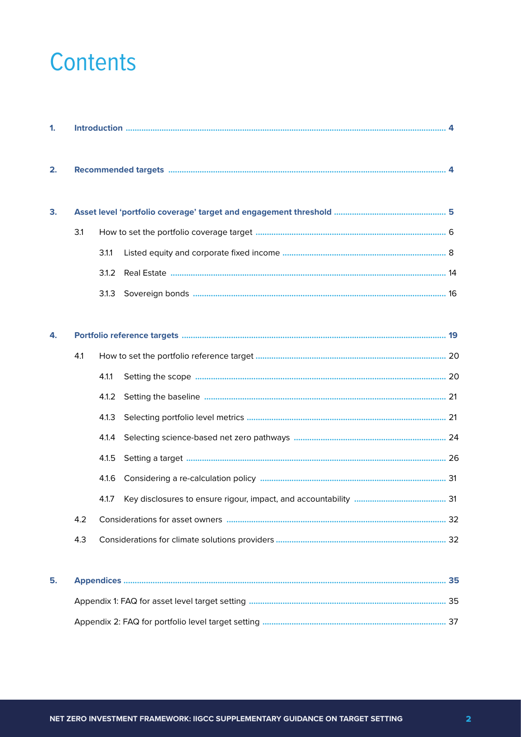# Contents

1. **Introduction** ..... 4

2. **Recommended targets** ..... 4

3. **Asset level 'portfolio coverage' target and engagement threshold** ..... 5
   - 3.1 How to set the portfolio coverage target ..... 6
     - 3.1.1 Listed equity and corporate fixed income ..... 8
     - 3.1.2 Real Estate ..... 14
     - 3.1.3 Sovereign bonds ..... 16

4. **Portfolio reference targets** ..... 19
   - 4.1 How to set the portfolio reference target ..... 20
     - 4.1.1 Setting the scope ..... 20
     - 4.1.2 Setting the baseline ..... 21
     - 4.1.3 Selecting portfolio level metrics ..... 21
     - 4.1.4 Selecting science-based net zero pathways ..... 24
     - 4.1.5 Setting a target ..... 26
     - 4.1.6 Considering a re-calculation policy ..... 31
     - 4.1.7 Key disclosures to ensure rigour, impact, and accountability ..... 31
   - 4.2 Considerations for asset owners ..... 32
   - 4.3 Considerations for climate solutions providers ..... 32

5. **Appendices** ..... 35
   - Appendix 1: FAQ for asset level target setting ..... 35
   - Appendix 2: FAQ for portfolio level target setting ..... 37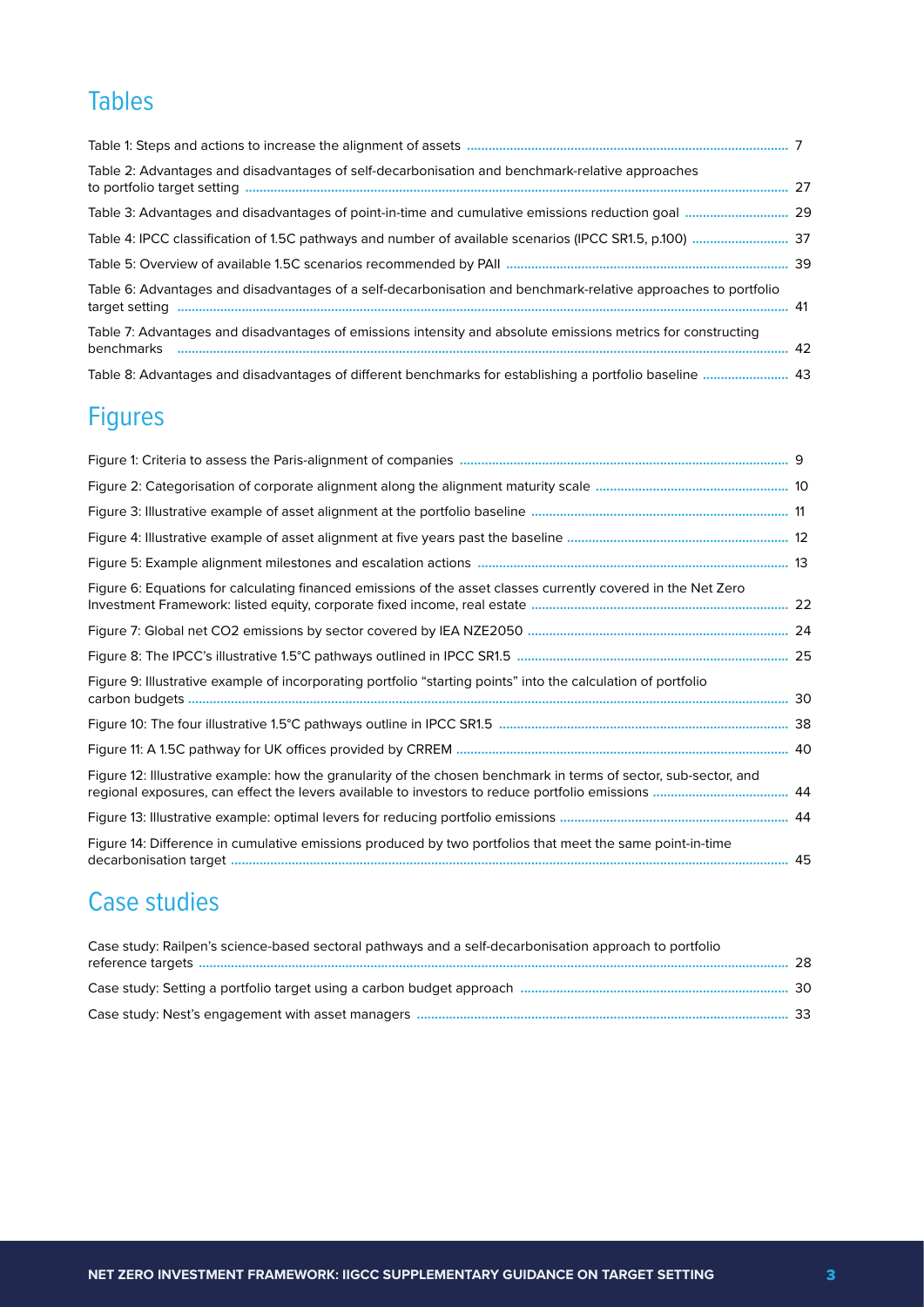## Tables

Table 1: Steps and actions to increase the alignment of assets ........ 7

Table 2: Advantages and disadvantages of self-decarbonisation and benchmark-relative approaches to portfolio target setting ........ 27

Table 3: Advantages and disadvantages of point-in-time and cumulative emissions reduction goal ........ 29

Table 4: IPCC classification of 1.5C pathways and number of available scenarios (IPCC SR1.5, p.100) ........ 37

Table 5: Overview of available 1.5C scenarios recommended by PAII ........ 39

Table 6: Advantages and disadvantages of a self-decarbonisation and benchmark-relative approaches to portfolio target setting ........ 41

Table 7: Advantages and disadvantages of emissions intensity and absolute emissions metrics for constructing benchmarks ........ 42

Table 8: Advantages and disadvantages of different benchmarks for establishing a portfolio baseline ........ 43

## Figures

Figure 1: Criteria to assess the Paris-alignment of companies ........ 9

Figure 2: Categorisation of corporate alignment along the alignment maturity scale ........ 10

Figure 3: Illustrative example of asset alignment at the portfolio baseline ........ 11

Figure 4: Illustrative example of asset alignment at five years past the baseline ........ 12

Figure 5: Example alignment milestones and escalation actions ........ 13

Figure 6: Equations for calculating financed emissions of the asset classes currently covered in the Net Zero Investment Framework: listed equity, corporate fixed income, real estate ........ 22

Figure 7: Global net $CO_2$ emissions by sector covered by IEA NZE2050 ........ 24

Figure 8: The IPCC's illustrative 1.5°C pathways outlined in IPCC SR1.5 ........ 25

Figure 9: Illustrative example of incorporating portfolio "starting points" into the calculation of portfolio carbon budgets ........ 30

Figure 10: The four illustrative 1.5°C pathways outline in IPCC SR1.5 ........ 38

Figure 11: A 1.5C pathway for UK offices provided by CRREM ........ 40

Figure 12: Illustrative example: how the granularity of the chosen benchmark in terms of sector, sub-sector, and regional exposures, can effect the levers available to investors to reduce portfolio emissions ........ 44

Figure 13: Illustrative example: optimal levers for reducing portfolio emissions ........ 44

Figure 14: Difference in cumulative emissions produced by two portfolios that meet the same point-in-time decarbonisation target ........ 45

## Case studies

Case study: Railpen's science-based sectoral pathways and a self-decarbonisation approach to portfolio reference targets ........ 28

Case study: Setting a portfolio target using a carbon budget approach ........ 30

Case study: Nest's engagement with asset managers ........ 33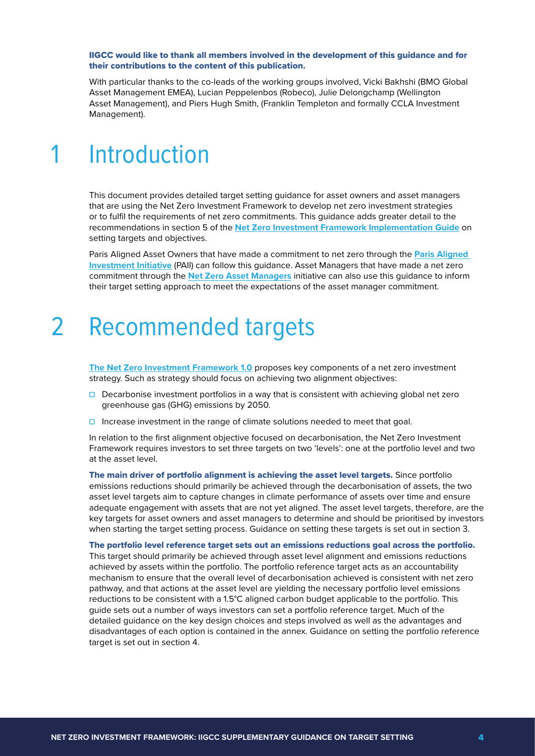**IIGCC would like to thank all members involved in the development of this guidance and for their contributions to the content of this publication.**

With particular thanks to the co-leads of the working groups involved, Vicki Bakhshi (BMO Global Asset Management EMEA), Lucian Peppelenbos (Robeco), Julie Delongchamp (Wellington Asset Management), and Piers Hugh Smith, (Franklin Templeton and formally CCLA Investment Management).

# 1 Introduction

This document provides detailed target setting guidance for asset owners and asset managers that are using the Net Zero Investment Framework to develop net zero investment strategies or to fulfil the requirements of net zero commitments. This guidance adds greater detail to the recommendations in section 5 of the **Net Zero Investment Framework Implementation Guide** on setting targets and objectives.

Paris Aligned Asset Owners that have made a commitment to net zero through the **Paris Aligned Investment Initiative** (PAII) can follow this guidance. Asset Managers that have made a net zero commitment through the **Net Zero Asset Managers** initiative can also use this guidance to inform their target setting approach to meet the expectations of the asset manager commitment.

# 2 Recommended targets

**The Net Zero Investment Framework 1.0** proposes key components of a net zero investment strategy. Such as strategy should focus on achieving two alignment objectives:

- Decarbonise investment portfolios in a way that is consistent with achieving global net zero greenhouse gas (GHG) emissions by 2050.
- Increase investment in the range of climate solutions needed to meet that goal.

In relation to the first alignment objective focused on decarbonisation, the Net Zero Investment Framework requires investors to set three targets on two 'levels': one at the portfolio level and two at the asset level.

**The main driver of portfolio alignment is achieving the asset level targets.** Since portfolio emissions reductions should primarily be achieved through the decarbonisation of assets, the two asset level targets aim to capture changes in climate performance of assets over time and ensure adequate engagement with assets that are not yet aligned. The asset level targets, therefore, are the key targets for asset owners and asset managers to determine and should be prioritised by investors when starting the target setting process. Guidance on setting these targets is set out in section 3.

**The portfolio level reference target sets out an emissions reductions goal across the portfolio.** This target should primarily be achieved through asset level alignment and emissions reductions achieved by assets within the portfolio. The portfolio reference target acts as an accountability mechanism to ensure that the overall level of decarbonisation achieved is consistent with net zero pathway, and that actions at the asset level are yielding the necessary portfolio level emissions reductions to be consistent with a 1.5°C aligned carbon budget applicable to the portfolio. This guide sets out a number of ways investors can set a portfolio reference target. Much of the detailed guidance on the key design choices and steps involved as well as the advantages and disadvantages of each option is contained in the annex. Guidance on setting the portfolio reference target is set out in section 4.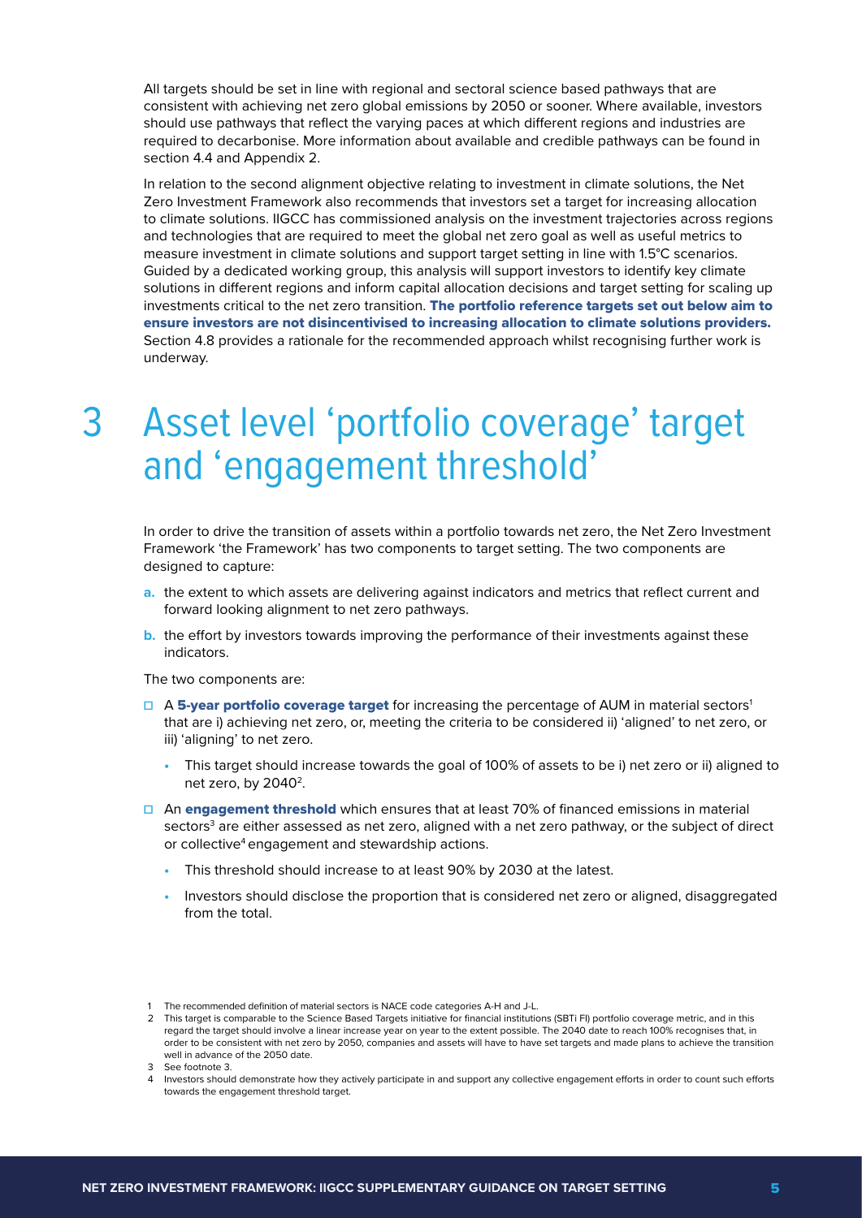All targets should be set in line with regional and sectoral science based pathways that are consistent with achieving net zero global emissions by 2050 or sooner. Where available, investors should use pathways that reflect the varying paces at which different regions and industries are required to decarbonise. More information about available and credible pathways can be found in section 4.4 and Appendix 2.

In relation to the second alignment objective relating to investment in climate solutions, the Net Zero Investment Framework also recommends that investors set a target for increasing allocation to climate solutions. IIGCC has commissioned analysis on the investment trajectories across regions and technologies that are required to meet the global net zero goal as well as useful metrics to measure investment in climate solutions and support target setting in line with 1.5°C scenarios. Guided by a dedicated working group, this analysis will support investors to identify key climate solutions in different regions and inform capital allocation decisions and target setting for scaling up investments critical to the net zero transition. **The portfolio reference targets set out below aim to ensure investors are not disincentivised to increasing allocation to climate solutions providers.** Section 4.8 provides a rationale for the recommended approach whilst recognising further work is underway.

# 3 Asset level 'portfolio coverage' target and 'engagement threshold'

In order to drive the transition of assets within a portfolio towards net zero, the Net Zero Investment Framework 'the Framework' has two components to target setting. The two components are designed to capture:

**a.** the extent to which assets are delivering against indicators and metrics that reflect current and forward looking alignment to net zero pathways.

**b.** the effort by investors towards improving the performance of their investments against these indicators.

The two components are:

- A **5-year portfolio coverage target** for increasing the percentage of AUM in material sectors[1] that are i) achieving net zero, or, meeting the criteria to be considered ii) 'aligned' to net zero, or iii) 'aligning' to net zero.
  - This target should increase towards the goal of 100% of assets to be i) net zero or ii) aligned to net zero, by 2040[2].
- An **engagement threshold** which ensures that at least 70% of financed emissions in material sectors[3] are either assessed as net zero, aligned with a net zero pathway, or the subject of direct or collective[4] engagement and stewardship actions.
  - This threshold should increase to at least 90% by 2030 at the latest.
  - Investors should disclose the proportion that is considered net zero or aligned, disaggregated from the total.

1 The recommended definition of material sectors is NACE code categories A-H and J-L.

2 This target is comparable to the Science Based Targets initiative for financial institutions (SBTi FI) portfolio coverage metric, and in this regard the target should involve a linear increase year on year to the extent possible. The 2040 date to reach 100% recognises that, in order to be consistent with net zero by 2050, companies and assets will have to have set targets and made plans to achieve the transition well in advance of the 2050 date.

3 See footnote 3.

4 Investors should demonstrate how they actively participate in and support any collective engagement efforts in order to count such efforts towards the engagement threshold target.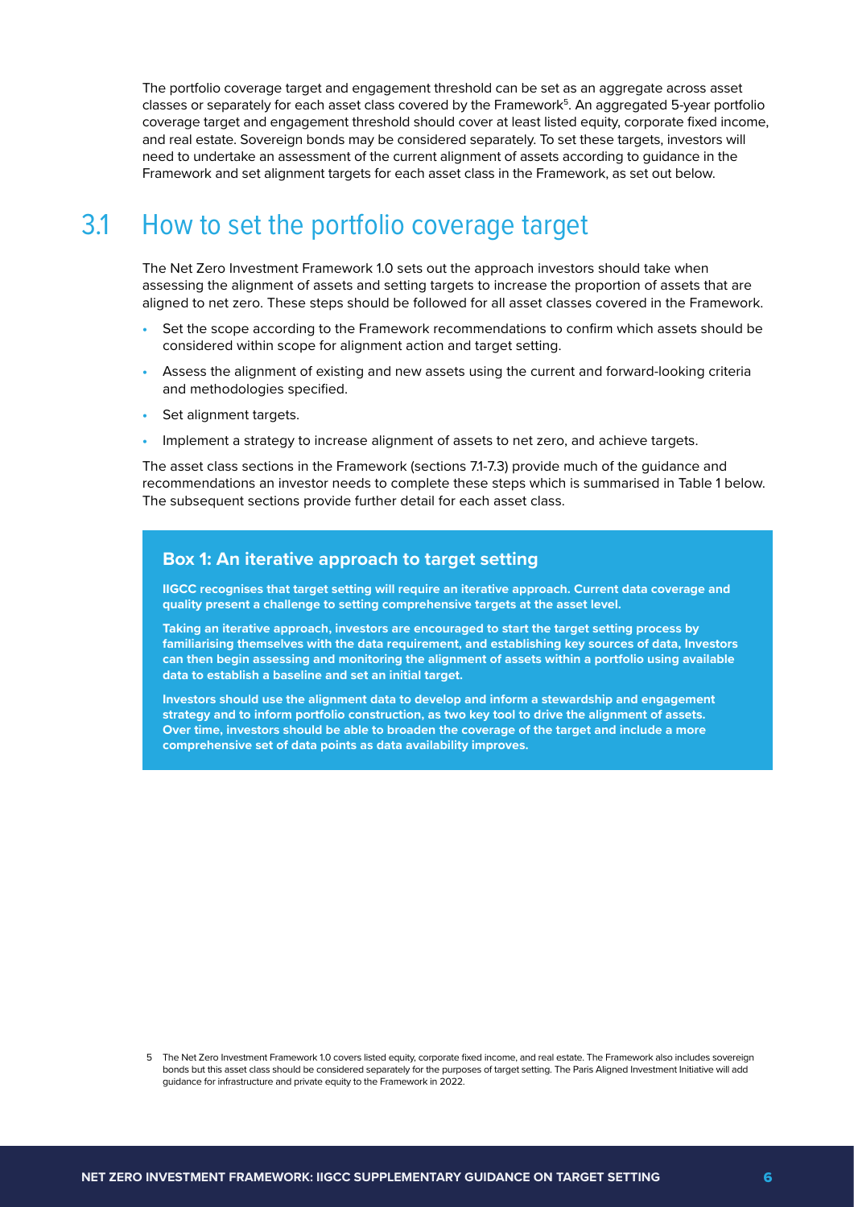The portfolio coverage target and engagement threshold can be set as an aggregate across asset classes or separately for each asset class covered by the Framework[5]. An aggregated 5-year portfolio coverage target and engagement threshold should cover at least listed equity, corporate fixed income, and real estate. Sovereign bonds may be considered separately. To set these targets, investors will need to undertake an assessment of the current alignment of assets according to guidance in the Framework and set alignment targets for each asset class in the Framework, as set out below.

## 3.1 How to set the portfolio coverage target

The Net Zero Investment Framework 1.0 sets out the approach investors should take when assessing the alignment of assets and setting targets to increase the proportion of assets that are aligned to net zero. These steps should be followed for all asset classes covered in the Framework.

- Set the scope according to the Framework recommendations to confirm which assets should be considered within scope for alignment action and target setting.
- Assess the alignment of existing and new assets using the current and forward-looking criteria and methodologies specified.
- Set alignment targets.
- Implement a strategy to increase alignment of assets to net zero, and achieve targets.

The asset class sections in the Framework (sections 7.1-7.3) provide much of the guidance and recommendations an investor needs to complete these steps which is summarised in Table 1 below. The subsequent sections provide further detail for each asset class.

### Box 1: An iterative approach to target setting

**IIGCC recognises that target setting will require an iterative approach. Current data coverage and quality present a challenge to setting comprehensive targets at the asset level.**

**Taking an iterative approach, investors are encouraged to start the target setting process by familiarising themselves with the data requirement, and establishing key sources of data, Investors can then begin assessing and monitoring the alignment of assets within a portfolio using available data to establish a baseline and set an initial target.**

**Investors should use the alignment data to develop and inform a stewardship and engagement strategy and to inform portfolio construction, as two key tool to drive the alignment of assets. Over time, investors should be able to broaden the coverage of the target and include a more comprehensive set of data points as data availability improves.**

---

5 The Net Zero Investment Framework 1.0 covers listed equity, corporate fixed income, and real estate. The Framework also includes sovereign bonds but this asset class should be considered separately for the purposes of target setting. The Paris Aligned Investment Initiative will add guidance for infrastructure and private equity to the Framework in 2022.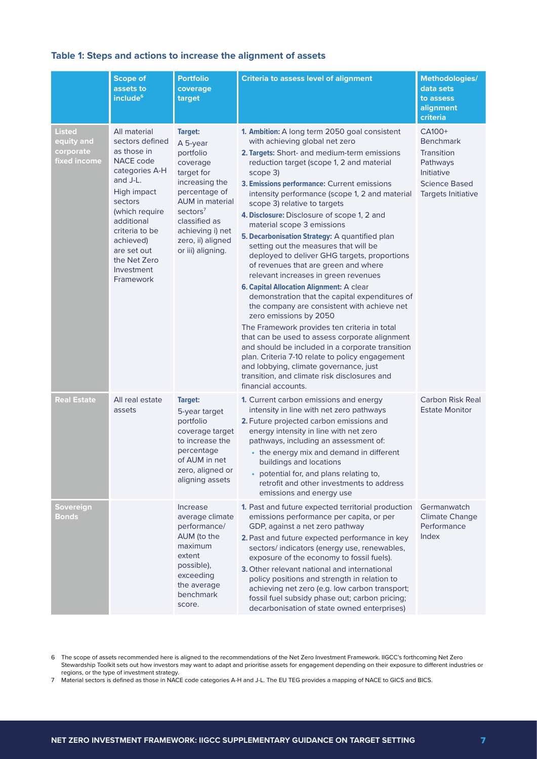**Table 1: Steps and actions to increase the alignment of assets**

| | Scope of assets to include[6] | Portfolio coverage target | Criteria to assess level of alignment | Methodologies/ data sets to assess alignment criteria |
|---|---|---|---|---|
| **Listed equity and corporate fixed income** | All material sectors defined as those in NACE code categories A-H and J-L. High impact sectors (which require additional criteria to be achieved) are set out the Net Zero Investment Framework | **Target:** A 5-year portfolio coverage target for increasing the percentage of AUM in material sectors[7] classified as achieving i) net zero, ii) aligned or iii) aligning. | **1. Ambition:** A long term 2050 goal consistent with achieving global net zero<br>**2. Targets:** Short- and medium-term emissions reduction target (scope 1, 2 and material scope 3)<br>**3. Emissions performance:** Current emissions intensity performance (scope 1, 2 and material scope 3) relative to targets<br>**4. Disclosure:** Disclosure of scope 1, 2 and material scope 3 emissions<br>**5. Decarbonisation Strategy:** A quantified plan setting out the measures that will be deployed to deliver GHG targets, proportions of revenues that are green and where relevant increases in green revenues<br>**6. Capital Allocation Alignment:** A clear demonstration that the capital expenditures of the company are consistent with achieve net zero emissions by 2050<br>The Framework provides ten criteria in total that can be used to assess corporate alignment and should be included in a corporate transition plan. Criteria 7-10 relate to policy engagement and lobbying, climate governance, just transition, and climate risk disclosures and financial accounts. | CA100+ Benchmark Transition Pathways Initiative Science Based Targets Initiative |
| **Real Estate** | All real estate assets | **Target:** 5-year target portfolio coverage target to increase the percentage of AUM in net zero, aligned or aligning assets | **1.** Current carbon emissions and energy intensity in line with net zero pathways<br>**2.** Future projected carbon emissions and energy intensity in line with net zero pathways, including an assessment of:<br>• the energy mix and demand in different buildings and locations<br>• potential for, and plans relating to, retrofit and other investments to address emissions and energy use | Carbon Risk Real Estate Monitor |
| **Sovereign Bonds** | | Increase average climate performance/ AUM (to the maximum extent possible), exceeding the average benchmark score. | **1.** Past and future expected territorial production emissions performance per capita, or per GDP, against a net zero pathway<br>**2.** Past and future expected performance in key sectors/ indicators (energy use, renewables, exposure of the economy to fossil fuels).<br>**3.** Other relevant national and international policy positions and strength in relation to achieving net zero (e.g. low carbon transport; fossil fuel subsidy phase out; carbon pricing; decarbonisation of state owned enterprises) | Germanwatch Climate Change Performance Index |

6 The scope of assets recommended here is aligned to the recommendations of the Net Zero Investment Framework. IIGCC's forthcoming Net Zero Stewardship Toolkit sets out how investors may want to adapt and prioritise assets for engagement depending on their exposure to different industries or regions, or the type of investment strategy.

7 Material sectors is defined as those in NACE code categories A-H and J-L. The EU TEG provides a mapping of NACE to GICS and BICS.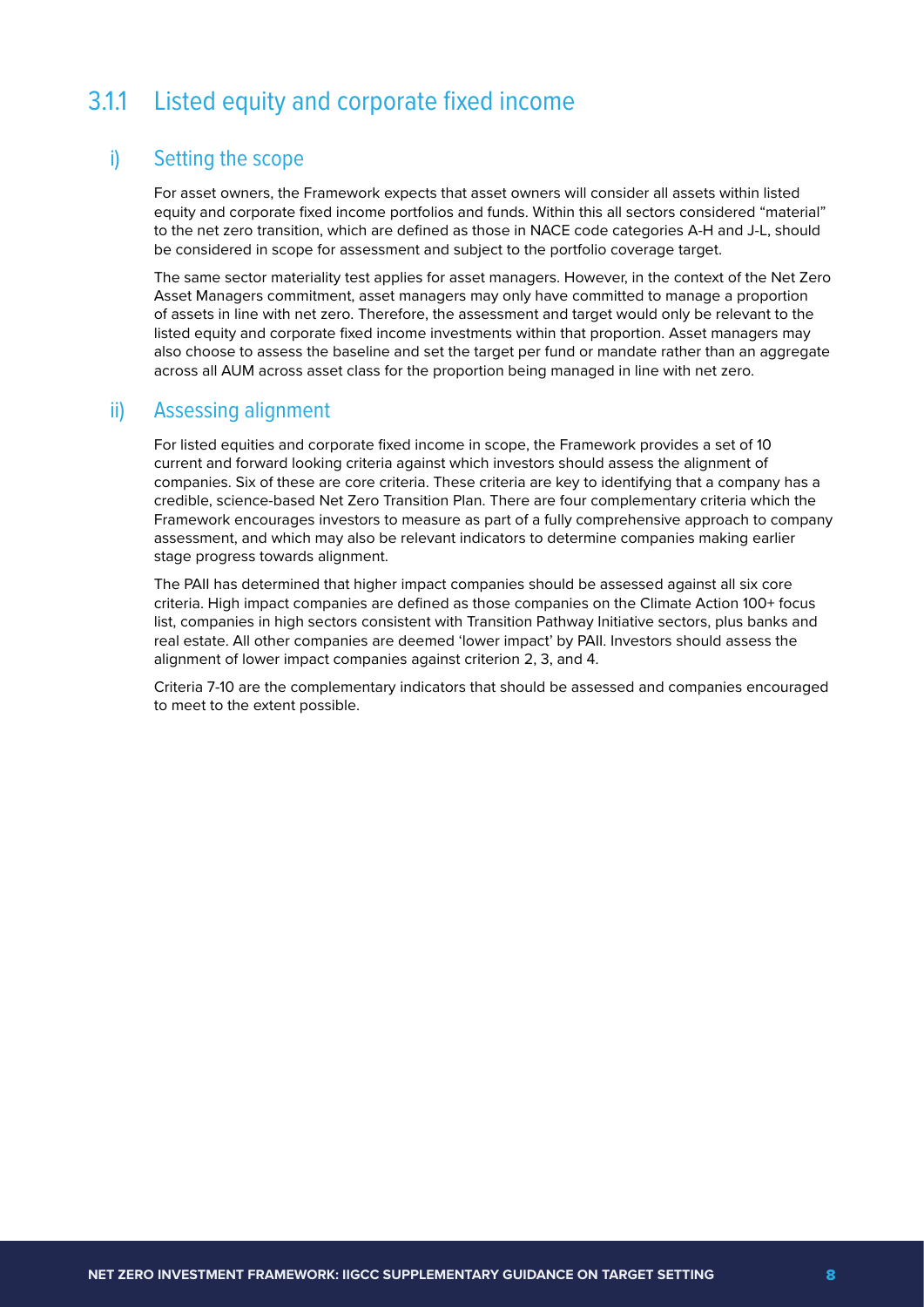## 3.1.1 Listed equity and corporate fixed income

### i) Setting the scope

For asset owners, the Framework expects that asset owners will consider all assets within listed equity and corporate fixed income portfolios and funds. Within this all sectors considered "material" to the net zero transition, which are defined as those in NACE code categories A-H and J-L, should be considered in scope for assessment and subject to the portfolio coverage target.

The same sector materiality test applies for asset managers. However, in the context of the Net Zero Asset Managers commitment, asset managers may only have committed to manage a proportion of assets in line with net zero. Therefore, the assessment and target would only be relevant to the listed equity and corporate fixed income investments within that proportion. Asset managers may also choose to assess the baseline and set the target per fund or mandate rather than an aggregate across all AUM across asset class for the proportion being managed in line with net zero.

### ii) Assessing alignment

For listed equities and corporate fixed income in scope, the Framework provides a set of 10 current and forward looking criteria against which investors should assess the alignment of companies. Six of these are core criteria. These criteria are key to identifying that a company has a credible, science-based Net Zero Transition Plan. There are four complementary criteria which the Framework encourages investors to measure as part of a fully comprehensive approach to company assessment, and which may also be relevant indicators to determine companies making earlier stage progress towards alignment.

The PAII has determined that higher impact companies should be assessed against all six core criteria. High impact companies are defined as those companies on the Climate Action 100+ focus list, companies in high sectors consistent with Transition Pathway Initiative sectors, plus banks and real estate. All other companies are deemed 'lower impact' by PAII. Investors should assess the alignment of lower impact companies against criterion 2, 3, and 4.

Criteria 7-10 are the complementary indicators that should be assessed and companies encouraged to meet to the extent possible.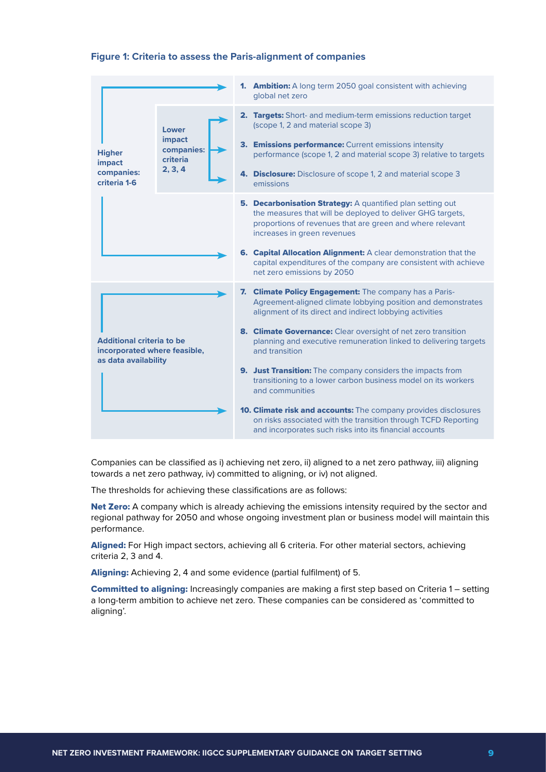**Figure 1: Criteria to assess the Paris-alignment of companies**

| | |
|---|---|
| **Higher impact companies: criteria 1-6** | **1. Ambition:** A long term 2050 goal consistent with achieving global net zero |
| **Lower impact companies: criteria 2, 3, 4** | **2. Targets:** Short- and medium-term emissions reduction target (scope 1, 2 and material scope 3) |
| | **3. Emissions performance:** Current emissions intensity performance (scope 1, 2 and material scope 3) relative to targets |
| | **4. Disclosure:** Disclosure of scope 1, 2 and material scope 3 emissions |
| | **5. Decarbonisation Strategy:** A quantified plan setting out the measures that will be deployed to deliver GHG targets, proportions of revenues that are green and where relevant increases in green revenues |
| | **6. Capital Allocation Alignment:** A clear demonstration that the capital expenditures of the company are consistent with achieve net zero emissions by 2050 |
| **Additional criteria to be incorporated where feasible, as data availability** | **7. Climate Policy Engagement:** The company has a Paris-Agreement-aligned climate lobbying position and demonstrates alignment of its direct and indirect lobbying activities |
| | **8. Climate Governance:** Clear oversight of net zero transition planning and executive remuneration linked to delivering targets and transition |
| | **9. Just Transition:** The company considers the impacts from transitioning to a lower carbon business model on its workers and communities |
| | **10. Climate risk and accounts:** The company provides disclosures on risks associated with the transition through TCFD Reporting and incorporates such risks into its financial accounts |

Companies can be classified as i) achieving net zero, ii) aligned to a net zero pathway, iii) aligning towards a net zero pathway, iv) committed to aligning, or iv) not aligned.

The thresholds for achieving these classifications are as follows:

**Net Zero:** A company which is already achieving the emissions intensity required by the sector and regional pathway for 2050 and whose ongoing investment plan or business model will maintain this performance.

**Aligned:** For High impact sectors, achieving all 6 criteria. For other material sectors, achieving criteria 2, 3 and 4.

**Aligning:** Achieving 2, 4 and some evidence (partial fulfilment) of 5.

**Committed to aligning:** Increasingly companies are making a first step based on Criteria 1 – setting a long-term ambition to achieve net zero. These companies can be considered as 'committed to aligning'.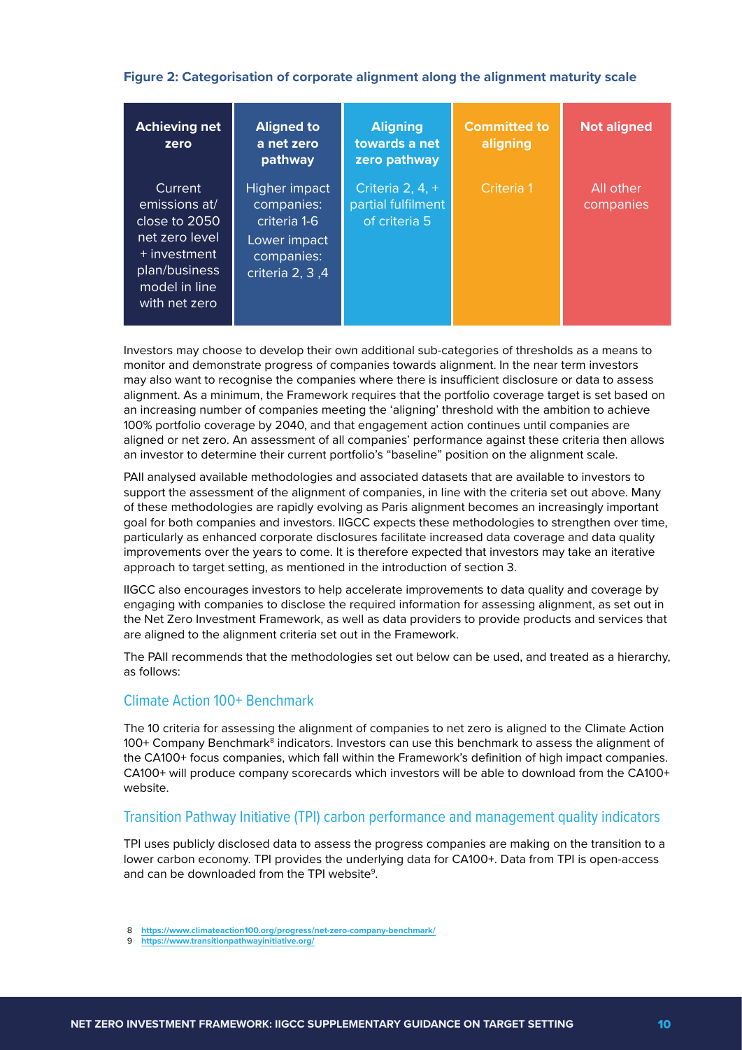**Figure 2: Categorisation of corporate alignment along the alignment maturity scale**

| Achieving net zero | Aligned to a net zero pathway | Aligning towards a net zero pathway | Committed to aligning | Not aligned |
|---|---|---|---|---|
| Current emissions at/ close to 2050 net zero level + investment plan/business model in line with net zero | Higher impact companies: criteria 1-6<br>Lower impact companies: criteria 2, 3 ,4 | Criteria 2, 4, + partial fulfilment of criteria 5 | Criteria 1 | All other companies |

Investors may choose to develop their own additional sub-categories of thresholds as a means to monitor and demonstrate progress of companies towards alignment. In the near term investors may also want to recognise the companies where there is insufficient disclosure or data to assess alignment. As a minimum, the Framework requires that the portfolio coverage target is set based on an increasing number of companies meeting the 'aligning' threshold with the ambition to achieve 100% portfolio coverage by 2040, and that engagement action continues until companies are aligned or net zero. An assessment of all companies' performance against these criteria then allows an investor to determine their current portfolio's "baseline" position on the alignment scale.

PAII analysed available methodologies and associated datasets that are available to investors to support the assessment of the alignment of companies, in line with the criteria set out above. Many of these methodologies are rapidly evolving as Paris alignment becomes an increasingly important goal for both companies and investors. IIGCC expects these methodologies to strengthen over time, particularly as enhanced corporate disclosures facilitate increased data coverage and data quality improvements over the years to come. It is therefore expected that investors may take an iterative approach to target setting, as mentioned in the introduction of section 3.

IIGCC also encourages investors to help accelerate improvements to data quality and coverage by engaging with companies to disclose the required information for assessing alignment, as set out in the Net Zero Investment Framework, as well as data providers to provide products and services that are aligned to the alignment criteria set out in the Framework.

The PAII recommends that the methodologies set out below can be used, and treated as a hierarchy, as follows:

### Climate Action 100+ Benchmark

The 10 criteria for assessing the alignment of companies to net zero is aligned to the Climate Action 100+ Company Benchmark[8] indicators. Investors can use this benchmark to assess the alignment of the CA100+ focus companies, which fall within the Framework's definition of high impact companies. CA100+ will produce company scorecards which investors will be able to download from the CA100+ website.

### Transition Pathway Initiative (TPI) carbon performance and management quality indicators

TPI uses publicly disclosed data to assess the progress companies are making on the transition to a lower carbon economy. TPI provides the underlying data for CA100+. Data from TPI is open-access and can be downloaded from the TPI website[9].

8 https://www.climateaction100.org/progress/net-zero-company-benchmark/
9 https://www.transitionpathwayinitiative.org/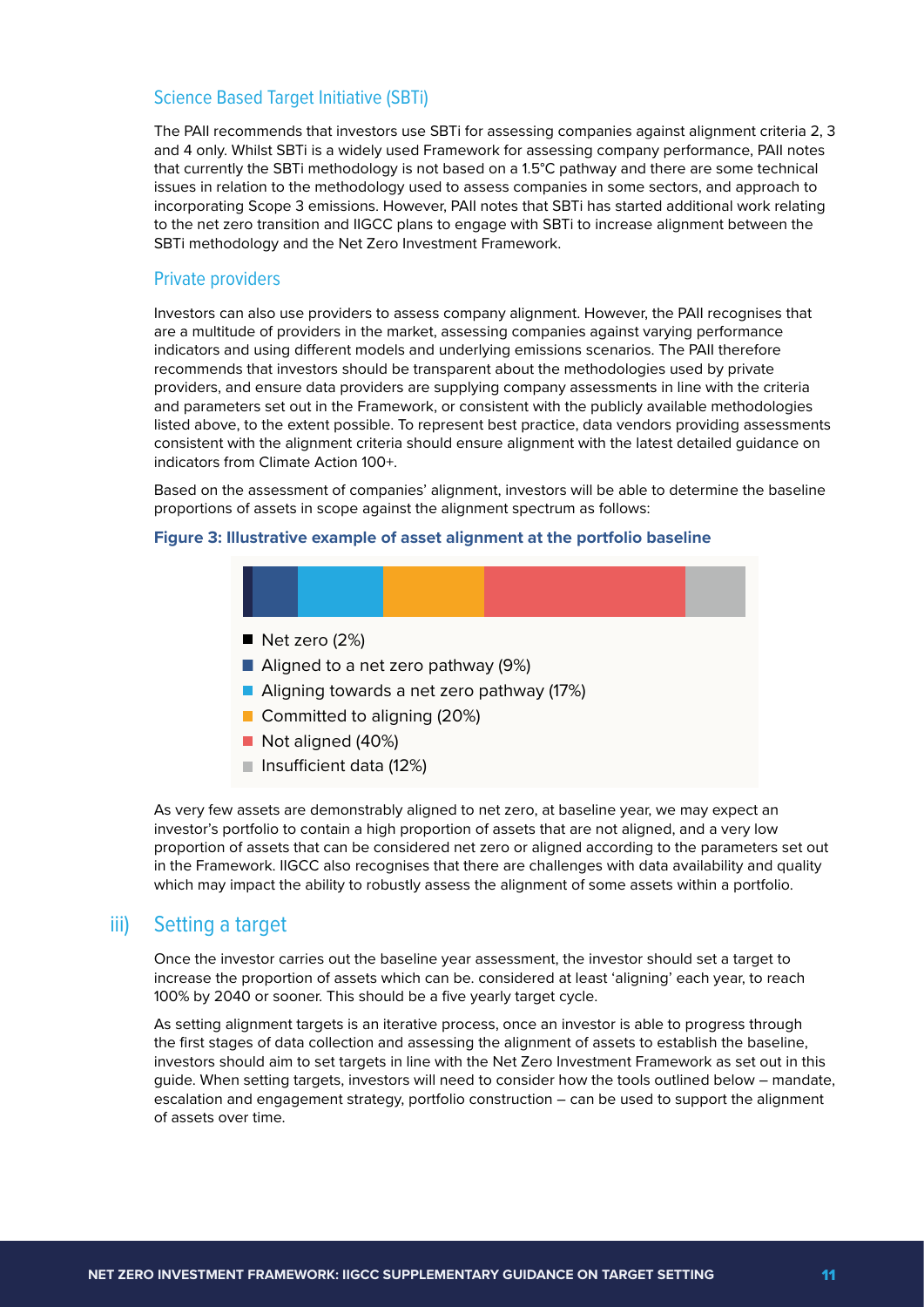### Science Based Target Initiative (SBTi)

The PAII recommends that investors use SBTi for assessing companies against alignment criteria 2, 3 and 4 only. Whilst SBTi is a widely used Framework for assessing company performance, PAII notes that currently the SBTi methodology is not based on a 1.5°C pathway and there are some technical issues in relation to the methodology used to assess companies in some sectors, and approach to incorporating Scope 3 emissions. However, PAII notes that SBTi has started additional work relating to the net zero transition and IIGCC plans to engage with SBTi to increase alignment between the SBTi methodology and the Net Zero Investment Framework.

### Private providers

Investors can also use providers to assess company alignment. However, the PAII recognises that are a multitude of providers in the market, assessing companies against varying performance indicators and using different models and underlying emissions scenarios. The PAII therefore recommends that investors should be transparent about the methodologies used by private providers, and ensure data providers are supplying company assessments in line with the criteria and parameters set out in the Framework, or consistent with the publicly available methodologies listed above, to the extent possible. To represent best practice, data vendors providing assessments consistent with the alignment criteria should ensure alignment with the latest detailed guidance on indicators from Climate Action 100+.

Based on the assessment of companies' alignment, investors will be able to determine the baseline proportions of assets in scope against the alignment spectrum as follows:

**Figure 3: Illustrative example of asset alignment at the portfolio baseline**

Net zero (2%)
Aligned to a net zero pathway (9%)
Aligning towards a net zero pathway (17%)
Committed to aligning (20%)
Not aligned (40%)
Insufficient data (12%)

As very few assets are demonstrably aligned to net zero, at baseline year, we may expect an investor's portfolio to contain a high proportion of assets that are not aligned, and a very low proportion of assets that can be considered net zero or aligned according to the parameters set out in the Framework. IIGCC also recognises that there are challenges with data availability and quality which may impact the ability to robustly assess the alignment of some assets within a portfolio.

## iii) Setting a target

Once the investor carries out the baseline year assessment, the investor should set a target to increase the proportion of assets which can be. considered at least 'aligning' each year, to reach 100% by 2040 or sooner. This should be a five yearly target cycle.

As setting alignment targets is an iterative process, once an investor is able to progress through the first stages of data collection and assessing the alignment of assets to establish the baseline, investors should aim to set targets in line with the Net Zero Investment Framework as set out in this guide. When setting targets, investors will need to consider how the tools outlined below – mandate, escalation and engagement strategy, portfolio construction – can be used to support the alignment of assets over time.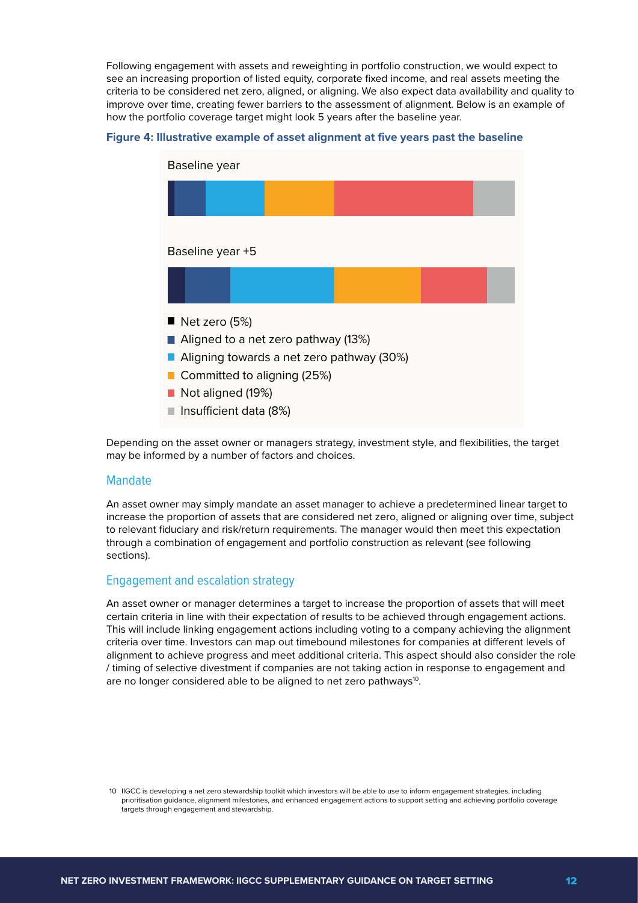Following engagement with assets and reweighting in portfolio construction, we would expect to see an increasing proportion of listed equity, corporate fixed income, and real assets meeting the criteria to be considered net zero, aligned, or aligning. We also expect data availability and quality to improve over time, creating fewer barriers to the assessment of alignment. Below is an example of how the portfolio coverage target might look 5 years after the baseline year.

**Figure 4: Illustrative example of asset alignment at five years past the baseline**

Baseline year

Baseline year +5

- Net zero (5%)
- Aligned to a net zero pathway (13%)
- Aligning towards a net zero pathway (30%)
- Committed to aligning (25%)
- Not aligned (19%)
- Insufficient data (8%)

Depending on the asset owner or managers strategy, investment style, and flexibilities, the target may be informed by a number of factors and choices.

## Mandate

An asset owner may simply mandate an asset manager to achieve a predetermined linear target to increase the proportion of assets that are considered net zero, aligned or aligning over time, subject to relevant fiduciary and risk/return requirements. The manager would then meet this expectation through a combination of engagement and portfolio construction as relevant (see following sections).

## Engagement and escalation strategy

An asset owner or manager determines a target to increase the proportion of assets that will meet certain criteria in line with their expectation of results to be achieved through engagement actions. This will include linking engagement actions including voting to a company achieving the alignment criteria over time. Investors can map out timebound milestones for companies at different levels of alignment to achieve progress and meet additional criteria. This aspect should also consider the role / timing of selective divestment if companies are not taking action in response to engagement and are no longer considered able to be aligned to net zero pathways[10].

10 IIGCC is developing a net zero stewardship toolkit which investors will be able to use to inform engagement strategies, including prioritisation guidance, alignment milestones, and enhanced engagement actions to support setting and achieving portfolio coverage targets through engagement and stewardship.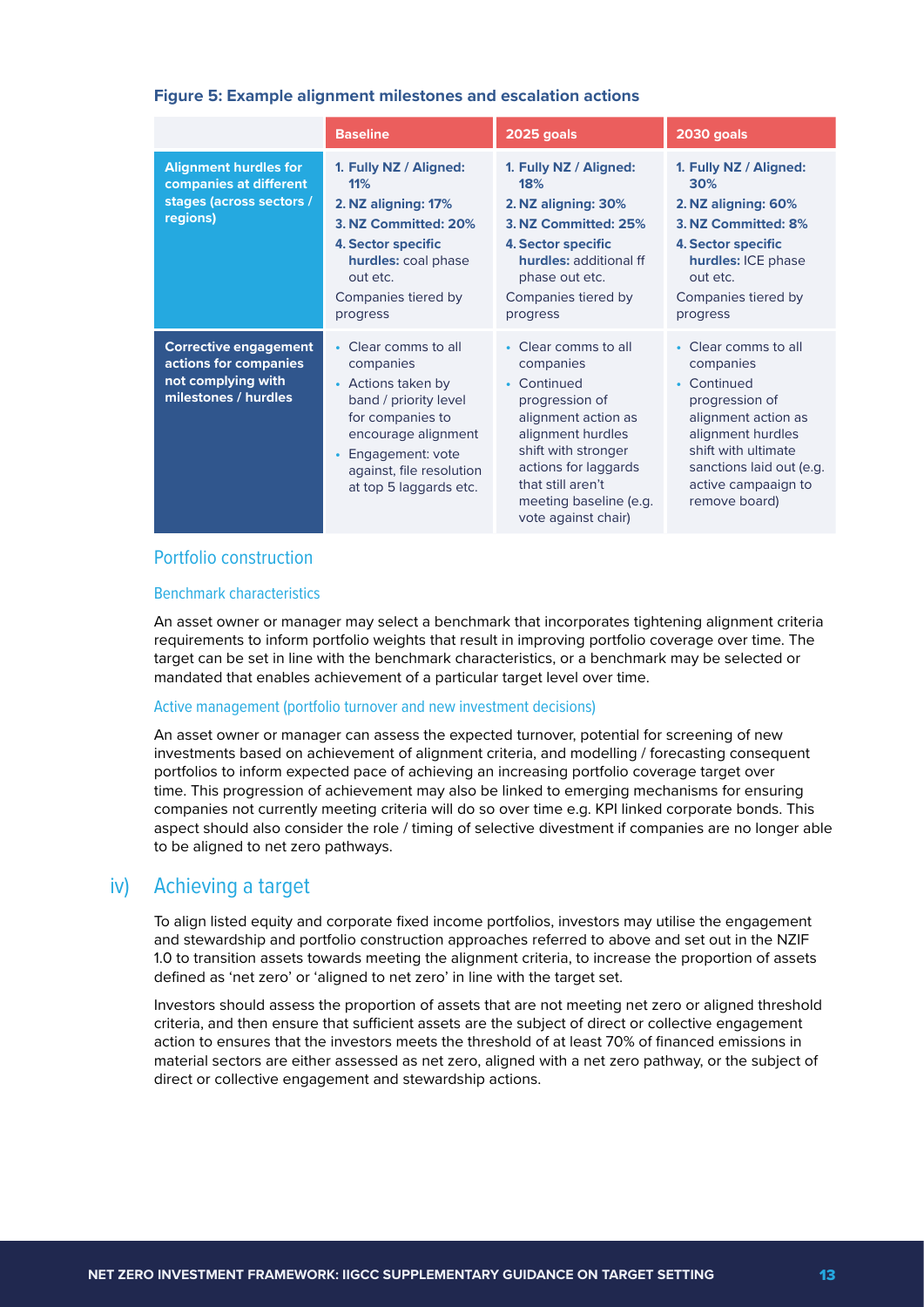**Figure 5: Example alignment milestones and escalation actions**

| | Baseline | 2025 goals | 2030 goals |
|---|---|---|---|
| **Alignment hurdles for companies at different stages (across sectors / regions)** | 1. **Fully NZ / Aligned: 11%**<br>2. **NZ aligning: 17%**<br>3. **NZ Committed: 20%**<br>4. **Sector specific hurdles:** coal phase out etc.<br>Companies tiered by progress | 1. **Fully NZ / Aligned: 18%**<br>2. **NZ aligning: 30%**<br>3. **NZ Committed: 25%**<br>4. **Sector specific hurdles:** additional ff phase out etc.<br>Companies tiered by progress | 1. **Fully NZ / Aligned: 30%**<br>2. **NZ aligning: 60%**<br>3. **NZ Committed: 8%**<br>4. **Sector specific hurdles:** ICE phase out etc.<br>Companies tiered by progress |
| **Corrective engagement actions for companies not complying with milestones / hurdles** | • Clear comms to all companies<br>• Actions taken by band / priority level for companies to encourage alignment<br>• Engagement: vote against, file resolution at top 5 laggards etc. | • Clear comms to all companies<br>• Continued progression of alignment action as alignment hurdles shift with stronger actions for laggards that still aren't meeting baseline (e.g. vote against chair) | • Clear comms to all companies<br>• Continued progression of alignment action as alignment hurdles shift with ultimate sanctions laid out (e.g. active campaaign to remove board) |

### Portfolio construction

#### Benchmark characteristics

An asset owner or manager may select a benchmark that incorporates tightening alignment criteria requirements to inform portfolio weights that result in improving portfolio coverage over time. The target can be set in line with the benchmark characteristics, or a benchmark may be selected or mandated that enables achievement of a particular target level over time.

#### Active management (portfolio turnover and new investment decisions)

An asset owner or manager can assess the expected turnover, potential for screening of new investments based on achievement of alignment criteria, and modelling / forecasting consequent portfolios to inform expected pace of achieving an increasing portfolio coverage target over time. This progression of achievement may also be linked to emerging mechanisms for ensuring companies not currently meeting criteria will do so over time e.g. KPI linked corporate bonds. This aspect should also consider the role / timing of selective divestment if companies are no longer able to be aligned to net zero pathways.

## iv) Achieving a target

To align listed equity and corporate fixed income portfolios, investors may utilise the engagement and stewardship and portfolio construction approaches referred to above and set out in the NZIF 1.0 to transition assets towards meeting the alignment criteria, to increase the proportion of assets defined as 'net zero' or 'aligned to net zero' in line with the target set.

Investors should assess the proportion of assets that are not meeting net zero or aligned threshold criteria, and then ensure that sufficient assets are the subject of direct or collective engagement action to ensures that the investors meets the threshold of at least 70% of financed emissions in material sectors are either assessed as net zero, aligned with a net zero pathway, or the subject of direct or collective engagement and stewardship actions.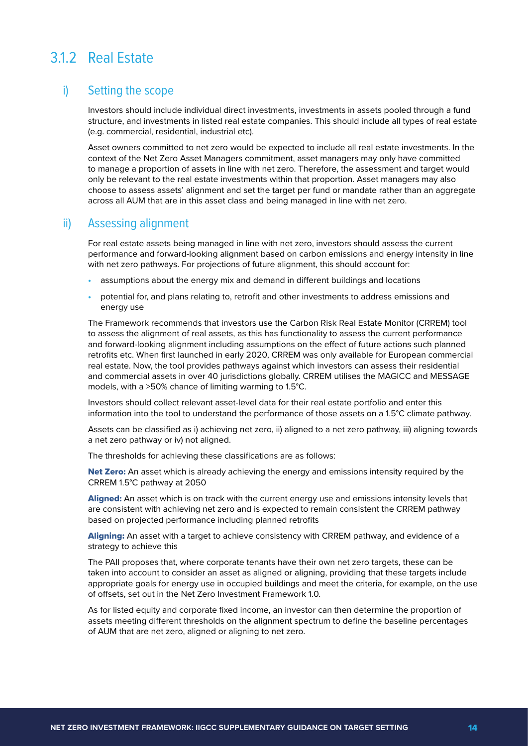## 3.1.2 Real Estate

### i) Setting the scope

Investors should include individual direct investments, investments in assets pooled through a fund structure, and investments in listed real estate companies. This should include all types of real estate (e.g. commercial, residential, industrial etc).

Asset owners committed to net zero would be expected to include all real estate investments. In the context of the Net Zero Asset Managers commitment, asset managers may only have committed to manage a proportion of assets in line with net zero. Therefore, the assessment and target would only be relevant to the real estate investments within that proportion. Asset managers may also choose to assess assets' alignment and set the target per fund or mandate rather than an aggregate across all AUM that are in this asset class and being managed in line with net zero.

### ii) Assessing alignment

For real estate assets being managed in line with net zero, investors should assess the current performance and forward-looking alignment based on carbon emissions and energy intensity in line with net zero pathways. For projections of future alignment, this should account for:

- assumptions about the energy mix and demand in different buildings and locations
- potential for, and plans relating to, retrofit and other investments to address emissions and energy use

The Framework recommends that investors use the Carbon Risk Real Estate Monitor (CRREM) tool to assess the alignment of real assets, as this has functionality to assess the current performance and forward-looking alignment including assumptions on the effect of future actions such planned retrofits etc. When first launched in early 2020, CRREM was only available for European commercial real estate. Now, the tool provides pathways against which investors can assess their residential and commercial assets in over 40 jurisdictions globally. CRREM utilises the MAGICC and MESSAGE models, with a >50% chance of limiting warming to 1.5°C.

Investors should collect relevant asset-level data for their real estate portfolio and enter this information into the tool to understand the performance of those assets on a 1.5°C climate pathway.

Assets can be classified as i) achieving net zero, ii) aligned to a net zero pathway, iii) aligning towards a net zero pathway or iv) not aligned.

The thresholds for achieving these classifications are as follows:

**Net Zero:** An asset which is already achieving the energy and emissions intensity required by the CRREM 1.5°C pathway at 2050

**Aligned:** An asset which is on track with the current energy use and emissions intensity levels that are consistent with achieving net zero and is expected to remain consistent the CRREM pathway based on projected performance including planned retrofits

**Aligning:** An asset with a target to achieve consistency with CRREM pathway, and evidence of a strategy to achieve this

The PAII proposes that, where corporate tenants have their own net zero targets, these can be taken into account to consider an asset as aligned or aligning, providing that these targets include appropriate goals for energy use in occupied buildings and meet the criteria, for example, on the use of offsets, set out in the Net Zero Investment Framework 1.0.

As for listed equity and corporate fixed income, an investor can then determine the proportion of assets meeting different thresholds on the alignment spectrum to define the baseline percentages of AUM that are net zero, aligned or aligning to net zero.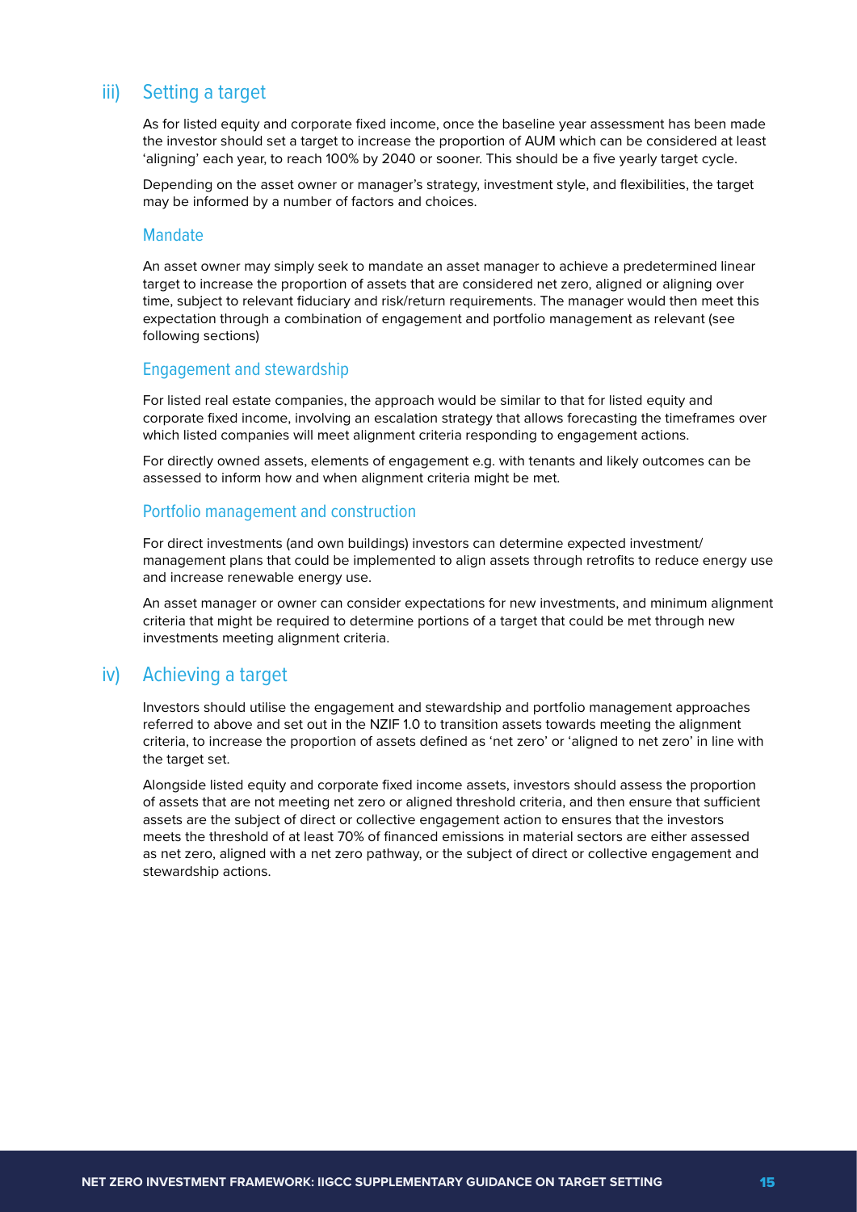## iii) Setting a target

As for listed equity and corporate fixed income, once the baseline year assessment has been made the investor should set a target to increase the proportion of AUM which can be considered at least 'aligning' each year, to reach 100% by 2040 or sooner. This should be a five yearly target cycle.

Depending on the asset owner or manager's strategy, investment style, and flexibilities, the target may be informed by a number of factors and choices.

### Mandate

An asset owner may simply seek to mandate an asset manager to achieve a predetermined linear target to increase the proportion of assets that are considered net zero, aligned or aligning over time, subject to relevant fiduciary and risk/return requirements. The manager would then meet this expectation through a combination of engagement and portfolio management as relevant (see following sections)

### Engagement and stewardship

For listed real estate companies, the approach would be similar to that for listed equity and corporate fixed income, involving an escalation strategy that allows forecasting the timeframes over which listed companies will meet alignment criteria responding to engagement actions.

For directly owned assets, elements of engagement e.g. with tenants and likely outcomes can be assessed to inform how and when alignment criteria might be met.

### Portfolio management and construction

For direct investments (and own buildings) investors can determine expected investment/management plans that could be implemented to align assets through retrofits to reduce energy use and increase renewable energy use.

An asset manager or owner can consider expectations for new investments, and minimum alignment criteria that might be required to determine portions of a target that could be met through new investments meeting alignment criteria.

## iv) Achieving a target

Investors should utilise the engagement and stewardship and portfolio management approaches referred to above and set out in the NZIF 1.0 to transition assets towards meeting the alignment criteria, to increase the proportion of assets defined as 'net zero' or 'aligned to net zero' in line with the target set.

Alongside listed equity and corporate fixed income assets, investors should assess the proportion of assets that are not meeting net zero or aligned threshold criteria, and then ensure that sufficient assets are the subject of direct or collective engagement action to ensures that the investors meets the threshold of at least 70% of financed emissions in material sectors are either assessed as net zero, aligned with a net zero pathway, or the subject of direct or collective engagement and stewardship actions.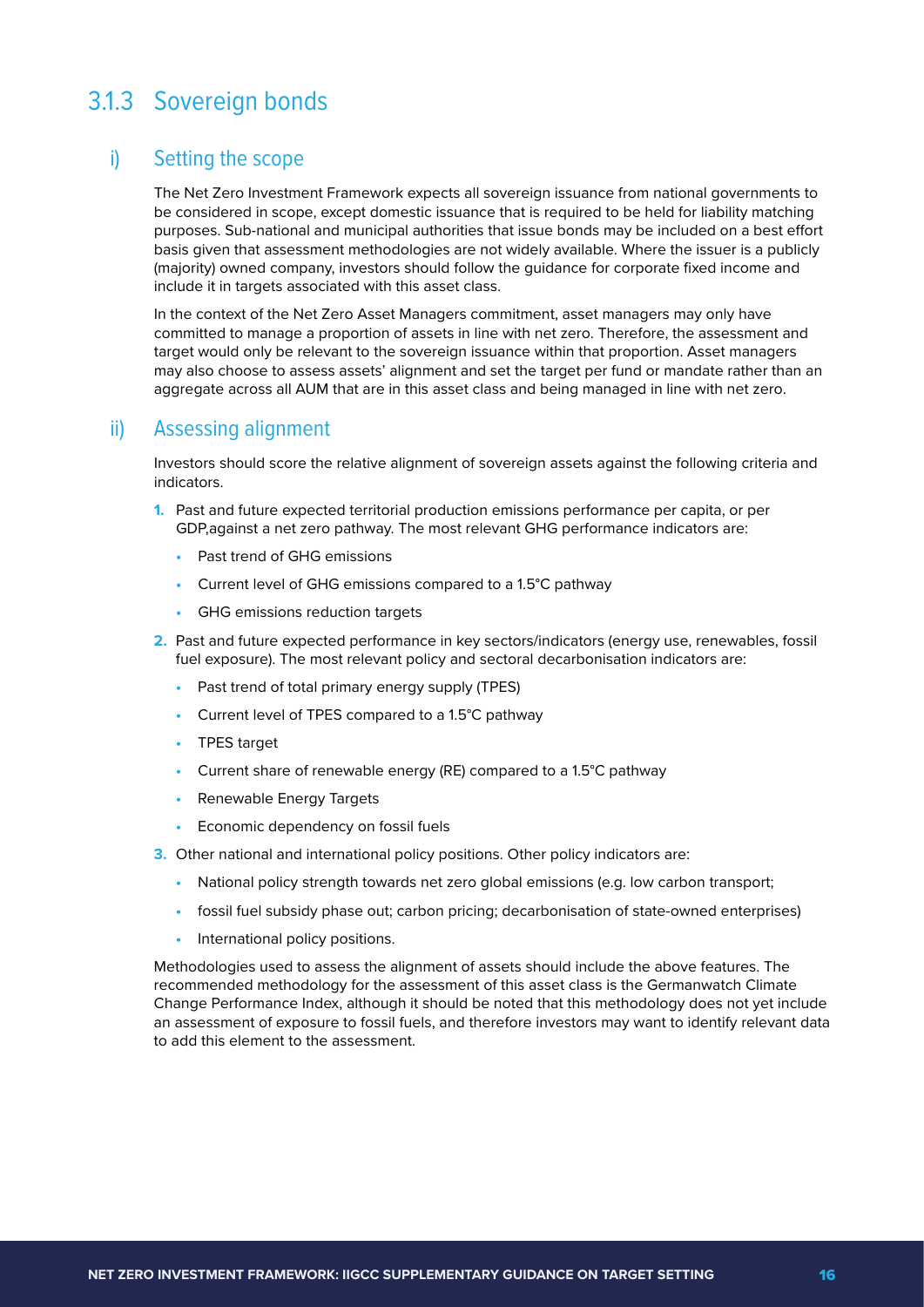## 3.1.3 Sovereign bonds

### i) Setting the scope

The Net Zero Investment Framework expects all sovereign issuance from national governments to be considered in scope, except domestic issuance that is required to be held for liability matching purposes. Sub-national and municipal authorities that issue bonds may be included on a best effort basis given that assessment methodologies are not widely available. Where the issuer is a publicly (majority) owned company, investors should follow the guidance for corporate fixed income and include it in targets associated with this asset class.

In the context of the Net Zero Asset Managers commitment, asset managers may only have committed to manage a proportion of assets in line with net zero. Therefore, the assessment and target would only be relevant to the sovereign issuance within that proportion. Asset managers may also choose to assess assets' alignment and set the target per fund or mandate rather than an aggregate across all AUM that are in this asset class and being managed in line with net zero.

### ii) Assessing alignment

Investors should score the relative alignment of sovereign assets against the following criteria and indicators.

1. Past and future expected territorial production emissions performance per capita, or per GDP,against a net zero pathway. The most relevant GHG performance indicators are:
   - Past trend of GHG emissions
   - Current level of GHG emissions compared to a 1.5°C pathway
   - GHG emissions reduction targets
2. Past and future expected performance in key sectors/indicators (energy use, renewables, fossil fuel exposure). The most relevant policy and sectoral decarbonisation indicators are:
   - Past trend of total primary energy supply (TPES)
   - Current level of TPES compared to a 1.5°C pathway
   - TPES target
   - Current share of renewable energy (RE) compared to a 1.5°C pathway
   - Renewable Energy Targets
   - Economic dependency on fossil fuels
3. Other national and international policy positions. Other policy indicators are:
   - National policy strength towards net zero global emissions (e.g. low carbon transport;
   - fossil fuel subsidy phase out; carbon pricing; decarbonisation of state-owned enterprises)
   - International policy positions.

Methodologies used to assess the alignment of assets should include the above features. The recommended methodology for the assessment of this asset class is the Germanwatch Climate Change Performance Index, although it should be noted that this methodology does not yet include an assessment of exposure to fossil fuels, and therefore investors may want to identify relevant data to add this element to the assessment.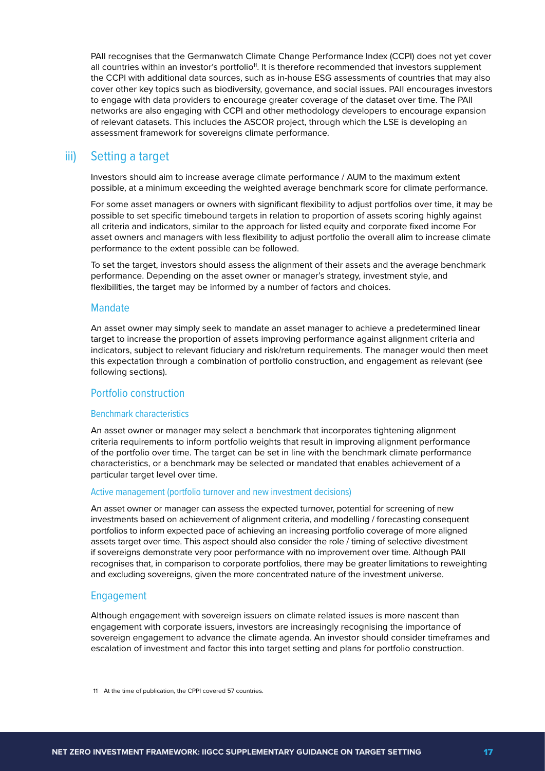PAII recognises that the Germanwatch Climate Change Performance Index (CCPI) does not yet cover all countries within an investor's portfolio[11]. It is therefore recommended that investors supplement the CCPI with additional data sources, such as in-house ESG assessments of countries that may also cover other key topics such as biodiversity, governance, and social issues. PAII encourages investors to engage with data providers to encourage greater coverage of the dataset over time. The PAII networks are also engaging with CCPI and other methodology developers to encourage expansion of relevant datasets. This includes the ASCOR project, through which the LSE is developing an assessment framework for sovereigns climate performance.

## iii) Setting a target

Investors should aim to increase average climate performance / AUM to the maximum extent possible, at a minimum exceeding the weighted average benchmark score for climate performance.

For some asset managers or owners with significant flexibility to adjust portfolios over time, it may be possible to set specific timebound targets in relation to proportion of assets scoring highly against all criteria and indicators, similar to the approach for listed equity and corporate fixed income For asset owners and managers with less flexibility to adjust portfolio the overall alim to increase climate performance to the extent possible can be followed.

To set the target, investors should assess the alignment of their assets and the average benchmark performance. Depending on the asset owner or manager's strategy, investment style, and flexibilities, the target may be informed by a number of factors and choices.

### Mandate

An asset owner may simply seek to mandate an asset manager to achieve a predetermined linear target to increase the proportion of assets improving performance against alignment criteria and indicators, subject to relevant fiduciary and risk/return requirements. The manager would then meet this expectation through a combination of portfolio construction, and engagement as relevant (see following sections).

### Portfolio construction

#### Benchmark characteristics

An asset owner or manager may select a benchmark that incorporates tightening alignment criteria requirements to inform portfolio weights that result in improving alignment performance of the portfolio over time. The target can be set in line with the benchmark climate performance characteristics, or a benchmark may be selected or mandated that enables achievement of a particular target level over time.

#### Active management (portfolio turnover and new investment decisions)

An asset owner or manager can assess the expected turnover, potential for screening of new investments based on achievement of alignment criteria, and modelling / forecasting consequent portfolios to inform expected pace of achieving an increasing portfolio coverage of more aligned assets target over time. This aspect should also consider the role / timing of selective divestment if sovereigns demonstrate very poor performance with no improvement over time. Although PAII recognises that, in comparison to corporate portfolios, there may be greater limitations to reweighting and excluding sovereigns, given the more concentrated nature of the investment universe.

### Engagement

Although engagement with sovereign issuers on climate related issues is more nascent than engagement with corporate issuers, investors are increasingly recognising the importance of sovereign engagement to advance the climate agenda. An investor should consider timeframes and escalation of investment and factor this into target setting and plans for portfolio construction.

11 At the time of publication, the CPPI covered 57 countries.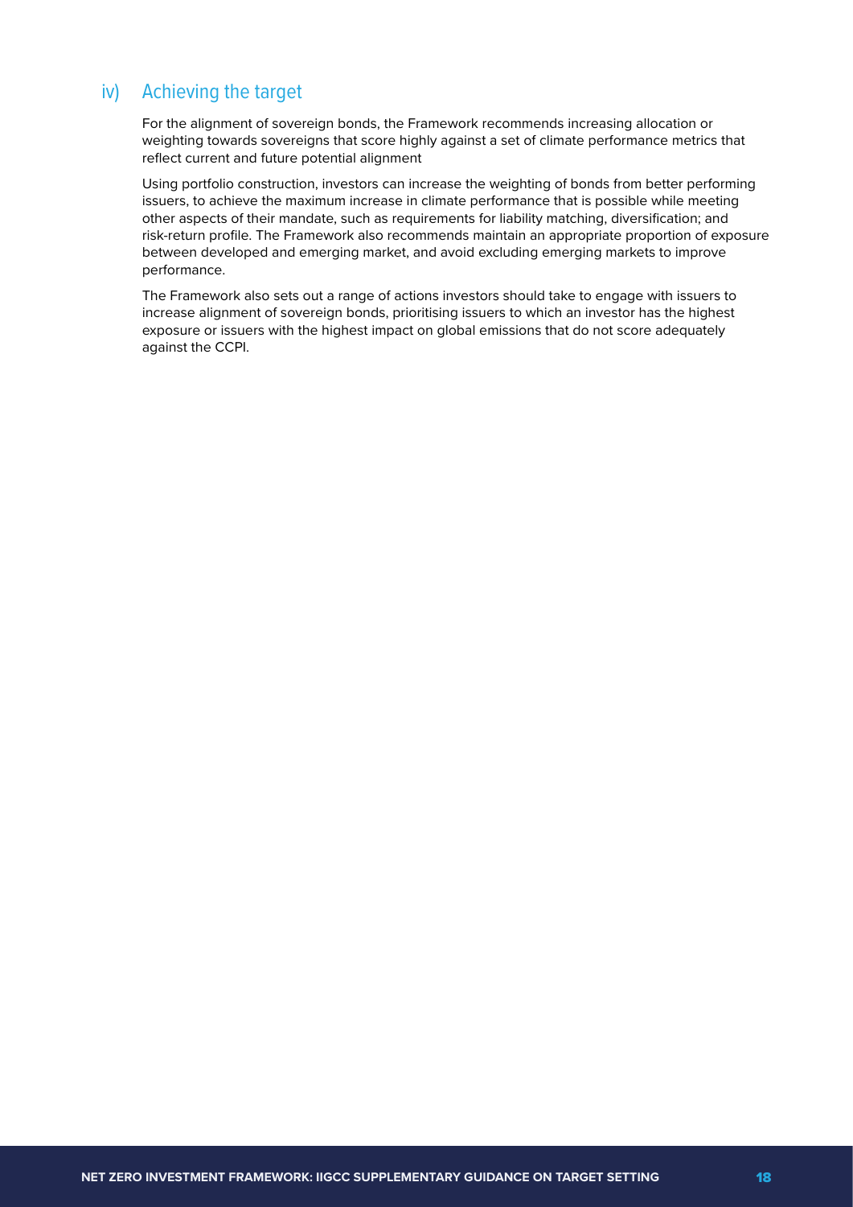## iv) Achieving the target

For the alignment of sovereign bonds, the Framework recommends increasing allocation or weighting towards sovereigns that score highly against a set of climate performance metrics that reflect current and future potential alignment

Using portfolio construction, investors can increase the weighting of bonds from better performing issuers, to achieve the maximum increase in climate performance that is possible while meeting other aspects of their mandate, such as requirements for liability matching, diversification; and risk-return profile. The Framework also recommends maintain an appropriate proportion of exposure between developed and emerging market, and avoid excluding emerging markets to improve performance.

The Framework also sets out a range of actions investors should take to engage with issuers to increase alignment of sovereign bonds, prioritising issuers to which an investor has the highest exposure or issuers with the highest impact on global emissions that do not score adequately against the CCPI.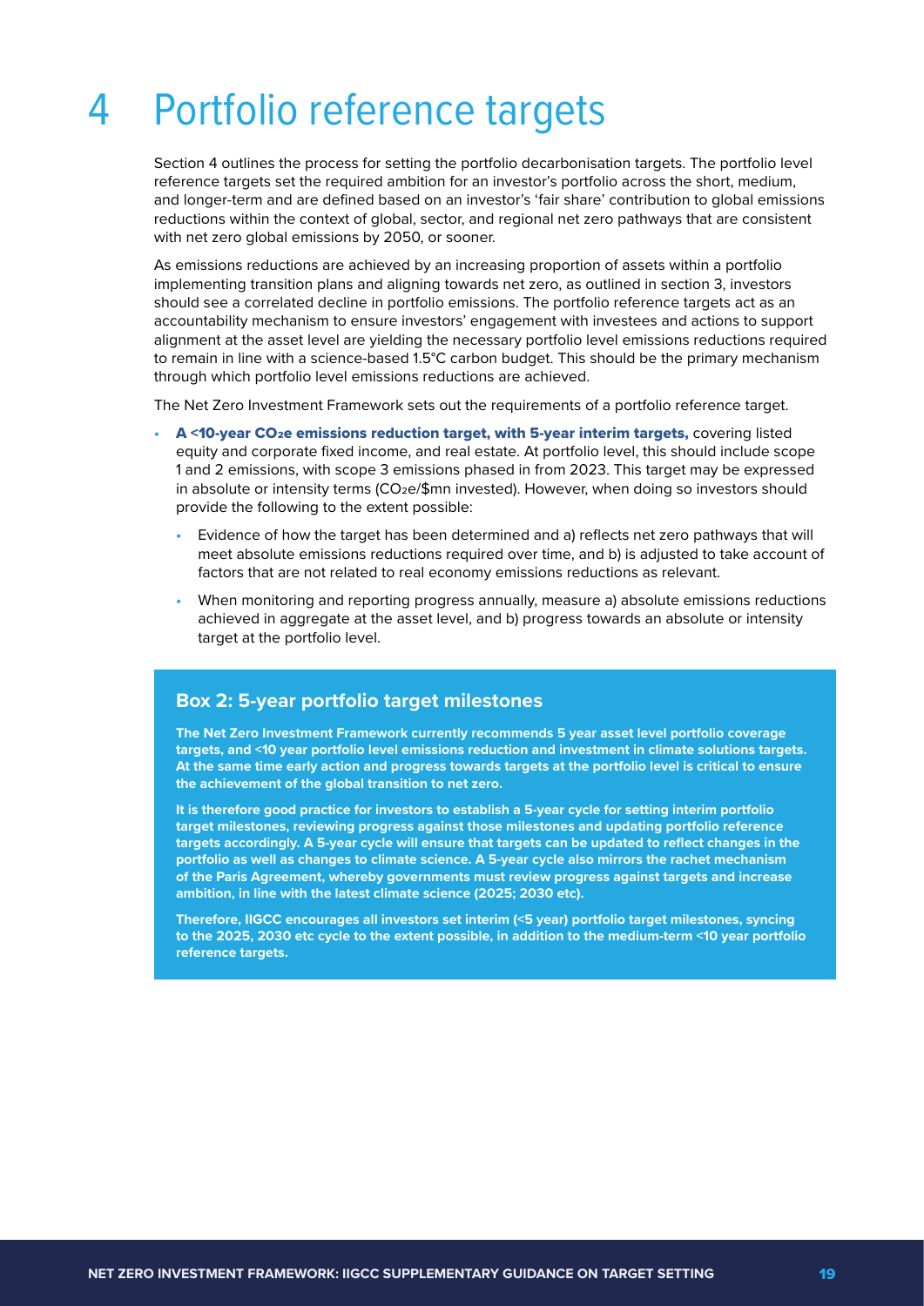# 4 Portfolio reference targets

Section 4 outlines the process for setting the portfolio decarbonisation targets. The portfolio level reference targets set the required ambition for an investor's portfolio across the short, medium, and longer-term and are defined based on an investor's 'fair share' contribution to global emissions reductions within the context of global, sector, and regional net zero pathways that are consistent with net zero global emissions by 2050, or sooner.

As emissions reductions are achieved by an increasing proportion of assets within a portfolio implementing transition plans and aligning towards net zero, as outlined in section 3, investors should see a correlated decline in portfolio emissions. The portfolio reference targets act as an accountability mechanism to ensure investors' engagement with investees and actions to support alignment at the asset level are yielding the necessary portfolio level emissions reductions required to remain in line with a science-based 1.5°C carbon budget. This should be the primary mechanism through which portfolio level emissions reductions are achieved.

The Net Zero Investment Framework sets out the requirements of a portfolio reference target.

- **A <10-year $CO_2e$ emissions reduction target, with 5-year interim targets,** covering listed equity and corporate fixed income, and real estate. At portfolio level, this should include scope 1 and 2 emissions, with scope 3 emissions phased in from 2023. This target may be expressed in absolute or intensity terms ($CO_2e$/$mn invested). However, when doing so investors should provide the following to the extent possible:
  - Evidence of how the target has been determined and a) reflects net zero pathways that will meet absolute emissions reductions required over time, and b) is adjusted to take account of factors that are not related to real economy emissions reductions as relevant.
  - When monitoring and reporting progress annually, measure a) absolute emissions reductions achieved in aggregate at the asset level, and b) progress towards an absolute or intensity target at the portfolio level.

### Box 2: 5-year portfolio target milestones

**The Net Zero Investment Framework currently recommends 5 year asset level portfolio coverage targets, and <10 year portfolio level emissions reduction and investment in climate solutions targets. At the same time early action and progress towards targets at the portfolio level is critical to ensure the achievement of the global transition to net zero.**

**It is therefore good practice for investors to establish a 5-year cycle for setting interim portfolio target milestones, reviewing progress against those milestones and updating portfolio reference targets accordingly. A 5-year cycle will ensure that targets can be updated to reflect changes in the portfolio as well as changes to climate science. A 5-year cycle also mirrors the rachet mechanism of the Paris Agreement, whereby governments must review progress against targets and increase ambition, in line with the latest climate science (2025; 2030 etc).**

**Therefore, IIGCC encourages all investors set interim (<5 year) portfolio target milestones, syncing to the 2025, 2030 etc cycle to the extent possible, in addition to the medium-term <10 year portfolio reference targets.**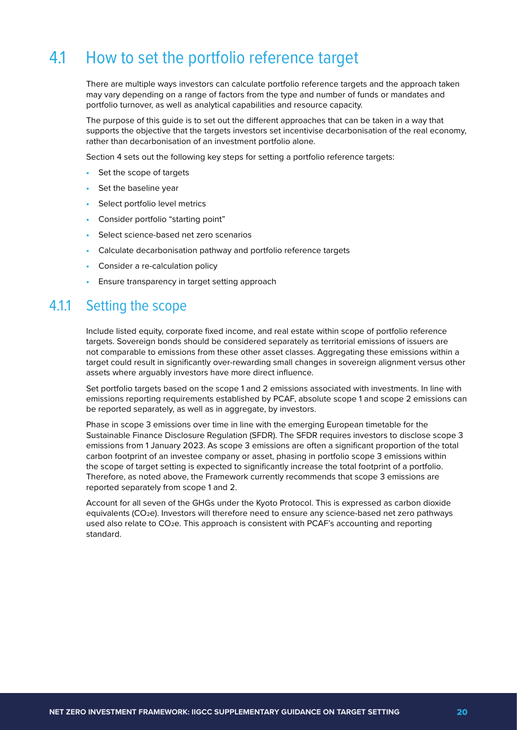## 4.1 How to set the portfolio reference target

There are multiple ways investors can calculate portfolio reference targets and the approach taken may vary depending on a range of factors from the type and number of funds or mandates and portfolio turnover, as well as analytical capabilities and resource capacity.

The purpose of this guide is to set out the different approaches that can be taken in a way that supports the objective that the targets investors set incentivise decarbonisation of the real economy, rather than decarbonisation of an investment portfolio alone.

Section 4 sets out the following key steps for setting a portfolio reference targets:

- Set the scope of targets
- Set the baseline year
- Select portfolio level metrics
- Consider portfolio "starting point"
- Select science-based net zero scenarios
- Calculate decarbonisation pathway and portfolio reference targets
- Consider a re-calculation policy
- Ensure transparency in target setting approach

### 4.1.1 Setting the scope

Include listed equity, corporate fixed income, and real estate within scope of portfolio reference targets. Sovereign bonds should be considered separately as territorial emissions of issuers are not comparable to emissions from these other asset classes. Aggregating these emissions within a target could result in significantly over-rewarding small changes in sovereign alignment versus other assets where arguably investors have more direct influence.

Set portfolio targets based on the scope 1 and 2 emissions associated with investments. In line with emissions reporting requirements established by PCAF, absolute scope 1 and scope 2 emissions can be reported separately, as well as in aggregate, by investors.

Phase in scope 3 emissions over time in line with the emerging European timetable for the Sustainable Finance Disclosure Regulation (SFDR). The SFDR requires investors to disclose scope 3 emissions from 1 January 2023. As scope 3 emissions are often a significant proportion of the total carbon footprint of an investee company or asset, phasing in portfolio scope 3 emissions within the scope of target setting is expected to significantly increase the total footprint of a portfolio. Therefore, as noted above, the Framework currently recommends that scope 3 emissions are reported separately from scope 1 and 2.

Account for all seven of the GHGs under the Kyoto Protocol. This is expressed as carbon dioxide equivalents ($CO_2e$). Investors will therefore need to ensure any science-based net zero pathways used also relate to $CO_2e$. This approach is consistent with PCAF's accounting and reporting standard.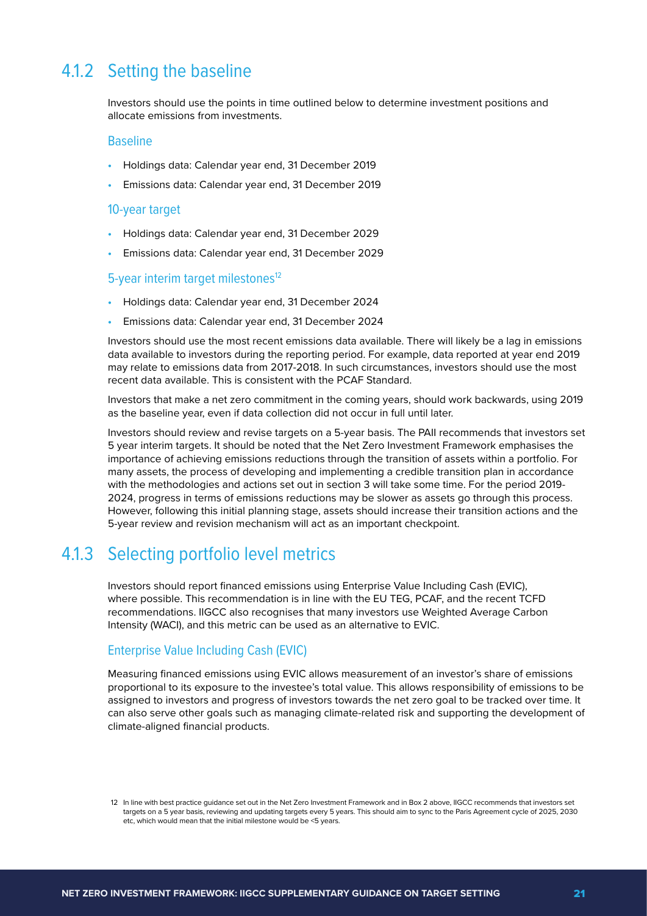## 4.1.2 Setting the baseline

Investors should use the points in time outlined below to determine investment positions and allocate emissions from investments.

### Baseline

- Holdings data: Calendar year end, 31 December 2019
- Emissions data: Calendar year end, 31 December 2019

### 10-year target

- Holdings data: Calendar year end, 31 December 2029
- Emissions data: Calendar year end, 31 December 2029

### 5-year interim target milestones[12]

- Holdings data: Calendar year end, 31 December 2024
- Emissions data: Calendar year end, 31 December 2024

Investors should use the most recent emissions data available. There will likely be a lag in emissions data available to investors during the reporting period. For example, data reported at year end 2019 may relate to emissions data from 2017-2018. In such circumstances, investors should use the most recent data available. This is consistent with the PCAF Standard.

Investors that make a net zero commitment in the coming years, should work backwards, using 2019 as the baseline year, even if data collection did not occur in full until later.

Investors should review and revise targets on a 5-year basis. The PAII recommends that investors set 5 year interim targets. It should be noted that the Net Zero Investment Framework emphasises the importance of achieving emissions reductions through the transition of assets within a portfolio. For many assets, the process of developing and implementing a credible transition plan in accordance with the methodologies and actions set out in section 3 will take some time. For the period 2019-2024, progress in terms of emissions reductions may be slower as assets go through this process. However, following this initial planning stage, assets should increase their transition actions and the 5-year review and revision mechanism will act as an important checkpoint.

## 4.1.3 Selecting portfolio level metrics

Investors should report financed emissions using Enterprise Value Including Cash (EVIC), where possible. This recommendation is in line with the EU TEG, PCAF, and the recent TCFD recommendations. IIGCC also recognises that many investors use Weighted Average Carbon Intensity (WACI), and this metric can be used as an alternative to EVIC.

### Enterprise Value Including Cash (EVIC)

Measuring financed emissions using EVIC allows measurement of an investor's share of emissions proportional to its exposure to the investee's total value. This allows responsibility of emissions to be assigned to investors and progress of investors towards the net zero goal to be tracked over time. It can also serve other goals such as managing climate-related risk and supporting the development of climate-aligned financial products.

12 In line with best practice guidance set out in the Net Zero Investment Framework and in Box 2 above, IIGCC recommends that investors set targets on a 5 year basis, reviewing and updating targets every 5 years. This should aim to sync to the Paris Agreement cycle of 2025, 2030 etc, which would mean that the initial milestone would be <5 years.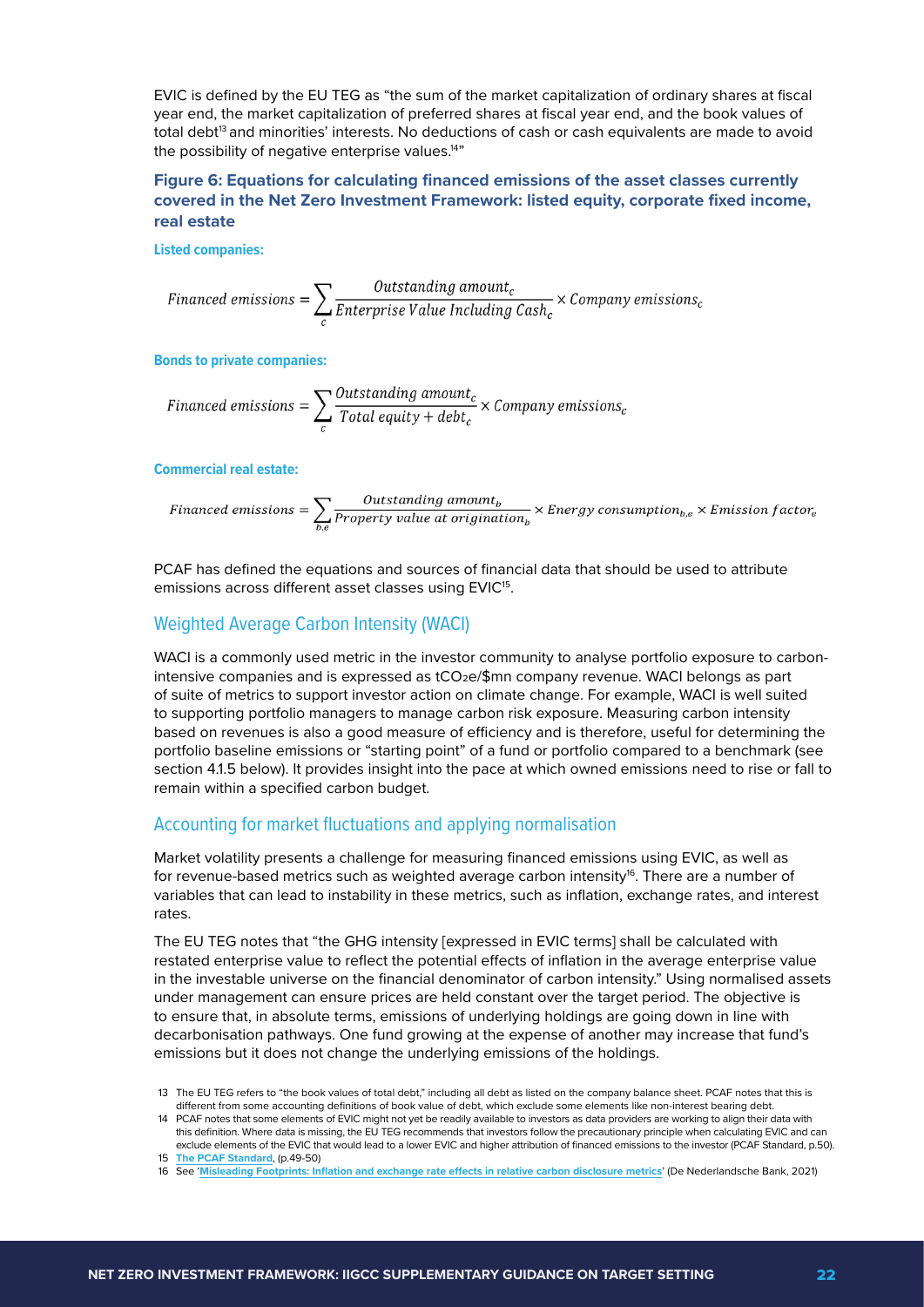EVIC is defined by the EU TEG as "the sum of the market capitalization of ordinary shares at fiscal year end, the market capitalization of preferred shares at fiscal year end, and the book values of total debt[13] and minorities' interests. No deductions of cash or cash equivalents are made to avoid the possibility of negative enterprise values.[14]"

**Figure 6: Equations for calculating financed emissions of the asset classes currently covered in the Net Zero Investment Framework: listed equity, corporate fixed income, real estate**

**Listed companies:**

$$Financed\ emissions = \sum_{c} \frac{Outstanding\ amount_c}{Enterprise\ Value\ Including\ Cash_c} \times Company\ emissions_c$$

**Bonds to private companies:**

$$Financed\ emissions = \sum_{c} \frac{Outstanding\ amount_c}{Total\ equity + debt_c} \times Company\ emissions_c$$

**Commercial real estate:**

$$Financed\ emissions = \sum_{b,e} \frac{Outstanding\ amount_b}{Property\ value\ at\ origination_b} \times Energy\ consumption_{b,e} \times Emission\ factor_e$$

PCAF has defined the equations and sources of financial data that should be used to attribute emissions across different asset classes using EVIC[15].

## Weighted Average Carbon Intensity (WACI)

WACI is a commonly used metric in the investor community to analyse portfolio exposure to carbon-intensive companies and is expressed as $tCO_2e$/\$mn company revenue. WACI belongs as part of suite of metrics to support investor action on climate change. For example, WACI is well suited to supporting portfolio managers to manage carbon risk exposure. Measuring carbon intensity based on revenues is also a good measure of efficiency and is therefore, useful for determining the portfolio baseline emissions or "starting point" of a fund or portfolio compared to a benchmark (see section 4.1.5 below). It provides insight into the pace at which owned emissions need to rise or fall to remain within a specified carbon budget.

## Accounting for market fluctuations and applying normalisation

Market volatility presents a challenge for measuring financed emissions using EVIC, as well as for revenue-based metrics such as weighted average carbon intensity[16]. There are a number of variables that can lead to instability in these metrics, such as inflation, exchange rates, and interest rates.

The EU TEG notes that "the GHG intensity [expressed in EVIC terms] shall be calculated with restated enterprise value to reflect the potential effects of inflation in the average enterprise value in the investable universe on the financial denominator of carbon intensity." Using normalised assets under management can ensure prices are held constant over the target period. The objective is to ensure that, in absolute terms, emissions of underlying holdings are going down in line with decarbonisation pathways. One fund growing at the expense of another may increase that fund's emissions but it does not change the underlying emissions of the holdings.

---

13 The EU TEG refers to "the book values of total debt," including all debt as listed on the company balance sheet. PCAF notes that this is different from some accounting definitions of book value of debt, which exclude some elements like non-interest bearing debt.

14 PCAF notes that some elements of EVIC might not yet be readily available to investors as data providers are working to align their data with this definition. Where data is missing, the EU TEG recommends that investors follow the precautionary principle when calculating EVIC and can exclude elements of the EVIC that would lead to a lower EVIC and higher attribution of financed emissions to the investor (PCAF Standard, p.50).

15 The PCAF Standard, (p.49-50)

16 See 'Misleading Footprints: Inflation and exchange rate effects in relative carbon disclosure metrics' (De Nederlandsche Bank, 2021)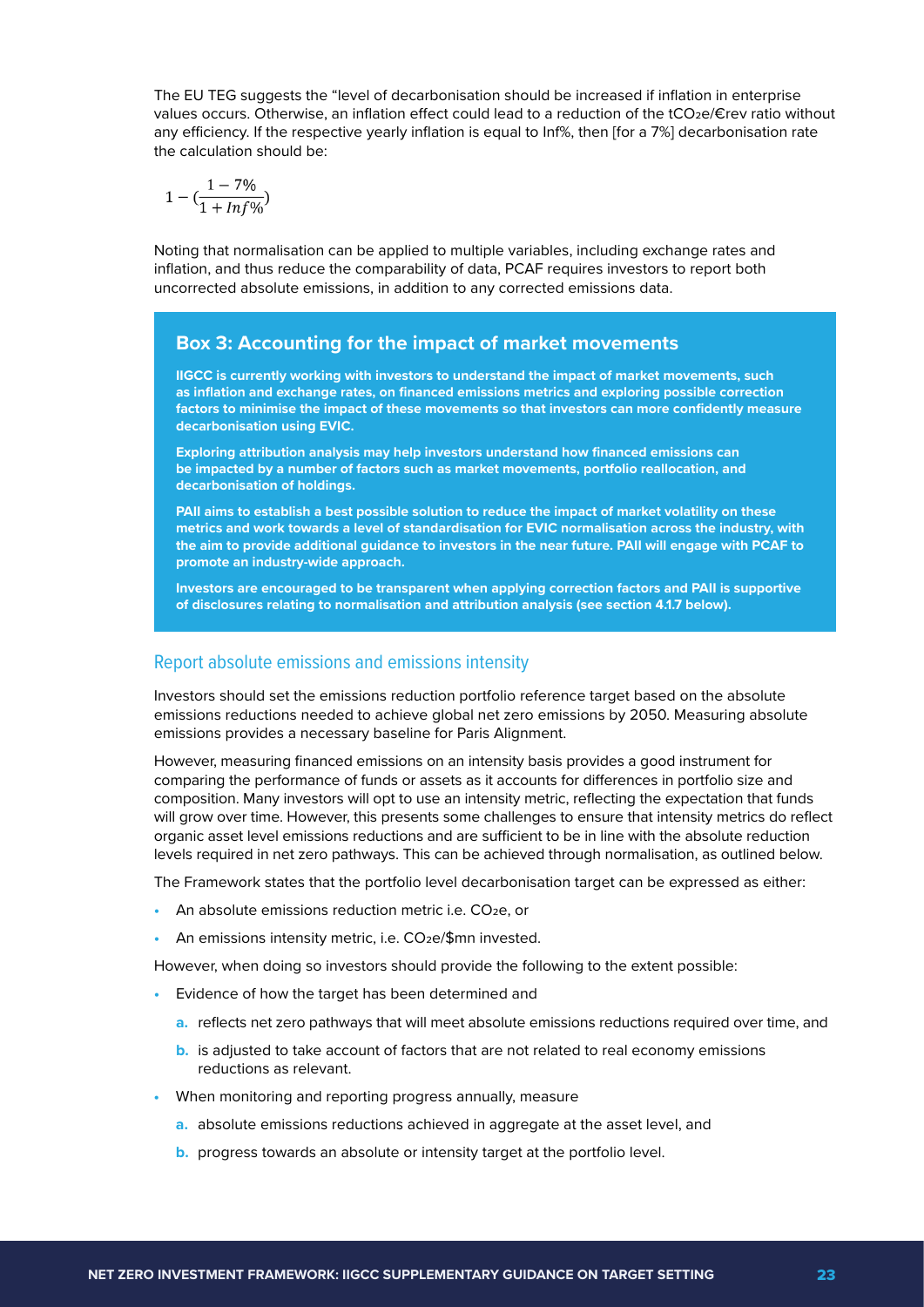The EU TEG suggests the "level of decarbonisation should be increased if inflation in enterprise values occurs. Otherwise, an inflation effect could lead to a reduction of the $tCO_2e$/€rev ratio without any efficiency. If the respective yearly inflation is equal to Inf%, then [for a 7%] decarbonisation rate the calculation should be:

$$1 - \left(\frac{1 - 7\%}{1 + Inf\%}\right)$$

Noting that normalisation can be applied to multiple variables, including exchange rates and inflation, and thus reduce the comparability of data, PCAF requires investors to report both uncorrected absolute emissions, in addition to any corrected emissions data.

### Box 3: Accounting for the impact of market movements

**IIGCC is currently working with investors to understand the impact of market movements, such as inflation and exchange rates, on financed emissions metrics and exploring possible correction factors to minimise the impact of these movements so that investors can more confidently measure decarbonisation using EVIC.**

**Exploring attribution analysis may help investors understand how financed emissions can be impacted by a number of factors such as market movements, portfolio reallocation, and decarbonisation of holdings.**

**PAII aims to establish a best possible solution to reduce the impact of market volatility on these metrics and work towards a level of standardisation for EVIC normalisation across the industry, with the aim to provide additional guidance to investors in the near future. PAII will engage with PCAF to promote an industry-wide approach.**

**Investors are encouraged to be transparent when applying correction factors and PAII is supportive of disclosures relating to normalisation and attribution analysis (see section 4.1.7 below).**

## Report absolute emissions and emissions intensity

Investors should set the emissions reduction portfolio reference target based on the absolute emissions reductions needed to achieve global net zero emissions by 2050. Measuring absolute emissions provides a necessary baseline for Paris Alignment.

However, measuring financed emissions on an intensity basis provides a good instrument for comparing the performance of funds or assets as it accounts for differences in portfolio size and composition. Many investors will opt to use an intensity metric, reflecting the expectation that funds will grow over time. However, this presents some challenges to ensure that intensity metrics do reflect organic asset level emissions reductions and are sufficient to be in line with the absolute reduction levels required in net zero pathways. This can be achieved through normalisation, as outlined below.

The Framework states that the portfolio level decarbonisation target can be expressed as either:

- An absolute emissions reduction metric i.e. $CO_2e$, or
- An emissions intensity metric, i.e. $CO_2e$/$mn invested.

However, when doing so investors should provide the following to the extent possible:

- Evidence of how the target has been determined and
  - **a.** reflects net zero pathways that will meet absolute emissions reductions required over time, and
  - **b.** is adjusted to take account of factors that are not related to real economy emissions reductions as relevant.
- When monitoring and reporting progress annually, measure
  - **a.** absolute emissions reductions achieved in aggregate at the asset level, and
  - **b.** progress towards an absolute or intensity target at the portfolio level.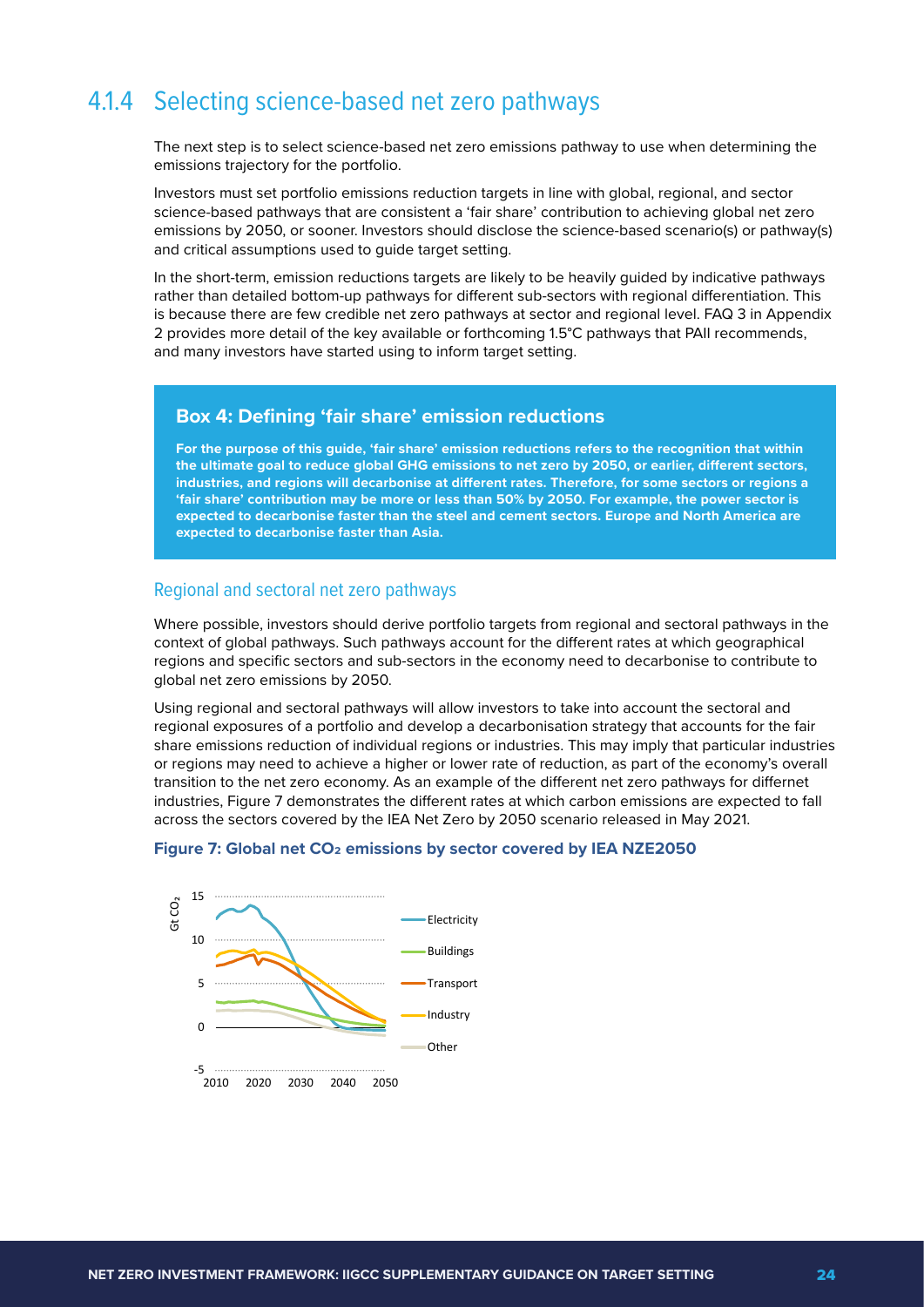## 4.1.4 Selecting science-based net zero pathways

The next step is to select science-based net zero emissions pathway to use when determining the emissions trajectory for the portfolio.

Investors must set portfolio emissions reduction targets in line with global, regional, and sector science-based pathways that are consistent a 'fair share' contribution to achieving global net zero emissions by 2050, or sooner. Investors should disclose the science-based scenario(s) or pathway(s) and critical assumptions used to guide target setting.

In the short-term, emission reductions targets are likely to be heavily guided by indicative pathways rather than detailed bottom-up pathways for different sub-sectors with regional differentiation. This is because there are few credible net zero pathways at sector and regional level. FAQ 3 in Appendix 2 provides more detail of the key available or forthcoming 1.5°C pathways that PAII recommends, and many investors have started using to inform target setting.

> **Box 4: Defining 'fair share' emission reductions**
>
> **For the purpose of this guide, 'fair share' emission reductions refers to the recognition that within the ultimate goal to reduce global GHG emissions to net zero by 2050, or earlier, different sectors, industries, and regions will decarbonise at different rates. Therefore, for some sectors or regions a 'fair share' contribution may be more or less than 50% by 2050. For example, the power sector is expected to decarbonise faster than the steel and cement sectors. Europe and North America are expected to decarbonise faster than Asia.**

### Regional and sectoral net zero pathways

Where possible, investors should derive portfolio targets from regional and sectoral pathways in the context of global pathways. Such pathways account for the different rates at which geographical regions and specific sectors and sub-sectors in the economy need to decarbonise to contribute to global net zero emissions by 2050.

Using regional and sectoral pathways will allow investors to take into account the sectoral and regional exposures of a portfolio and develop a decarbonisation strategy that accounts for the fair share emissions reduction of individual regions or industries. This may imply that particular industries or regions may need to achieve a higher or lower rate of reduction, as part of the economy's overall transition to the net zero economy. As an example of the different net zero pathways for differnet industries, Figure 7 demonstrates the different rates at which carbon emissions are expected to fall across the sectors covered by the IEA Net Zero by 2050 scenario released in May 2021.

**Figure 7: Global net $CO_2$ emissions by sector covered by IEA NZE2050**

Gt $CO_2$
15
10
5
0
-5
2010 2020 2030 2040 2050
Electricity
Buildings
Transport
Industry
Other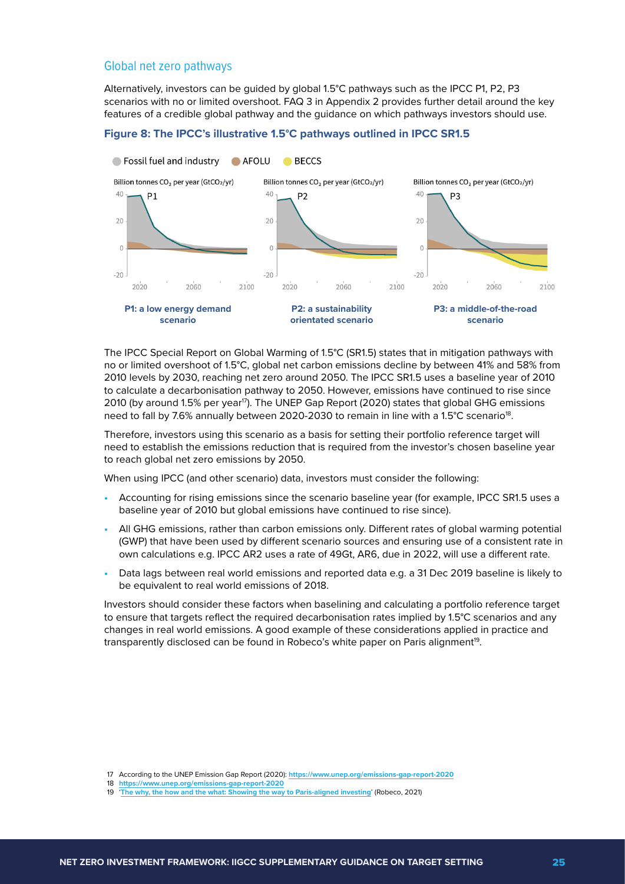## Global net zero pathways

Alternatively, investors can be guided by global 1.5°C pathways such as the IPCC P1, P2, P3 scenarios with no or limited overshoot. FAQ 3 in Appendix 2 provides further detail around the key features of a credible global pathway and the guidance on which pathways investors should use.

**Figure 8: The IPCC's illustrative 1.5°C pathways outlined in IPCC SR1.5**

Fossil fuel and industry
AFOLU
BECCS

Billion tonnes $CO_2$ per year ($GtCO_2$/yr)
40
20
0
-20
2020
2060
2100

P1
P2
P3

**P1: a low energy demand scenario**

**P2: a sustainability orientated scenario**

**P3: a middle-of-the-road scenario**

The IPCC Special Report on Global Warming of 1.5°C (SR1.5) states that in mitigation pathways with no or limited overshoot of 1.5°C, global net carbon emissions decline by between 41% and 58% from 2010 levels by 2030, reaching net zero around 2050. The IPCC SR1.5 uses a baseline year of 2010 to calculate a decarbonisation pathway to 2050. However, emissions have continued to rise since 2010 (by around 1.5% per year[17]). The UNEP Gap Report (2020) states that global GHG emissions need to fall by 7.6% annually between 2020-2030 to remain in line with a 1.5°C scenario[18].

Therefore, investors using this scenario as a basis for setting their portfolio reference target will need to establish the emissions reduction that is required from the investor's chosen baseline year to reach global net zero emissions by 2050.

When using IPCC (and other scenario) data, investors must consider the following:

- Accounting for rising emissions since the scenario baseline year (for example, IPCC SR1.5 uses a baseline year of 2010 but global emissions have continued to rise since).
- All GHG emissions, rather than carbon emissions only. Different rates of global warming potential (GWP) that have been used by different scenario sources and ensuring use of a consistent rate in own calculations e.g. IPCC AR2 uses a rate of 49Gt, AR6, due in 2022, will use a different rate.
- Data lags between real world emissions and reported data e.g. a 31 Dec 2019 baseline is likely to be equivalent to real world emissions of 2018.

Investors should consider these factors when baselining and calculating a portfolio reference target to ensure that targets reflect the required decarbonisation rates implied by 1.5°C scenarios and any changes in real world emissions. A good example of these considerations applied in practice and transparently disclosed can be found in Robeco's white paper on Paris alignment[19].

17 According to the UNEP Emission Gap Report (2020): **https://www.unep.org/emissions-gap-report-2020**

18 **https://www.unep.org/emissions-gap-report-2020**

19 '**The why, the how and the what: Showing the way to Paris-aligned investing**' (Robeco, 2021)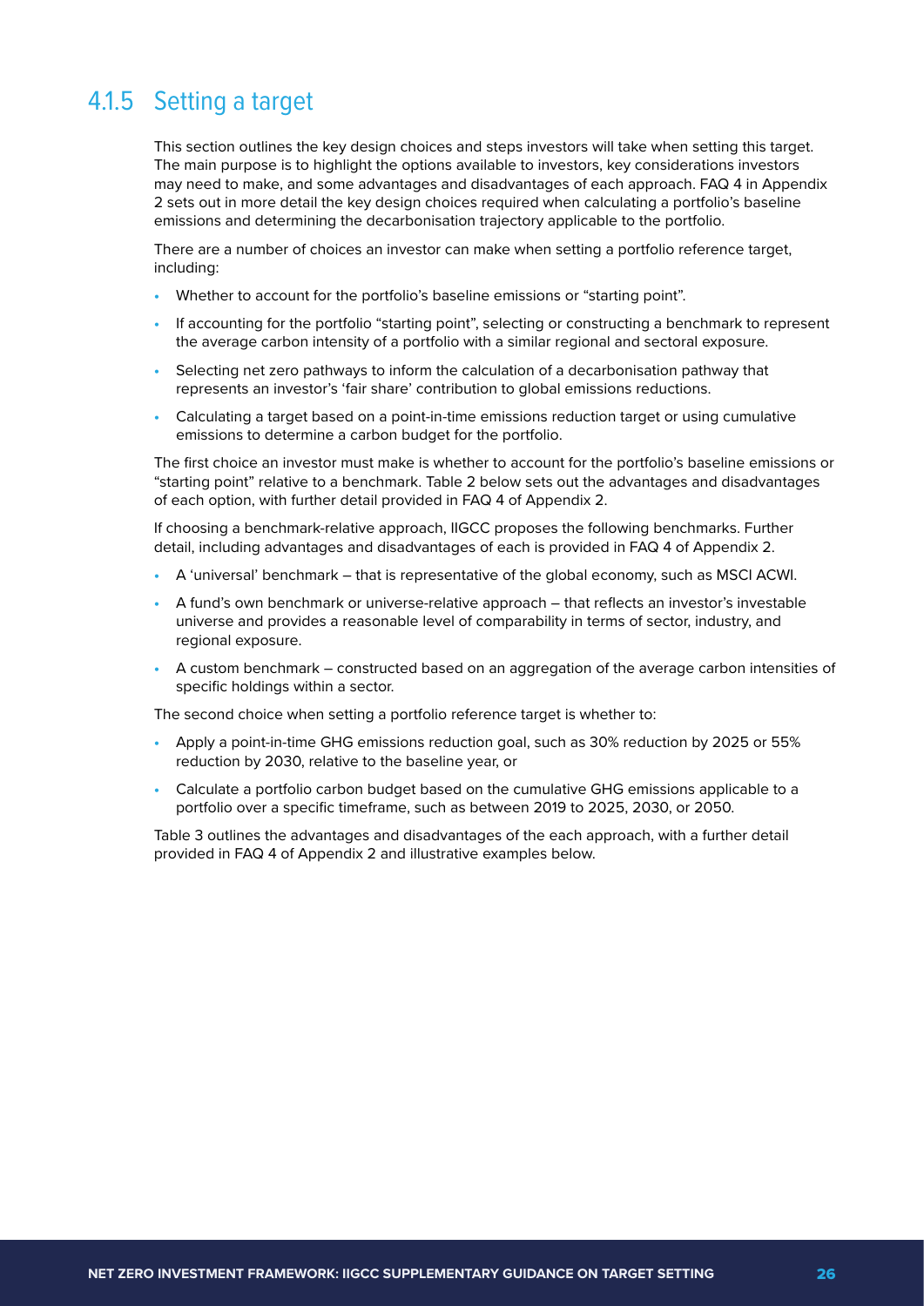## 4.1.5 Setting a target

This section outlines the key design choices and steps investors will take when setting this target. The main purpose is to highlight the options available to investors, key considerations investors may need to make, and some advantages and disadvantages of each approach. FAQ 4 in Appendix 2 sets out in more detail the key design choices required when calculating a portfolio's baseline emissions and determining the decarbonisation trajectory applicable to the portfolio.

There are a number of choices an investor can make when setting a portfolio reference target, including:

- Whether to account for the portfolio's baseline emissions or "starting point".
- If accounting for the portfolio "starting point", selecting or constructing a benchmark to represent the average carbon intensity of a portfolio with a similar regional and sectoral exposure.
- Selecting net zero pathways to inform the calculation of a decarbonisation pathway that represents an investor's 'fair share' contribution to global emissions reductions.
- Calculating a target based on a point-in-time emissions reduction target or using cumulative emissions to determine a carbon budget for the portfolio.

The first choice an investor must make is whether to account for the portfolio's baseline emissions or "starting point" relative to a benchmark. Table 2 below sets out the advantages and disadvantages of each option, with further detail provided in FAQ 4 of Appendix 2.

If choosing a benchmark-relative approach, IIGCC proposes the following benchmarks. Further detail, including advantages and disadvantages of each is provided in FAQ 4 of Appendix 2.

- A 'universal' benchmark – that is representative of the global economy, such as MSCI ACWI.
- A fund's own benchmark or universe-relative approach – that reflects an investor's investable universe and provides a reasonable level of comparability in terms of sector, industry, and regional exposure.
- A custom benchmark – constructed based on an aggregation of the average carbon intensities of specific holdings within a sector.

The second choice when setting a portfolio reference target is whether to:

- Apply a point-in-time GHG emissions reduction goal, such as 30% reduction by 2025 or 55% reduction by 2030, relative to the baseline year, or
- Calculate a portfolio carbon budget based on the cumulative GHG emissions applicable to a portfolio over a specific timeframe, such as between 2019 to 2025, 2030, or 2050.

Table 3 outlines the advantages and disadvantages of the each approach, with a further detail provided in FAQ 4 of Appendix 2 and illustrative examples below.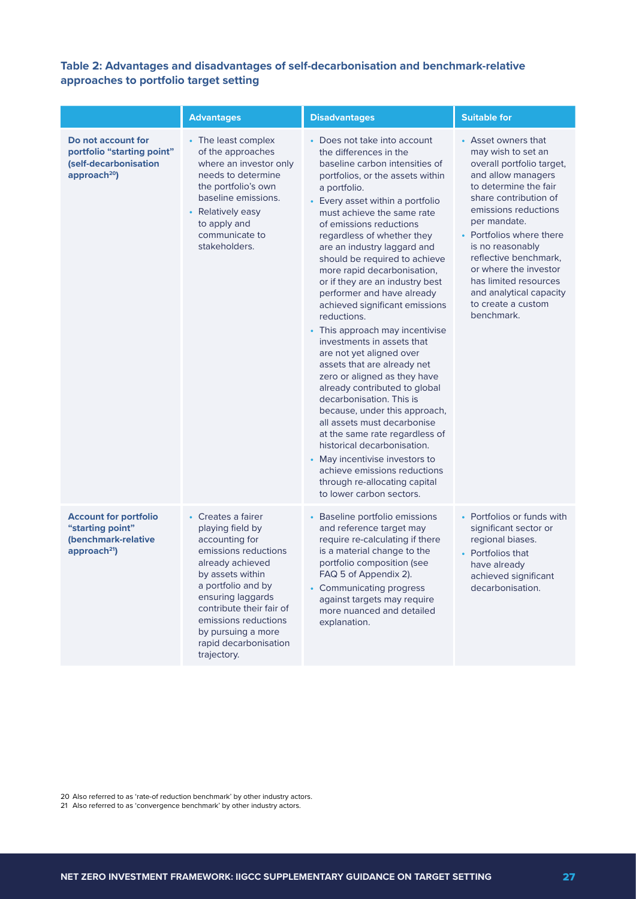**Table 2: Advantages and disadvantages of self-decarbonisation and benchmark-relative approaches to portfolio target setting**

| | Advantages | Disadvantages | Suitable for |
|---|---|---|---|
| **Do not account for portfolio "starting point" (self-decarbonisation approach[20])** | • The least complex of the approaches where an investor only needs to determine the portfolio's own baseline emissions.<br>• Relatively easy to apply and communicate to stakeholders. | • Does not take into account the differences in the baseline carbon intensities of portfolios, or the assets within a portfolio.<br>• Every asset within a portfolio must achieve the same rate of emissions reductions regardless of whether they are an industry laggard and should be required to achieve more rapid decarbonisation, or if they are an industry best performer and have already achieved significant emissions reductions.<br>• This approach may incentivise investments in assets that are not yet aligned over assets that are already net zero or aligned as they have already contributed to global decarbonisation. This is because, under this approach, all assets must decarbonise at the same rate regardless of historical decarbonisation.<br>• May incentivise investors to achieve emissions reductions through re-allocating capital to lower carbon sectors. | • Asset owners that may wish to set an overall portfolio target, and allow managers to determine the fair share contribution of emissions reductions per mandate.<br>• Portfolios where there is no reasonably reflective benchmark, or where the investor has limited resources and analytical capacity to create a custom benchmark. |
| **Account for portfolio "starting point" (benchmark-relative approach[21])** | • Creates a fairer playing field by accounting for emissions reductions already achieved by assets within a portfolio and by ensuring laggards contribute their fair of emissions reductions by pursuing a more rapid decarbonisation trajectory. | • Baseline portfolio emissions and reference target may require re-calculating if there is a material change to the portfolio composition (see FAQ 5 of Appendix 2).<br>• Communicating progress against targets may require more nuanced and detailed explanation. | • Portfolios or funds with significant sector or regional biases.<br>• Portfolios that have already achieved significant decarbonisation. |

20 Also referred to as 'rate-of reduction benchmark' by other industry actors.
21 Also referred to as 'convergence benchmark' by other industry actors.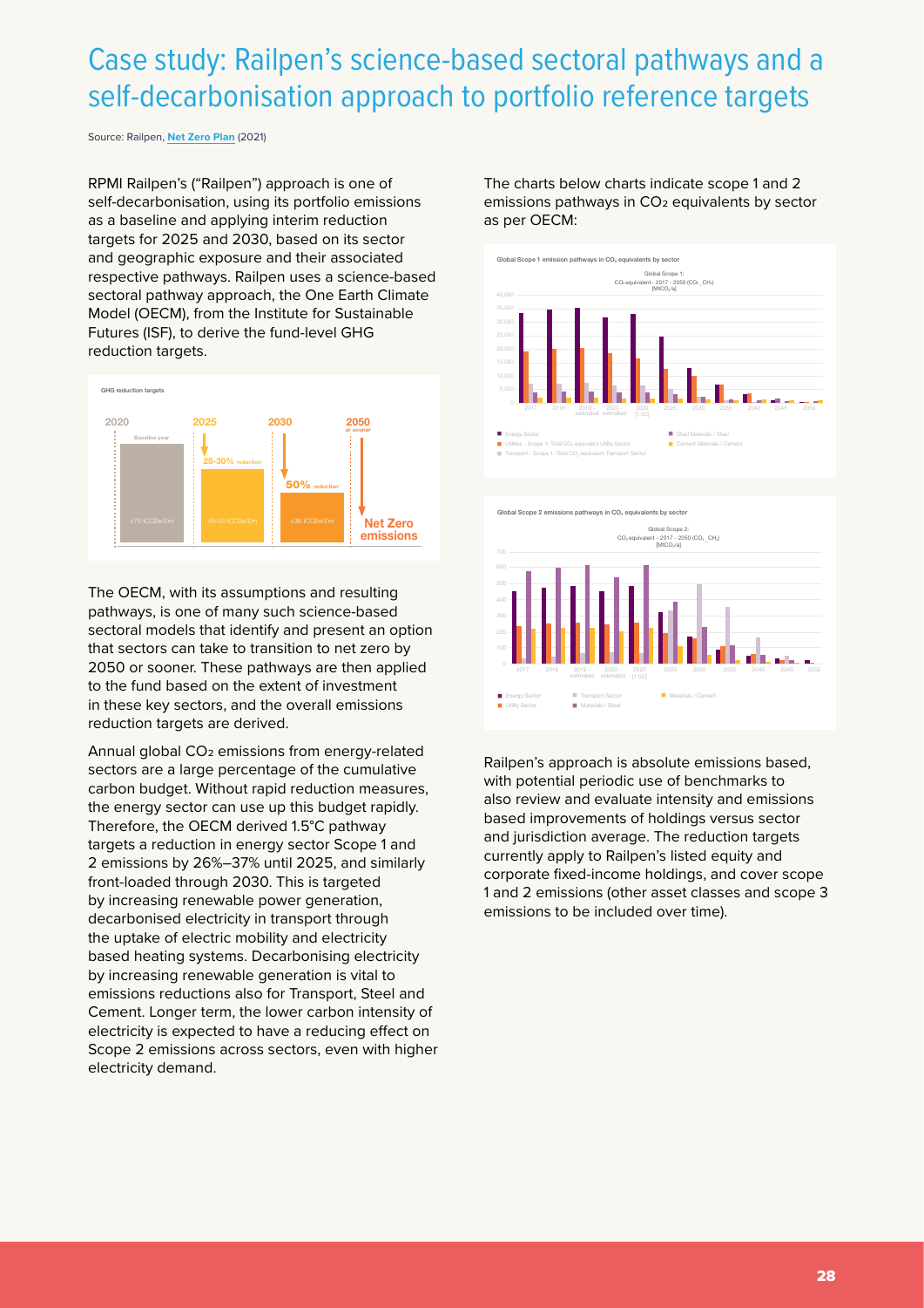# Case study: Railpen's science-based sectoral pathways and a self-decarbonisation approach to portfolio reference targets

Source: Railpen, **Net Zero Plan** (2021)

RPMI Railpen's ("Railpen") approach is one of self-decarbonisation, using its portfolio emissions as a baseline and applying interim reduction targets for 2025 and 2030, based on its sector and geographic exposure and their associated respective pathways. Railpen uses a science-based sectoral pathway approach, the One Earth Climate Model (OECM), from the Institute for Sustainable Futures (ISF), to derive the fund-level GHG reduction targets.

GHG reduction targets

2020
Baseline year
c70 tCO2e/£m

2025
25-30% reduction
49-53 tCO2e/£m

2030
50% reduction
c36 tCO2e/£m

2050
or sooner
Net Zero emissions

The OECM, with its assumptions and resulting pathways, is one of many such science-based sectoral models that identify and present an option that sectors can take to transition to net zero by 2050 or sooner. These pathways are then applied to the fund based on the extent of investment in these key sectors, and the overall emissions reduction targets are derived.

Annual global $CO_2$ emissions from energy-related sectors are a large percentage of the cumulative carbon budget. Without rapid reduction measures, the energy sector can use up this budget rapidly. Therefore, the OECM derived 1.5°C pathway targets a reduction in energy sector Scope 1 and 2 emissions by 26%–37% until 2025, and similarly front-loaded through 2030. This is targeted by increasing renewable power generation, decarbonised electricity in transport through the uptake of electric mobility and electricity based heating systems. Decarbonising electricity by increasing renewable generation is vital to emissions reductions also for Transport, Steel and Cement. Longer term, the lower carbon intensity of electricity is expected to have a reducing effect on Scope 2 emissions across sectors, even with higher electricity demand.

The charts below charts indicate scope 1 and 2 emissions pathways in $CO_2$ equivalents by sector as per OECM:

Global Scope 1 emission pathways in $CO_2$ equivalents by sector

Global Scope 1:
$CO_2$ equivalent - 2017 - 2050 ($CO_2$, $CH_4$)
[$MtCO_2/a$]

40,000
35,000
30,000
25,000
20,000
15,000
10,000
5,000
0

2017 2018 2019 - estimated 2020 - estimated 2020 [1.5C] 2025 2030 2035 2040 2045 2050

Energy Sector
Utilities - Scope 1: Total $CO_2$ equivalent Utility Sector
Transport - Scope 1: Total $CO_2$ equivalent Transport Sector
Steel Materials / Steel
Cement Materials / Cement

Global Scope 2 emissions pathways in $CO_2$ equivalents by sector

Global Scope 2:
$CO_2$ equivalent - 2017 - 2050 ($CO_2$, $CH_4$)
[$MtCO_2/a$]

700
600
500
400
300
200
100
0

2017 2018 2019 - estimated 2020 - estimated 2020 [1.5C] 2025 2030 2035 2040 2045 2050

Energy Sector
Utility Sector
Transport Sector
Materials / Steel
Materials / Cement

Railpen's approach is absolute emissions based, with potential periodic use of benchmarks to also review and evaluate intensity and emissions based improvements of holdings versus sector and jurisdiction average. The reduction targets currently apply to Railpen's listed equity and corporate fixed-income holdings, and cover scope 1 and 2 emissions (other asset classes and scope 3 emissions to be included over time).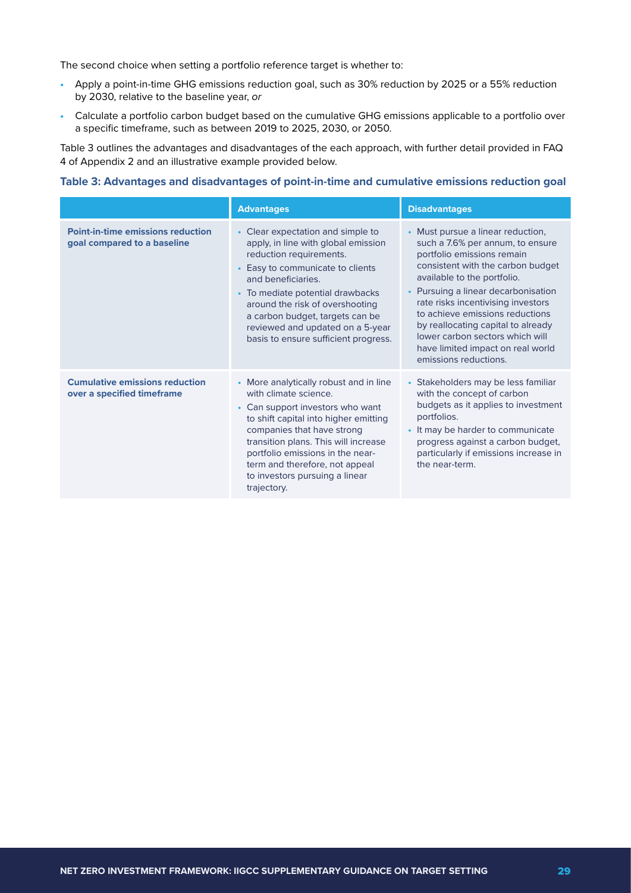The second choice when setting a portfolio reference target is whether to:

- Apply a point-in-time GHG emissions reduction goal, such as 30% reduction by 2025 or a 55% reduction by 2030, relative to the baseline year, *or*
- Calculate a portfolio carbon budget based on the cumulative GHG emissions applicable to a portfolio over a specific timeframe, such as between 2019 to 2025, 2030, or 2050.

Table 3 outlines the advantages and disadvantages of the each approach, with further detail provided in FAQ 4 of Appendix 2 and an illustrative example provided below.

### Table 3: Advantages and disadvantages of point-in-time and cumulative emissions reduction goal

| | Advantages | Disadvantages |
|---|---|---|
| **Point-in-time emissions reduction goal compared to a baseline** | • Clear expectation and simple to apply, in line with global emission reduction requirements.<br>• Easy to communicate to clients and beneficiaries.<br>• To mediate potential drawbacks around the risk of overshooting a carbon budget, targets can be reviewed and updated on a 5-year basis to ensure sufficient progress. | • Must pursue a linear reduction, such a 7.6% per annum, to ensure portfolio emissions remain consistent with the carbon budget available to the portfolio.<br>• Pursuing a linear decarbonisation rate risks incentivising investors to achieve emissions reductions by reallocating capital to already lower carbon sectors which will have limited impact on real world emissions reductions. |
| **Cumulative emissions reduction over a specified timeframe** | • More analytically robust and in line with climate science.<br>• Can support investors who want to shift capital into higher emitting companies that have strong transition plans. This will increase portfolio emissions in the near-term and therefore, not appeal to investors pursuing a linear trajectory. | • Stakeholders may be less familiar with the concept of carbon budgets as it applies to investment portfolios.<br>• It may be harder to communicate progress against a carbon budget, particularly if emissions increase in the near-term. |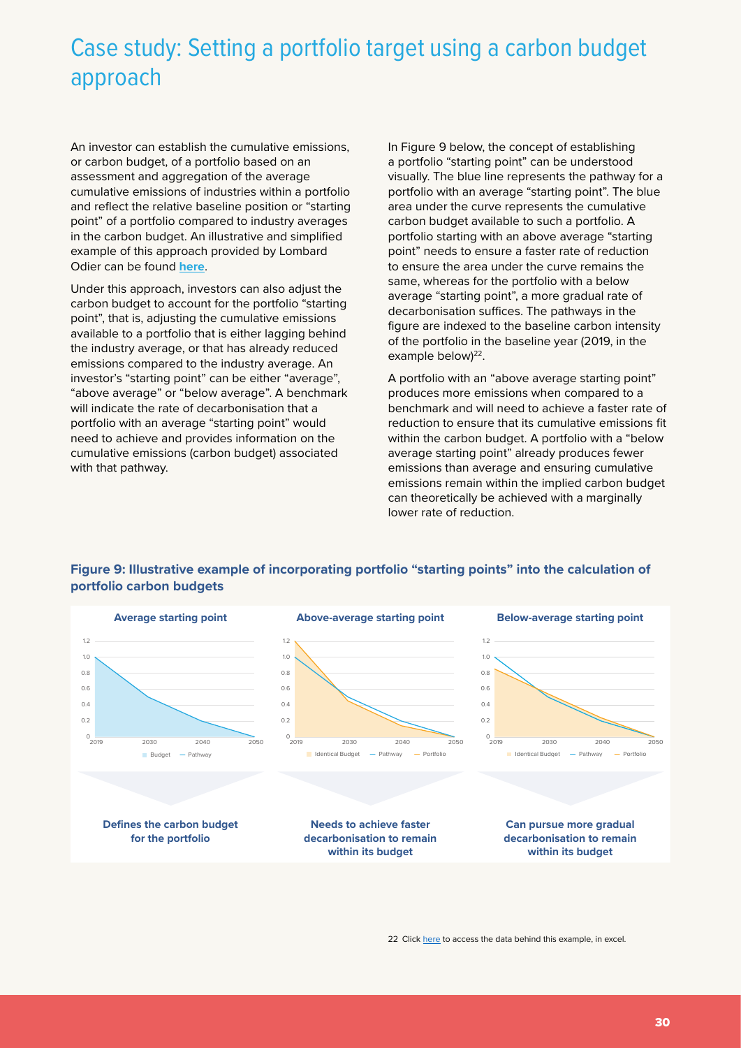# Case study: Setting a portfolio target using a carbon budget approach

An investor can establish the cumulative emissions, or carbon budget, of a portfolio based on an assessment and aggregation of the average cumulative emissions of industries within a portfolio and reflect the relative baseline position or "starting point" of a portfolio compared to industry averages in the carbon budget. An illustrative and simplified example of this approach provided by Lombard Odier can be found **here**.

Under this approach, investors can also adjust the carbon budget to account for the portfolio "starting point", that is, adjusting the cumulative emissions available to a portfolio that is either lagging behind the industry average, or that has already reduced emissions compared to the industry average. An investor's "starting point" can be either "average", "above average" or "below average". A benchmark will indicate the rate of decarbonisation that a portfolio with an average "starting point" would need to achieve and provides information on the cumulative emissions (carbon budget) associated with that pathway.

In Figure 9 below, the concept of establishing a portfolio "starting point" can be understood visually. The blue line represents the pathway for a portfolio with an average "starting point". The blue area under the curve represents the cumulative carbon budget available to such a portfolio. A portfolio starting with an above average "starting point" needs to ensure a faster rate of reduction to ensure the area under the curve remains the same, whereas for the portfolio with a below average "starting point", a more gradual rate of decarbonisation suffices. The pathways in the figure are indexed to the baseline carbon intensity of the portfolio in the baseline year (2019, in the example below)[22].

A portfolio with an "above average starting point" produces more emissions when compared to a benchmark and will need to achieve a faster rate of reduction to ensure that its cumulative emissions fit within the carbon budget. A portfolio with a "below average starting point" already produces fewer emissions than average and ensuring cumulative emissions remain within the implied carbon budget can theoretically be achieved with a marginally lower rate of reduction.

**Figure 9: Illustrative example of incorporating portfolio "starting points" into the calculation of portfolio carbon budgets**

**Average starting point** — Defines the carbon budget for the portfolio

**Above-average starting point** — Needs to achieve faster decarbonisation to remain within its budget

**Below-average starting point** — Can pursue more gradual decarbonisation to remain within its budget

22 Click here to access the data behind this example, in excel.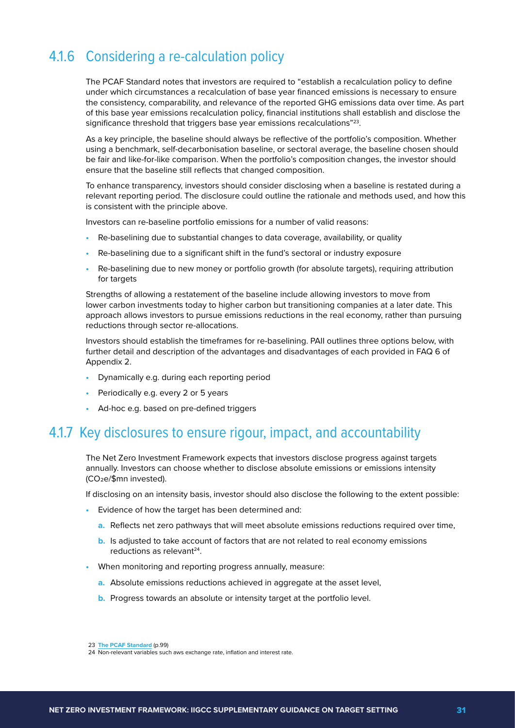## 4.1.6 Considering a re-calculation policy

The PCAF Standard notes that investors are required to "establish a recalculation policy to define under which circumstances a recalculation of base year financed emissions is necessary to ensure the consistency, comparability, and relevance of the reported GHG emissions data over time. As part of this base year emissions recalculation policy, financial institutions shall establish and disclose the significance threshold that triggers base year emissions recalculations"[23].

As a key principle, the baseline should always be reflective of the portfolio's composition. Whether using a benchmark, self-decarbonisation baseline, or sectoral average, the baseline chosen should be fair and like-for-like comparison. When the portfolio's composition changes, the investor should ensure that the baseline still reflects that changed composition.

To enhance transparency, investors should consider disclosing when a baseline is restated during a relevant reporting period. The disclosure could outline the rationale and methods used, and how this is consistent with the principle above.

Investors can re-baseline portfolio emissions for a number of valid reasons:

- Re-baselining due to substantial changes to data coverage, availability, or quality
- Re-baselining due to a significant shift in the fund's sectoral or industry exposure
- Re-baselining due to new money or portfolio growth (for absolute targets), requiring attribution for targets

Strengths of allowing a restatement of the baseline include allowing investors to move from lower carbon investments today to higher carbon but transitioning companies at a later date. This approach allows investors to pursue emissions reductions in the real economy, rather than pursuing reductions through sector re-allocations.

Investors should establish the timeframes for re-baselining. PAII outlines three options below, with further detail and description of the advantages and disadvantages of each provided in FAQ 6 of Appendix 2.

- Dynamically e.g. during each reporting period
- Periodically e.g. every 2 or 5 years
- Ad-hoc e.g. based on pre-defined triggers

## 4.1.7 Key disclosures to ensure rigour, impact, and accountability

The Net Zero Investment Framework expects that investors disclose progress against targets annually. Investors can choose whether to disclose absolute emissions or emissions intensity ($CO_2e$/\$mn invested).

If disclosing on an intensity basis, investor should also disclose the following to the extent possible:

- Evidence of how the target has been determined and:
  - **a.** Reflects net zero pathways that will meet absolute emissions reductions required over time,
  - **b.** Is adjusted to take account of factors that are not related to real economy emissions reductions as relevant[24].
- When monitoring and reporting progress annually, measure:
  - **a.** Absolute emissions reductions achieved in aggregate at the asset level,
  - **b.** Progress towards an absolute or intensity target at the portfolio level.

23 **The PCAF Standard** (p.99)

24 Non-relevant variables such aws exchange rate, inflation and interest rate.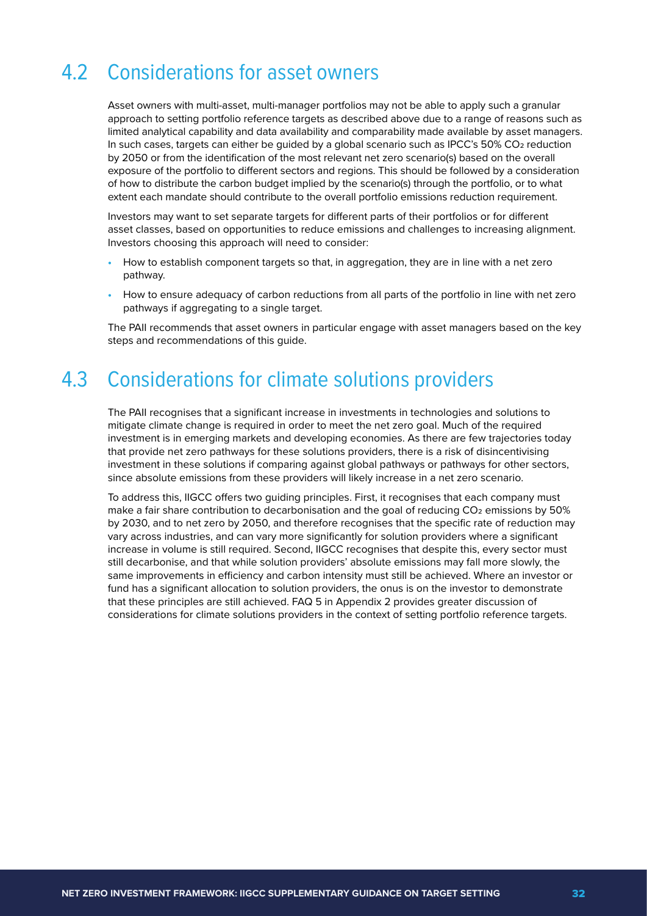## 4.2 Considerations for asset owners

Asset owners with multi-asset, multi-manager portfolios may not be able to apply such a granular approach to setting portfolio reference targets as described above due to a range of reasons such as limited analytical capability and data availability and comparability made available by asset managers. In such cases, targets can either be guided by a global scenario such as IPCC's 50% $CO_2$ reduction by 2050 or from the identification of the most relevant net zero scenario(s) based on the overall exposure of the portfolio to different sectors and regions. This should be followed by a consideration of how to distribute the carbon budget implied by the scenario(s) through the portfolio, or to what extent each mandate should contribute to the overall portfolio emissions reduction requirement.

Investors may want to set separate targets for different parts of their portfolios or for different asset classes, based on opportunities to reduce emissions and challenges to increasing alignment. Investors choosing this approach will need to consider:

- How to establish component targets so that, in aggregation, they are in line with a net zero pathway.
- How to ensure adequacy of carbon reductions from all parts of the portfolio in line with net zero pathways if aggregating to a single target.

The PAII recommends that asset owners in particular engage with asset managers based on the key steps and recommendations of this guide.

## 4.3 Considerations for climate solutions providers

The PAII recognises that a significant increase in investments in technologies and solutions to mitigate climate change is required in order to meet the net zero goal. Much of the required investment is in emerging markets and developing economies. As there are few trajectories today that provide net zero pathways for these solutions providers, there is a risk of disincentivising investment in these solutions if comparing against global pathways or pathways for other sectors, since absolute emissions from these providers will likely increase in a net zero scenario.

To address this, IIGCC offers two guiding principles. First, it recognises that each company must make a fair share contribution to decarbonisation and the goal of reducing $CO_2$ emissions by 50% by 2030, and to net zero by 2050, and therefore recognises that the specific rate of reduction may vary across industries, and can vary more significantly for solution providers where a significant increase in volume is still required. Second, IIGCC recognises that despite this, every sector must still decarbonise, and that while solution providers' absolute emissions may fall more slowly, the same improvements in efficiency and carbon intensity must still be achieved. Where an investor or fund has a significant allocation to solution providers, the onus is on the investor to demonstrate that these principles are still achieved. FAQ 5 in Appendix 2 provides greater discussion of considerations for climate solutions providers in the context of setting portfolio reference targets.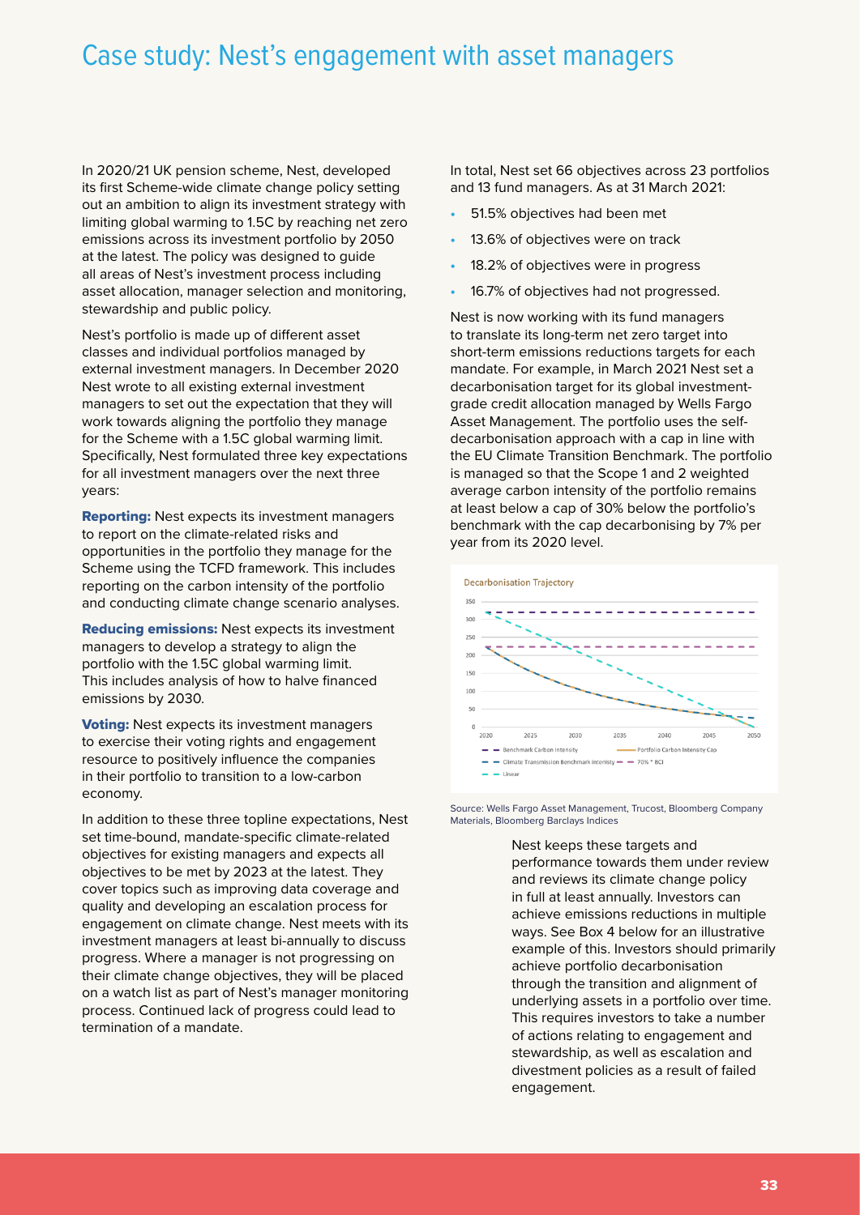# Case study: Nest's engagement with asset managers

In 2020/21 UK pension scheme, Nest, developed its first Scheme-wide climate change policy setting out an ambition to align its investment strategy with limiting global warming to 1.5C by reaching net zero emissions across its investment portfolio by 2050 at the latest. The policy was designed to guide all areas of Nest's investment process including asset allocation, manager selection and monitoring, stewardship and public policy.

Nest's portfolio is made up of different asset classes and individual portfolios managed by external investment managers. In December 2020 Nest wrote to all existing external investment managers to set out the expectation that they will work towards aligning the portfolio they manage for the Scheme with a 1.5C global warming limit. Specifically, Nest formulated three key expectations for all investment managers over the next three years:

**Reporting:** Nest expects its investment managers to report on the climate-related risks and opportunities in the portfolio they manage for the Scheme using the TCFD framework. This includes reporting on the carbon intensity of the portfolio and conducting climate change scenario analyses.

**Reducing emissions:** Nest expects its investment managers to develop a strategy to align the portfolio with the 1.5C global warming limit. This includes analysis of how to halve financed emissions by 2030.

**Voting:** Nest expects its investment managers to exercise their voting rights and engagement resource to positively influence the companies in their portfolio to transition to a low-carbon economy.

In addition to these three topline expectations, Nest set time-bound, mandate-specific climate-related objectives for existing managers and expects all objectives to be met by 2023 at the latest. They cover topics such as improving data coverage and quality and developing an escalation process for engagement on climate change. Nest meets with its investment managers at least bi-annually to discuss progress. Where a manager is not progressing on their climate change objectives, they will be placed on a watch list as part of Nest's manager monitoring process. Continued lack of progress could lead to termination of a mandate.

In total, Nest set 66 objectives across 23 portfolios and 13 fund managers. As at 31 March 2021:

- 51.5% objectives had been met
- 13.6% of objectives were on track
- 18.2% of objectives were in progress
- 16.7% of objectives had not progressed.

Nest is now working with its fund managers to translate its long-term net zero target into short-term emissions reductions targets for each mandate. For example, in March 2021 Nest set a decarbonisation target for its global investment-grade credit allocation managed by Wells Fargo Asset Management. The portfolio uses the self-decarbonisation approach with a cap in line with the EU Climate Transition Benchmark. The portfolio is managed so that the Scope 1 and 2 weighted average carbon intensity of the portfolio remains at least below a cap of 30% below the portfolio's benchmark with the cap decarbonising by 7% per year from its 2020 level.

Decarbonisation Trajectory

350
300
250
200
150
100
50
0

2020 2025 2030 2035 2040 2045 2050

Benchmark Carbon Intensity
Portfolio Carbon Intensity Cap
Climate Transmission Benchmark Intensity
70% * BCI
Linear

Source: Wells Fargo Asset Management, Trucost, Bloomberg Company Materials, Bloomberg Barclays Indices

Nest keeps these targets and performance towards them under review and reviews its climate change policy in full at least annually. Investors can achieve emissions reductions in multiple ways. See Box 4 below for an illustrative example of this. Investors should primarily achieve portfolio decarbonisation through the transition and alignment of underlying assets in a portfolio over time. This requires investors to take a number of actions relating to engagement and stewardship, as well as escalation and divestment policies as a result of failed engagement.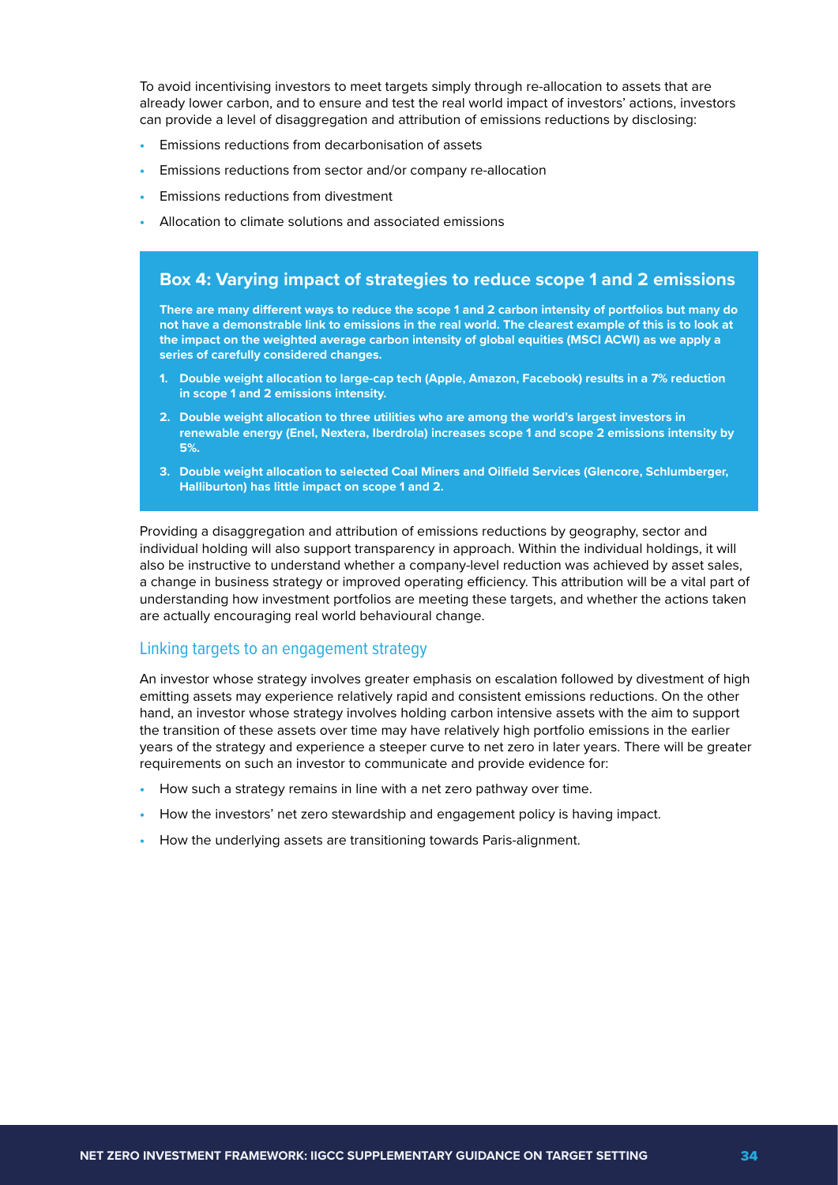To avoid incentivising investors to meet targets simply through re-allocation to assets that are already lower carbon, and to ensure and test the real world impact of investors' actions, investors can provide a level of disaggregation and attribution of emissions reductions by disclosing:

- Emissions reductions from decarbonisation of assets
- Emissions reductions from sector and/or company re-allocation
- Emissions reductions from divestment
- Allocation to climate solutions and associated emissions

### Box 4: Varying impact of strategies to reduce scope 1 and 2 emissions

**There are many different ways to reduce the scope 1 and 2 carbon intensity of portfolios but many do not have a demonstrable link to emissions in the real world. The clearest example of this is to look at the impact on the weighted average carbon intensity of global equities (MSCI ACWI) as we apply a series of carefully considered changes.**

1. **Double weight allocation to large-cap tech (Apple, Amazon, Facebook) results in a 7% reduction in scope 1 and 2 emissions intensity.**
2. **Double weight allocation to three utilities who are among the world's largest investors in renewable energy (Enel, Nextera, Iberdrola) increases scope 1 and scope 2 emissions intensity by 5%.**
3. **Double weight allocation to selected Coal Miners and Oilfield Services (Glencore, Schlumberger, Halliburton) has little impact on scope 1 and 2.**

Providing a disaggregation and attribution of emissions reductions by geography, sector and individual holding will also support transparency in approach. Within the individual holdings, it will also be instructive to understand whether a company-level reduction was achieved by asset sales, a change in business strategy or improved operating efficiency. This attribution will be a vital part of understanding how investment portfolios are meeting these targets, and whether the actions taken are actually encouraging real world behavioural change.

## Linking targets to an engagement strategy

An investor whose strategy involves greater emphasis on escalation followed by divestment of high emitting assets may experience relatively rapid and consistent emissions reductions. On the other hand, an investor whose strategy involves holding carbon intensive assets with the aim to support the transition of these assets over time may have relatively high portfolio emissions in the earlier years of the strategy and experience a steeper curve to net zero in later years. There will be greater requirements on such an investor to communicate and provide evidence for:

- How such a strategy remains in line with a net zero pathway over time.
- How the investors' net zero stewardship and engagement policy is having impact.
- How the underlying assets are transitioning towards Paris-alignment.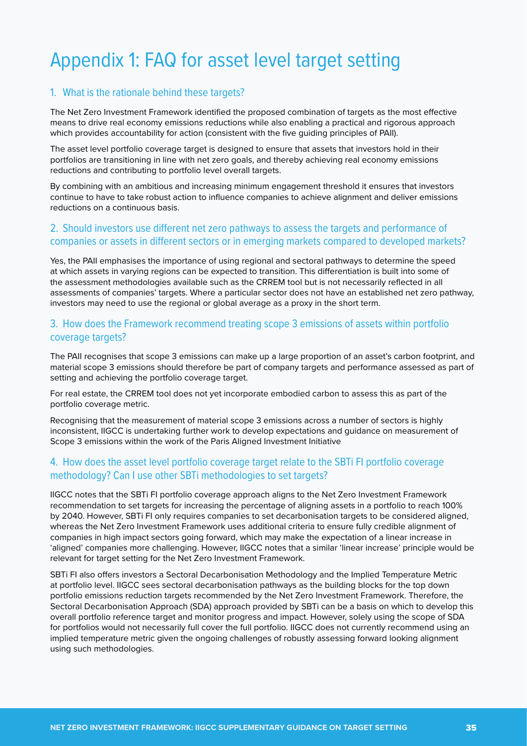# Appendix 1: FAQ for asset level target setting

## 1. What is the rationale behind these targets?

The Net Zero Investment Framework identified the proposed combination of targets as the most effective means to drive real economy emissions reductions while also enabling a practical and rigorous approach which provides accountability for action (consistent with the five guiding principles of PAII).

The asset level portfolio coverage target is designed to ensure that assets that investors hold in their portfolios are transitioning in line with net zero goals, and thereby achieving real economy emissions reductions and contributing to portfolio level overall targets.

By combining with an ambitious and increasing minimum engagement threshold it ensures that investors continue to have to take robust action to influence companies to achieve alignment and deliver emissions reductions on a continuous basis.

## 2. Should investors use different net zero pathways to assess the targets and performance of companies or assets in different sectors or in emerging markets compared to developed markets?

Yes, the PAII emphasises the importance of using regional and sectoral pathways to determine the speed at which assets in varying regions can be expected to transition. This differentiation is built into some of the assessment methodologies available such as the CRREM tool but is not necessarily reflected in all assessments of companies' targets. Where a particular sector does not have an established net zero pathway, investors may need to use the regional or global average as a proxy in the short term.

## 3. How does the Framework recommend treating scope 3 emissions of assets within portfolio coverage targets?

The PAII recognises that scope 3 emissions can make up a large proportion of an asset's carbon footprint, and material scope 3 emissions should therefore be part of company targets and performance assessed as part of setting and achieving the portfolio coverage target.

For real estate, the CRREM tool does not yet incorporate embodied carbon to assess this as part of the portfolio coverage metric.

Recognising that the measurement of material scope 3 emissions across a number of sectors is highly inconsistent, IIGCC is undertaking further work to develop expectations and guidance on measurement of Scope 3 emissions within the work of the Paris Aligned Investment Initiative

## 4. How does the asset level portfolio coverage target relate to the SBTi FI portfolio coverage methodology? Can I use other SBTi methodologies to set targets?

IIGCC notes that the SBTi FI portfolio coverage approach aligns to the Net Zero Investment Framework recommendation to set targets for increasing the percentage of aligning assets in a portfolio to reach 100% by 2040. However, SBTi FI only requires companies to set decarbonisation targets to be considered aligned, whereas the Net Zero Investment Framework uses additional criteria to ensure fully credible alignment of companies in high impact sectors going forward, which may make the expectation of a linear increase in 'aligned' companies more challenging. However, IIGCC notes that a similar 'linear increase' principle would be relevant for target setting for the Net Zero Investment Framework.

SBTi FI also offers investors a Sectoral Decarbonisation Methodology and the Implied Temperature Metric at portfolio level. IIGCC sees sectoral decarbonisation pathways as the building blocks for the top down portfolio emissions reduction targets recommended by the Net Zero Investment Framework. Therefore, the Sectoral Decarbonisation Approach (SDA) approach provided by SBTi can be a basis on which to develop this overall portfolio reference target and monitor progress and impact. However, solely using the scope of SDA for portfolios would not necessarily full cover the full portfolio. IIGCC does not currently recommend using an implied temperature metric given the ongoing challenges of robustly assessing forward looking alignment using such methodologies.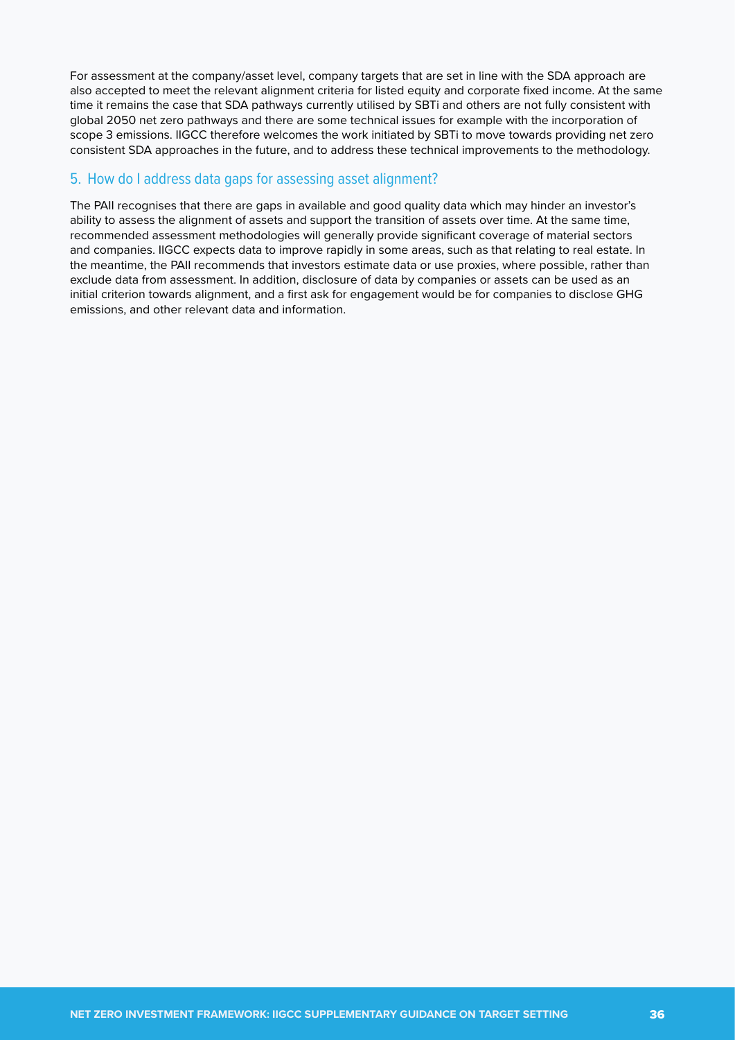For assessment at the company/asset level, company targets that are set in line with the SDA approach are also accepted to meet the relevant alignment criteria for listed equity and corporate fixed income. At the same time it remains the case that SDA pathways currently utilised by SBTi and others are not fully consistent with global 2050 net zero pathways and there are some technical issues for example with the incorporation of scope 3 emissions. IIGCC therefore welcomes the work initiated by SBTi to move towards providing net zero consistent SDA approaches in the future, and to address these technical improvements to the methodology.

## 5. How do I address data gaps for assessing asset alignment?

The PAII recognises that there are gaps in available and good quality data which may hinder an investor's ability to assess the alignment of assets and support the transition of assets over time. At the same time, recommended assessment methodologies will generally provide significant coverage of material sectors and companies. IIGCC expects data to improve rapidly in some areas, such as that relating to real estate. In the meantime, the PAII recommends that investors estimate data or use proxies, where possible, rather than exclude data from assessment. In addition, disclosure of data by companies or assets can be used as an initial criterion towards alignment, and a first ask for engagement would be for companies to disclose GHG emissions, and other relevant data and information.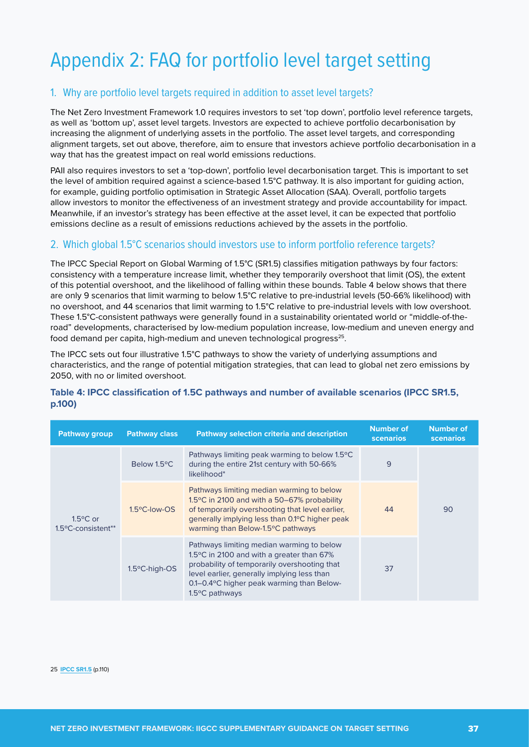# Appendix 2: FAQ for portfolio level target setting

## 1. Why are portfolio level targets required in addition to asset level targets?

The Net Zero Investment Framework 1.0 requires investors to set 'top down', portfolio level reference targets, as well as 'bottom up', asset level targets. Investors are expected to achieve portfolio decarbonisation by increasing the alignment of underlying assets in the portfolio. The asset level targets, and corresponding alignment targets, set out above, therefore, aim to ensure that investors achieve portfolio decarbonisation in a way that has the greatest impact on real world emissions reductions.

PAII also requires investors to set a 'top-down', portfolio level decarbonisation target. This is important to set the level of ambition required against a science-based 1.5°C pathway. It is also important for guiding action, for example, guiding portfolio optimisation in Strategic Asset Allocation (SAA). Overall, portfolio targets allow investors to monitor the effectiveness of an investment strategy and provide accountability for impact. Meanwhile, if an investor's strategy has been effective at the asset level, it can be expected that portfolio emissions decline as a result of emissions reductions achieved by the assets in the portfolio.

## 2. Which global 1.5°C scenarios should investors use to inform portfolio reference targets?

The IPCC Special Report on Global Warming of 1.5°C (SR1.5) classifies mitigation pathways by four factors: consistency with a temperature increase limit, whether they temporarily overshoot that limit (OS), the extent of this potential overshoot, and the likelihood of falling within these bounds. Table 4 below shows that there are only 9 scenarios that limit warming to below 1.5°C relative to pre-industrial levels (50-66% likelihood) with no overshoot, and 44 scenarios that limit warming to 1.5°C relative to pre-industrial levels with low overshoot. These 1.5°C-consistent pathways were generally found in a sustainability orientated world or "middle-of-the-road" developments, characterised by low-medium population increase, low-medium and uneven energy and food demand per capita, high-medium and uneven technological progress[25].

The IPCC sets out four illustrative 1.5°C pathways to show the variety of underlying assumptions and characteristics, and the range of potential mitigation strategies, that can lead to global net zero emissions by 2050, with no or limited overshoot.

**Table 4: IPCC classification of 1.5C pathways and number of available scenarios (IPCC SR1.5, p.100)**

| Pathway group | Pathway class | Pathway selection criteria and description | Number of scenarios | Number of scenarios |
|---|---|---|---|---|
| 1.5°C or 1.5°C-consistent** | Below 1.5°C | Pathways limiting peak warming to below 1.5°C during the entire 21st century with 50-66% likelihood* | 9 | 90 |
| | 1.5°C-low-OS | Pathways limiting median warming to below 1.5°C in 2100 and with a 50–67% probability of temporarily overshooting that level earlier, generally implying less than 0.1°C higher peak warming than Below-1.5°C pathways | 44 | |
| | 1.5°C-high-OS | Pathways limiting median warming to below 1.5°C in 2100 and with a greater than 67% probability of temporarily overshooting that level earlier, generally implying less than 0.1–0.4°C higher peak warming than Below-1.5°C pathways | 37 | |

25 IPCC SR1.5 (p.110)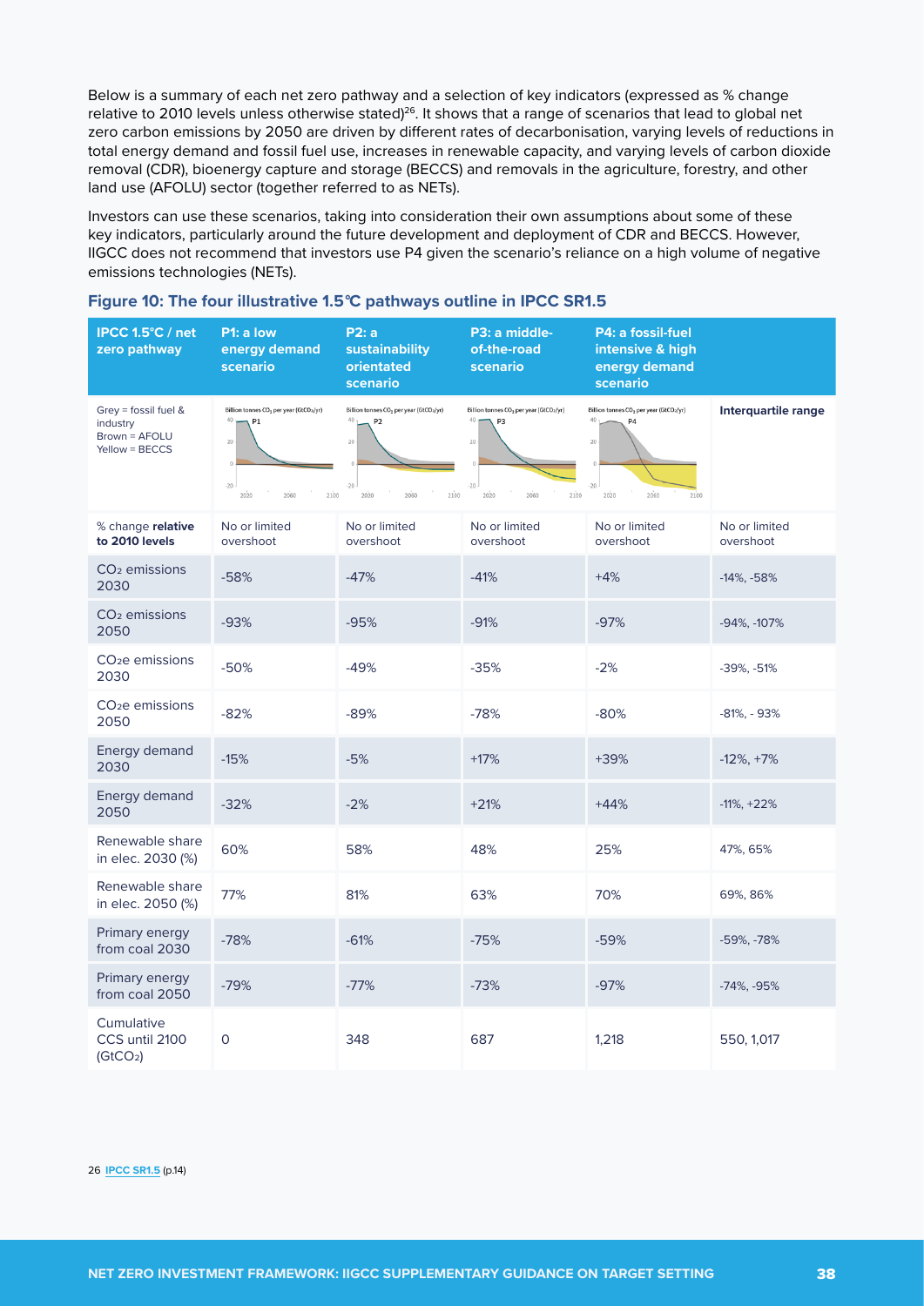Below is a summary of each net zero pathway and a selection of key indicators (expressed as % change relative to 2010 levels unless otherwise stated)[26]. It shows that a range of scenarios that lead to global net zero carbon emissions by 2050 are driven by different rates of decarbonisation, varying levels of reductions in total energy demand and fossil fuel use, increases in renewable capacity, and varying levels of carbon dioxide removal (CDR), bioenergy capture and storage (BECCS) and removals in the agriculture, forestry, and other land use (AFOLU) sector (together referred to as NETs).

Investors can use these scenarios, taking into consideration their own assumptions about some of these key indicators, particularly around the future development and deployment of CDR and BECCS. However, IIGCC does not recommend that investors use P4 given the scenario's reliance on a high volume of negative emissions technologies (NETs).

### Figure 10: The four illustrative 1.5°C pathways outline in IPCC SR1.5

| IPCC 1.5°C / net zero pathway | P1: a low energy demand scenario | P2: a sustainability orientated scenario | P3: a middle-of-the-road scenario | P4: a fossil-fuel intensive & high energy demand scenario | |
|---|---|---|---|---|---|
| Grey = fossil fuel & industry<br>Brown = AFOLU<br>Yellow = BECCS | Billion tonnes $CO_2$ per year ($GtCO_2$/yr) P1 40 20 0 -20 2020 2060 2100 | Billion tonnes $CO_2$ per year ($GtCO_2$/yr) P2 40 20 0 -20 2020 2060 2100 | Billion tonnes $CO_2$ per year ($GtCO_2$/yr) P3 40 20 0 -20 2020 2060 2100 | Billion tonnes $CO_2$ per year ($GtCO_2$/yr) P4 40 20 0 -20 2020 2060 2100 | **Interquartile range** |
| % change **relative to 2010 levels** | No or limited overshoot | No or limited overshoot | No or limited overshoot | No or limited overshoot | No or limited overshoot |
| $CO_2$ emissions 2030 | -58% | -47% | -41% | +4% | -14%, -58% |
| $CO_2$ emissions 2050 | -93% | -95% | -91% | -97% | -94%, -107% |
| $CO_2e$ emissions 2030 | -50% | -49% | -35% | -2% | -39%, -51% |
| $CO_2e$ emissions 2050 | -82% | -89% | -78% | -80% | -81%, - 93% |
| Energy demand 2030 | -15% | -5% | +17% | +39% | -12%, +7% |
| Energy demand 2050 | -32% | -2% | +21% | +44% | -11%, +22% |
| Renewable share in elec. 2030 (%) | 60% | 58% | 48% | 25% | 47%, 65% |
| Renewable share in elec. 2050 (%) | 77% | 81% | 63% | 70% | 69%, 86% |
| Primary energy from coal 2030 | -78% | -61% | -75% | -59% | -59%, -78% |
| Primary energy from coal 2050 | -79% | -77% | -73% | -97% | -74%, -95% |
| Cumulative CCS until 2100 ($GtCO_2$) | 0 | 348 | 687 | 1,218 | 550, 1,017 |

26 **IPCC SR1.5** (p.14)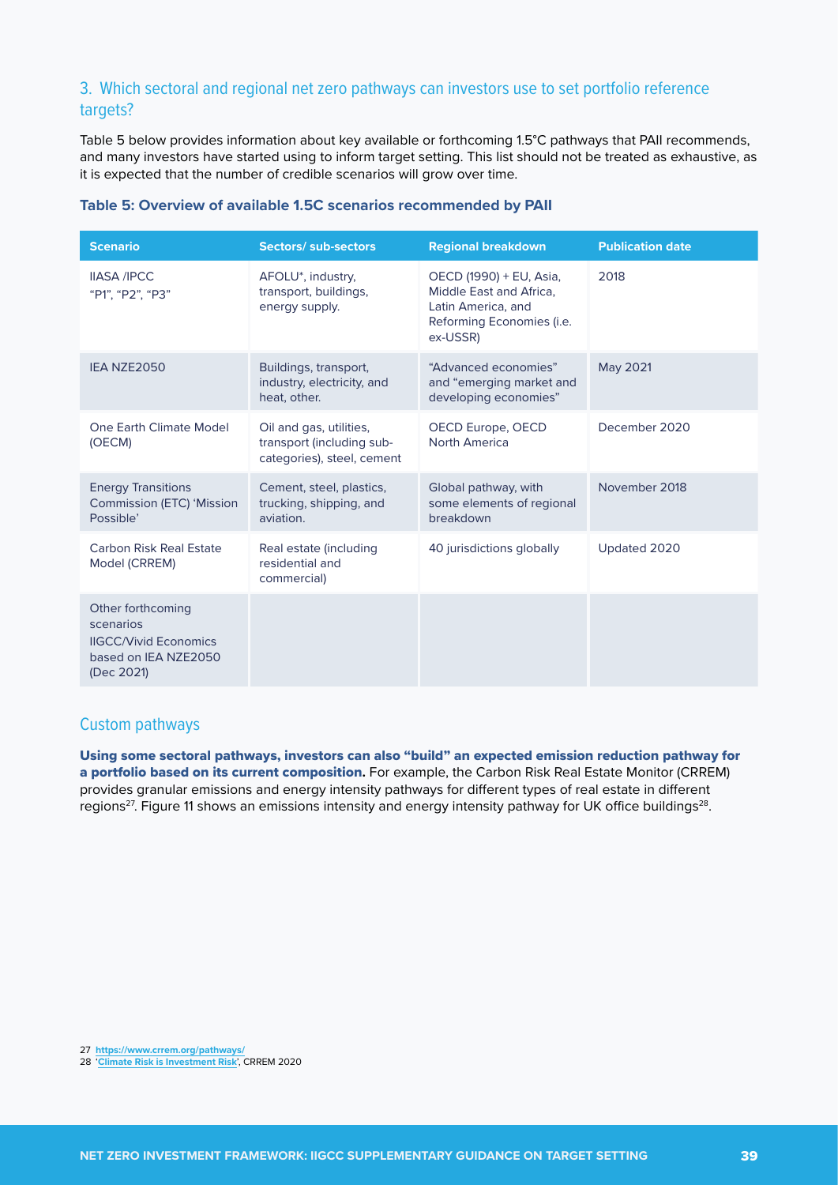## 3. Which sectoral and regional net zero pathways can investors use to set portfolio reference targets?

Table 5 below provides information about key available or forthcoming 1.5°C pathways that PAII recommends, and many investors have started using to inform target setting. This list should not be treated as exhaustive, as it is expected that the number of credible scenarios will grow over time.

**Table 5: Overview of available 1.5C scenarios recommended by PAII**

| Scenario | Sectors/ sub-sectors | Regional breakdown | Publication date |
|---|---|---|---|
| IIASA /IPCC "P1", "P2", "P3" | AFOLU*, industry, transport, buildings, energy supply. | OECD (1990) + EU, Asia, Middle East and Africa, Latin America, and Reforming Economies (i.e. ex-USSR) | 2018 |
| IEA NZE2050 | Buildings, transport, industry, electricity, and heat, other. | "Advanced economies" and "emerging market and developing economies" | May 2021 |
| One Earth Climate Model (OECM) | Oil and gas, utilities, transport (including sub-categories), steel, cement | OECD Europe, OECD North America | December 2020 |
| Energy Transitions Commission (ETC) 'Mission Possible' | Cement, steel, plastics, trucking, shipping, and aviation. | Global pathway, with some elements of regional breakdown | November 2018 |
| Carbon Risk Real Estate Model (CRREM) | Real estate (including residential and commercial) | 40 jurisdictions globally | Updated 2020 |
| Other forthcoming scenarios IIGCC/Vivid Economics based on IEA NZE2050 (Dec 2021) | | | |

### Custom pathways

**Using some sectoral pathways, investors can also "build" an expected emission reduction pathway for a portfolio based on its current composition.** For example, the Carbon Risk Real Estate Monitor (CRREM) provides granular emissions and energy intensity pathways for different types of real estate in different regions[27]. Figure 11 shows an emissions intensity and energy intensity pathway for UK office buildings[28].

27 https://www.crrem.org/pathways/
28 'Climate Risk is Investment Risk', CRREM 2020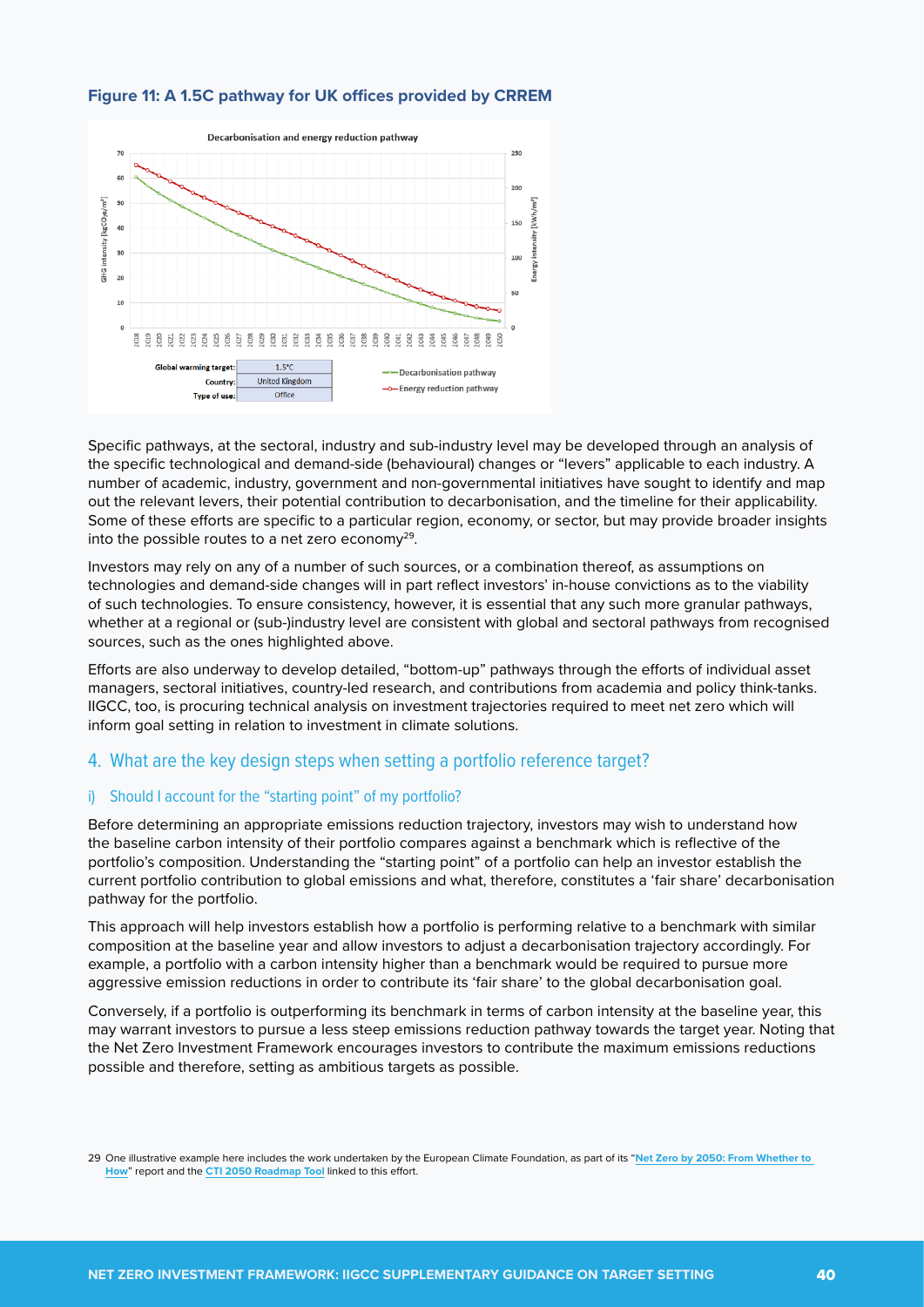**Figure 11: A 1.5C pathway for UK offices provided by CRREM**

Decarbonisation and energy reduction pathway

GHG intensity [kgCO₂e/m²]

Energy intensity [kWh/m²]

70
60
50
40
30
20
10
0

250
200
150
100
50
0

2018 2019 2020 2021 2022 2023 2024 2025 2026 2027 2028 2029 2030 2031 2032 2033 2034 2035 2036 2037 2038 2039 2040 2041 2042 2043 2044 2045 2046 2047 2048 2049 2050

Global warming target: 1.5°C
Country: United Kingdom
Type of use: Office

Decarbonisation pathway
Energy reduction pathway

Specific pathways, at the sectoral, industry and sub-industry level may be developed through an analysis of the specific technological and demand-side (behavioural) changes or "levers" applicable to each industry. A number of academic, industry, government and non-governmental initiatives have sought to identify and map out the relevant levers, their potential contribution to decarbonisation, and the timeline for their applicability. Some of these efforts are specific to a particular region, economy, or sector, but may provide broader insights into the possible routes to a net zero economy[29].

Investors may rely on any of a number of such sources, or a combination thereof, as assumptions on technologies and demand-side changes will in part reflect investors' in-house convictions as to the viability of such technologies. To ensure consistency, however, it is essential that any such more granular pathways, whether at a regional or (sub-)industry level are consistent with global and sectoral pathways from recognised sources, such as the ones highlighted above.

Efforts are also underway to develop detailed, "bottom-up" pathways through the efforts of individual asset managers, sectoral initiatives, country-led research, and contributions from academia and policy think-tanks. IIGCC, too, is procuring technical analysis on investment trajectories required to meet net zero which will inform goal setting in relation to investment in climate solutions.

## 4. What are the key design steps when setting a portfolio reference target?

### i) Should I account for the "starting point" of my portfolio?

Before determining an appropriate emissions reduction trajectory, investors may wish to understand how the baseline carbon intensity of their portfolio compares against a benchmark which is reflective of the portfolio's composition. Understanding the "starting point" of a portfolio can help an investor establish the current portfolio contribution to global emissions and what, therefore, constitutes a 'fair share' decarbonisation pathway for the portfolio.

This approach will help investors establish how a portfolio is performing relative to a benchmark with similar composition at the baseline year and allow investors to adjust a decarbonisation trajectory accordingly. For example, a portfolio with a carbon intensity higher than a benchmark would be required to pursue more aggressive emission reductions in order to contribute its 'fair share' to the global decarbonisation goal.

Conversely, if a portfolio is outperforming its benchmark in terms of carbon intensity at the baseline year, this may warrant investors to pursue a less steep emissions reduction pathway towards the target year. Noting that the Net Zero Investment Framework encourages investors to contribute the maximum emissions reductions possible and therefore, setting as ambitious targets as possible.

29 One illustrative example here includes the work undertaken by the European Climate Foundation, as part of its "**Net Zero by 2050: From Whether to How**" report and the **CTI 2050 Roadmap Tool** linked to this effort.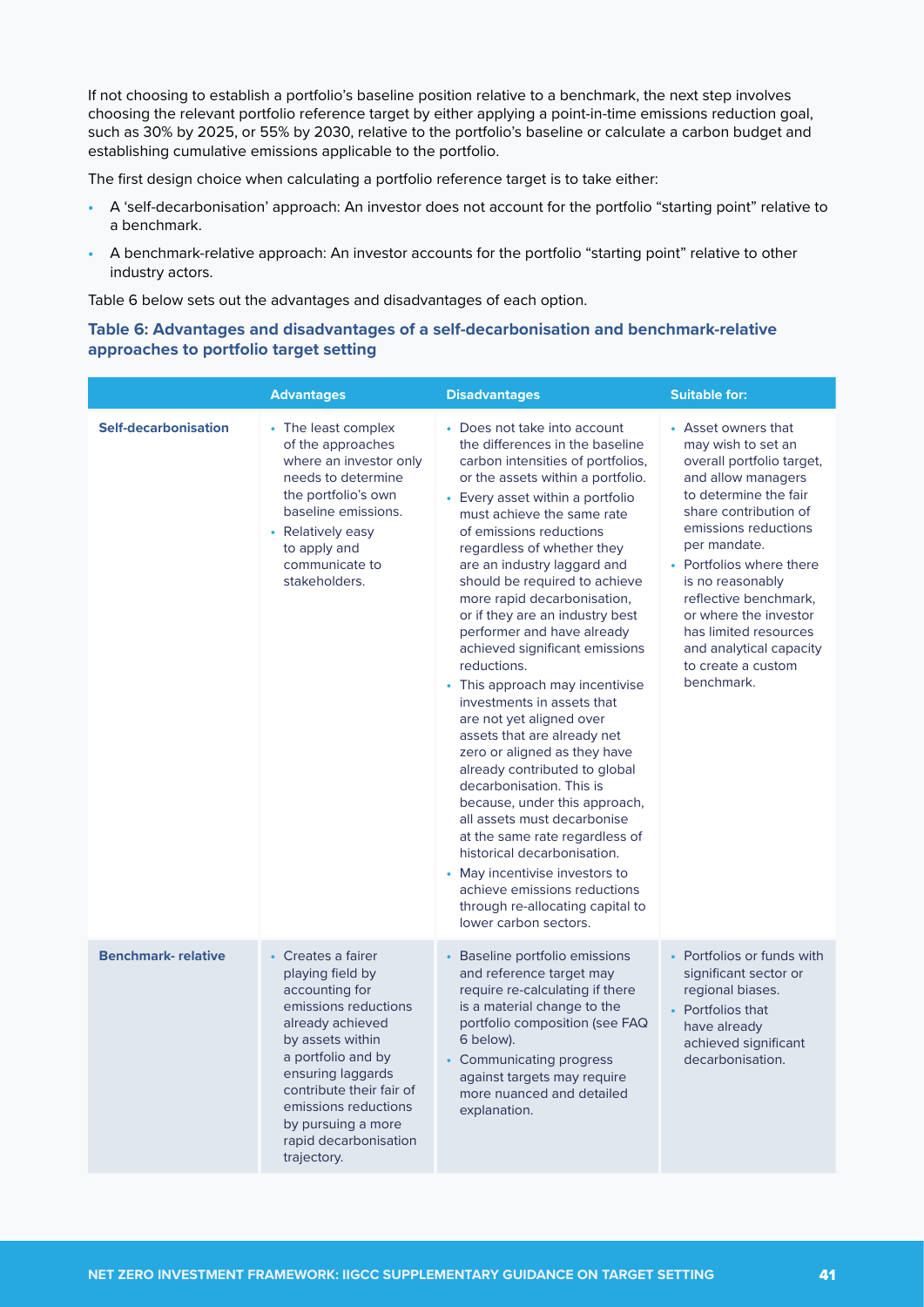If not choosing to establish a portfolio's baseline position relative to a benchmark, the next step involves choosing the relevant portfolio reference target by either applying a point-in-time emissions reduction goal, such as 30% by 2025, or 55% by 2030, relative to the portfolio's baseline or calculate a carbon budget and establishing cumulative emissions applicable to the portfolio.

The first design choice when calculating a portfolio reference target is to take either:

- A 'self-decarbonisation' approach: An investor does not account for the portfolio "starting point" relative to a benchmark.
- A benchmark-relative approach: An investor accounts for the portfolio "starting point" relative to other industry actors.

Table 6 below sets out the advantages and disadvantages of each option.

### Table 6: Advantages and disadvantages of a self-decarbonisation and benchmark-relative approaches to portfolio target setting

| | Advantages | Disadvantages | Suitable for: |
|---|---|---|---|
| **Self-decarbonisation** | • The least complex of the approaches where an investor only needs to determine the portfolio's own baseline emissions.<br>• Relatively easy to apply and communicate to stakeholders. | • Does not take into account the differences in the baseline carbon intensities of portfolios, or the assets within a portfolio.<br>• Every asset within a portfolio must achieve the same rate of emissions reductions regardless of whether they are an industry laggard and should be required to achieve more rapid decarbonisation, or if they are an industry best performer and have already achieved significant emissions reductions.<br>• This approach may incentivise investments in assets that are not yet aligned over assets that are already net zero or aligned as they have already contributed to global decarbonisation. This is because, under this approach, all assets must decarbonise at the same rate regardless of historical decarbonisation.<br>• May incentivise investors to achieve emissions reductions through re-allocating capital to lower carbon sectors. | • Asset owners that may wish to set an overall portfolio target, and allow managers to determine the fair share contribution of emissions reductions per mandate.<br>• Portfolios where there is no reasonably reflective benchmark, or where the investor has limited resources and analytical capacity to create a custom benchmark. |
| **Benchmark- relative** | • Creates a fairer playing field by accounting for emissions reductions already achieved by assets within a portfolio and by ensuring laggards contribute their fair of emissions reductions by pursuing a more rapid decarbonisation trajectory. | • Baseline portfolio emissions and reference target may require re-calculating if there is a material change to the portfolio composition (see FAQ 6 below).<br>• Communicating progress against targets may require more nuanced and detailed explanation. | • Portfolios or funds with significant sector or regional biases.<br>• Portfolios that have already achieved significant decarbonisation. |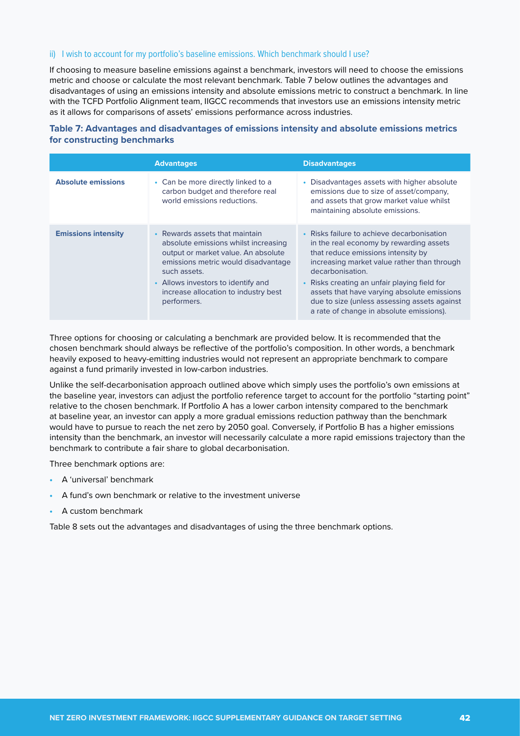### ii) I wish to account for my portfolio's baseline emissions. Which benchmark should I use?

If choosing to measure baseline emissions against a benchmark, investors will need to choose the emissions metric and choose or calculate the most relevant benchmark. Table 7 below outlines the advantages and disadvantages of using an emissions intensity and absolute emissions metric to construct a benchmark. In line with the TCFD Portfolio Alignment team, IIGCC recommends that investors use an emissions intensity metric as it allows for comparisons of assets' emissions performance across industries.

**Table 7: Advantages and disadvantages of emissions intensity and absolute emissions metrics for constructing benchmarks**

| | Advantages | Disadvantages |
|---|---|---|
| **Absolute emissions** | • Can be more directly linked to a carbon budget and therefore real world emissions reductions. | • Disadvantages assets with higher absolute emissions due to size of asset/company, and assets that grow market value whilst maintaining absolute emissions. |
| **Emissions intensity** | • Rewards assets that maintain absolute emissions whilst increasing output or market value. An absolute emissions metric would disadvantage such assets.<br>• Allows investors to identify and increase allocation to industry best performers. | • Risks failure to achieve decarbonisation in the real economy by rewarding assets that reduce emissions intensity by increasing market value rather than through decarbonisation.<br>• Risks creating an unfair playing field for assets that have varying absolute emissions due to size (unless assessing assets against a rate of change in absolute emissions). |

Three options for choosing or calculating a benchmark are provided below. It is recommended that the chosen benchmark should always be reflective of the portfolio's composition. In other words, a benchmark heavily exposed to heavy-emitting industries would not represent an appropriate benchmark to compare against a fund primarily invested in low-carbon industries.

Unlike the self-decarbonisation approach outlined above which simply uses the portfolio's own emissions at the baseline year, investors can adjust the portfolio reference target to account for the portfolio "starting point" relative to the chosen benchmark. If Portfolio A has a lower carbon intensity compared to the benchmark at baseline year, an investor can apply a more gradual emissions reduction pathway than the benchmark would have to pursue to reach the net zero by 2050 goal. Conversely, if Portfolio B has a higher emissions intensity than the benchmark, an investor will necessarily calculate a more rapid emissions trajectory than the benchmark to contribute a fair share to global decarbonisation.

Three benchmark options are:

- A 'universal' benchmark
- A fund's own benchmark or relative to the investment universe
- A custom benchmark

Table 8 sets out the advantages and disadvantages of using the three benchmark options.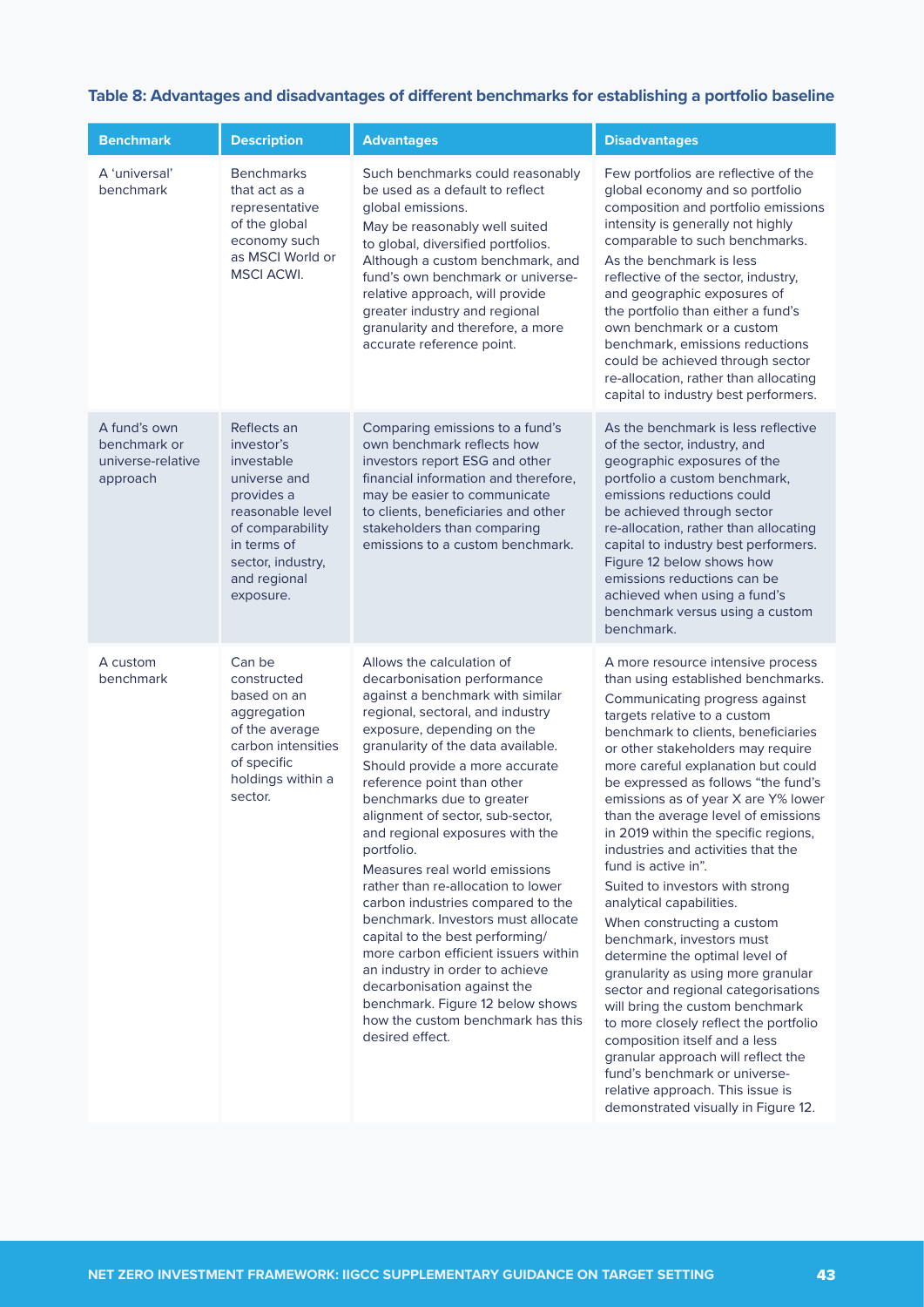**Table 8: Advantages and disadvantages of different benchmarks for establishing a portfolio baseline**

| Benchmark | Description | Advantages | Disadvantages |
|---|---|---|---|
| A 'universal' benchmark | Benchmarks that act as a representative of the global economy such as MSCI World or MSCI ACWI. | Such benchmarks could reasonably be used as a default to reflect global emissions.<br>May be reasonably well suited to global, diversified portfolios. Although a custom benchmark, and fund's own benchmark or universe-relative approach, will provide greater industry and regional granularity and therefore, a more accurate reference point. | Few portfolios are reflective of the global economy and so portfolio composition and portfolio emissions intensity is generally not highly comparable to such benchmarks.<br>As the benchmark is less reflective of the sector, industry, and geographic exposures of the portfolio than either a fund's own benchmark or a custom benchmark, emissions reductions could be achieved through sector re-allocation, rather than allocating capital to industry best performers. |
| A fund's own benchmark or universe-relative approach | Reflects an investor's investable universe and provides a reasonable level of comparability in terms of sector, industry, and regional exposure. | Comparing emissions to a fund's own benchmark reflects how investors report ESG and other financial information and therefore, may be easier to communicate to clients, beneficiaries and other stakeholders than comparing emissions to a custom benchmark. | As the benchmark is less reflective of the sector, industry, and geographic exposures of the portfolio a custom benchmark, emissions reductions could be achieved through sector re-allocation, rather than allocating capital to industry best performers. Figure 12 below shows how emissions reductions can be achieved when using a fund's benchmark versus using a custom benchmark. |
| A custom benchmark | Can be constructed based on an aggregation of the average carbon intensities of specific holdings within a sector. | Allows the calculation of decarbonisation performance against a benchmark with similar regional, sectoral, and industry exposure, depending on the granularity of the data available.<br>Should provide a more accurate reference point than other benchmarks due to greater alignment of sector, sub-sector, and regional exposures with the portfolio.<br>Measures real world emissions rather than re-allocation to lower carbon industries compared to the benchmark. Investors must allocate capital to the best performing/ more carbon efficient issuers within an industry in order to achieve decarbonisation against the benchmark. Figure 12 below shows how the custom benchmark has this desired effect. | A more resource intensive process than using established benchmarks.<br>Communicating progress against targets relative to a custom benchmark to clients, beneficiaries or other stakeholders may require more careful explanation but could be expressed as follows "the fund's emissions as of year X are Y% lower than the average level of emissions in 2019 within the specific regions, industries and activities that the fund is active in".<br>Suited to investors with strong analytical capabilities.<br>When constructing a custom benchmark, investors must determine the optimal level of granularity as using more granular sector and regional categorisations will bring the custom benchmark to more closely reflect the portfolio composition itself and a less granular approach will reflect the fund's benchmark or universe-relative approach. This issue is demonstrated visually in Figure 12. |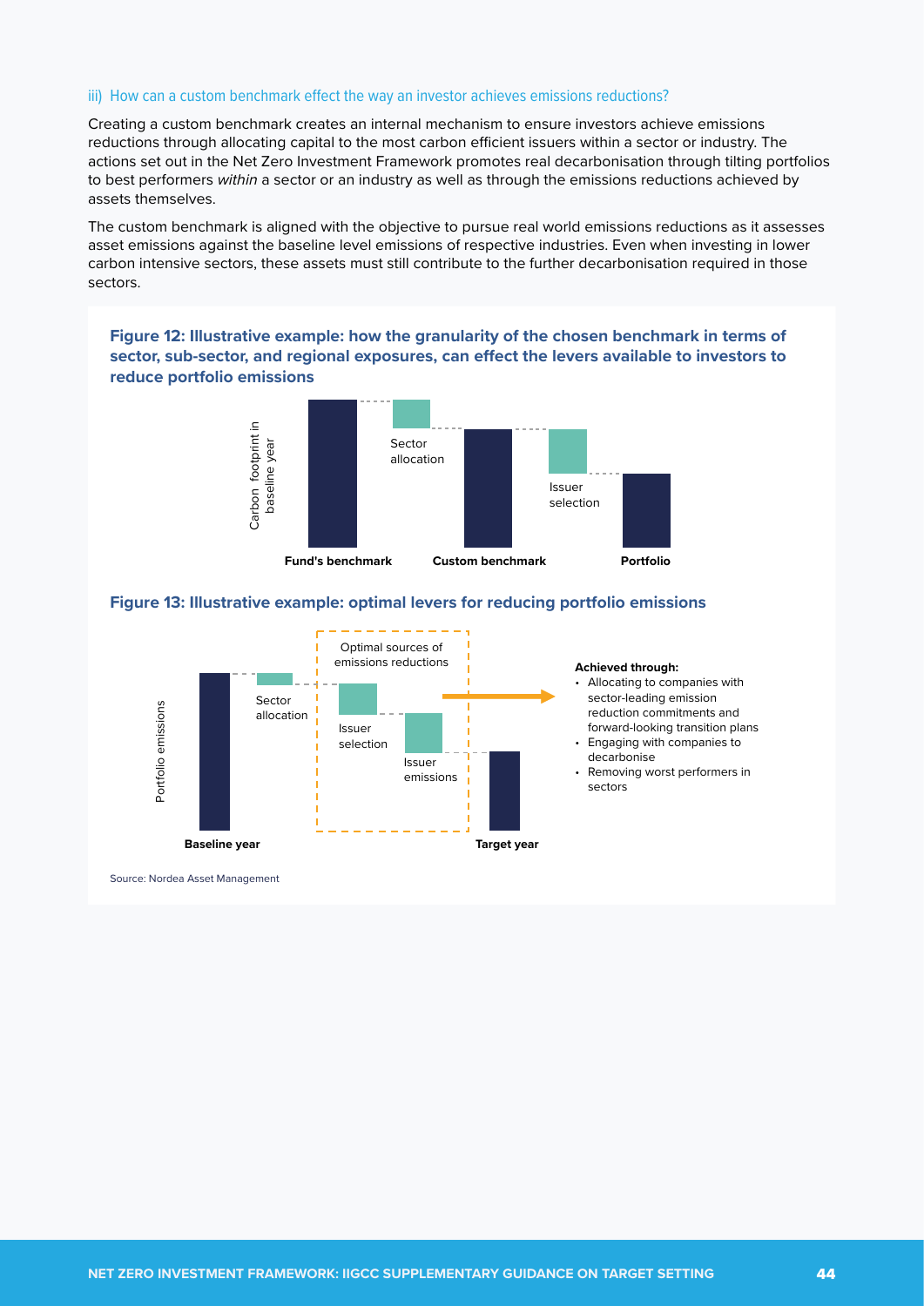### iii) How can a custom benchmark effect the way an investor achieves emissions reductions?

Creating a custom benchmark creates an internal mechanism to ensure investors achieve emissions reductions through allocating capital to the most carbon efficient issuers within a sector or industry. The actions set out in the Net Zero Investment Framework promotes real decarbonisation through tilting portfolios to best performers *within* a sector or an industry as well as through the emissions reductions achieved by assets themselves.

The custom benchmark is aligned with the objective to pursue real world emissions reductions as it assesses asset emissions against the baseline level emissions of respective industries. Even when investing in lower carbon intensive sectors, these assets must still contribute to the further decarbonisation required in those sectors.

**Figure 12: Illustrative example: how the granularity of the chosen benchmark in terms of sector, sub-sector, and regional exposures, can effect the levers available to investors to reduce portfolio emissions**

Carbon footprint in baseline year

Sector allocation

Issuer selection

**Fund's benchmark**

**Custom benchmark**

**Portfolio**

**Figure 13: Illustrative example: optimal levers for reducing portfolio emissions**

Portfolio emissions

Optimal sources of emissions reductions

Sector allocation

Issuer selection

Issuer emissions

**Baseline year**

**Target year**

**Achieved through:**

- Allocating to companies with sector-leading emission reduction commitments and forward-looking transition plans
- Engaging with companies to decarbonise
- Removing worst performers in sectors

Source: Nordea Asset Management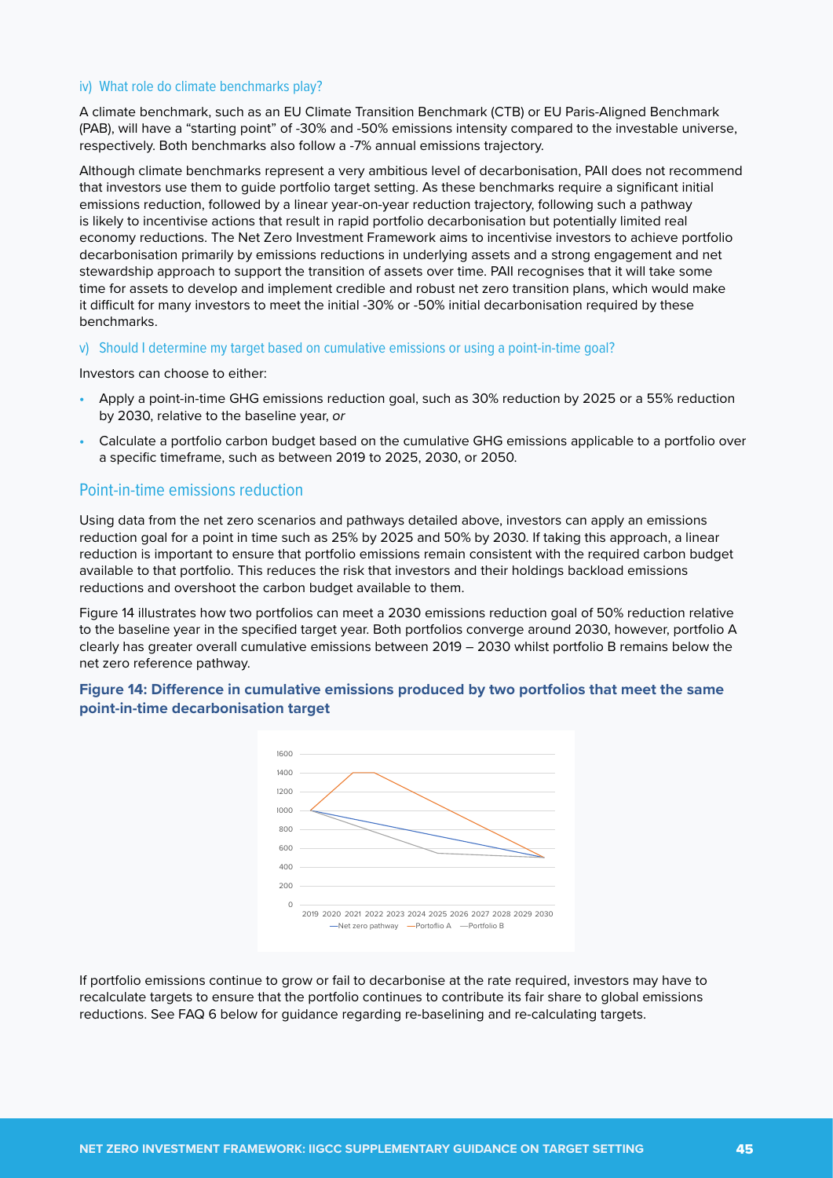### iv) What role do climate benchmarks play?

A climate benchmark, such as an EU Climate Transition Benchmark (CTB) or EU Paris-Aligned Benchmark (PAB), will have a "starting point" of -30% and -50% emissions intensity compared to the investable universe, respectively. Both benchmarks also follow a -7% annual emissions trajectory.

Although climate benchmarks represent a very ambitious level of decarbonisation, PAII does not recommend that investors use them to guide portfolio target setting. As these benchmarks require a significant initial emissions reduction, followed by a linear year-on-year reduction trajectory, following such a pathway is likely to incentivise actions that result in rapid portfolio decarbonisation but potentially limited real economy reductions. The Net Zero Investment Framework aims to incentivise investors to achieve portfolio decarbonisation primarily by emissions reductions in underlying assets and a strong engagement and net stewardship approach to support the transition of assets over time. PAII recognises that it will take some time for assets to develop and implement credible and robust net zero transition plans, which would make it difficult for many investors to meet the initial -30% or -50% initial decarbonisation required by these benchmarks.

### v) Should I determine my target based on cumulative emissions or using a point-in-time goal?

Investors can choose to either:

- Apply a point-in-time GHG emissions reduction goal, such as 30% reduction by 2025 or a 55% reduction by 2030, relative to the baseline year, *or*
- Calculate a portfolio carbon budget based on the cumulative GHG emissions applicable to a portfolio over a specific timeframe, such as between 2019 to 2025, 2030, or 2050.

## Point-in-time emissions reduction

Using data from the net zero scenarios and pathways detailed above, investors can apply an emissions reduction goal for a point in time such as 25% by 2025 and 50% by 2030. If taking this approach, a linear reduction is important to ensure that portfolio emissions remain consistent with the required carbon budget available to that portfolio. This reduces the risk that investors and their holdings backload emissions reductions and overshoot the carbon budget available to them.

Figure 14 illustrates how two portfolios can meet a 2030 emissions reduction goal of 50% reduction relative to the baseline year in the specified target year. Both portfolios converge around 2030, however, portfolio A clearly has greater overall cumulative emissions between 2019 – 2030 whilst portfolio B remains below the net zero reference pathway.

**Figure 14: Difference in cumulative emissions produced by two portfolios that meet the same point-in-time decarbonisation target**

1600
1400
1200
1000
800
600
400
200
0

2019 2020 2021 2022 2023 2024 2025 2026 2027 2028 2029 2030

—Net zero pathway —Portoflio A —Portfolio B

If portfolio emissions continue to grow or fail to decarbonise at the rate required, investors may have to recalculate targets to ensure that the portfolio continues to contribute its fair share to global emissions reductions. See FAQ 6 below for guidance regarding re-baselining and re-calculating targets.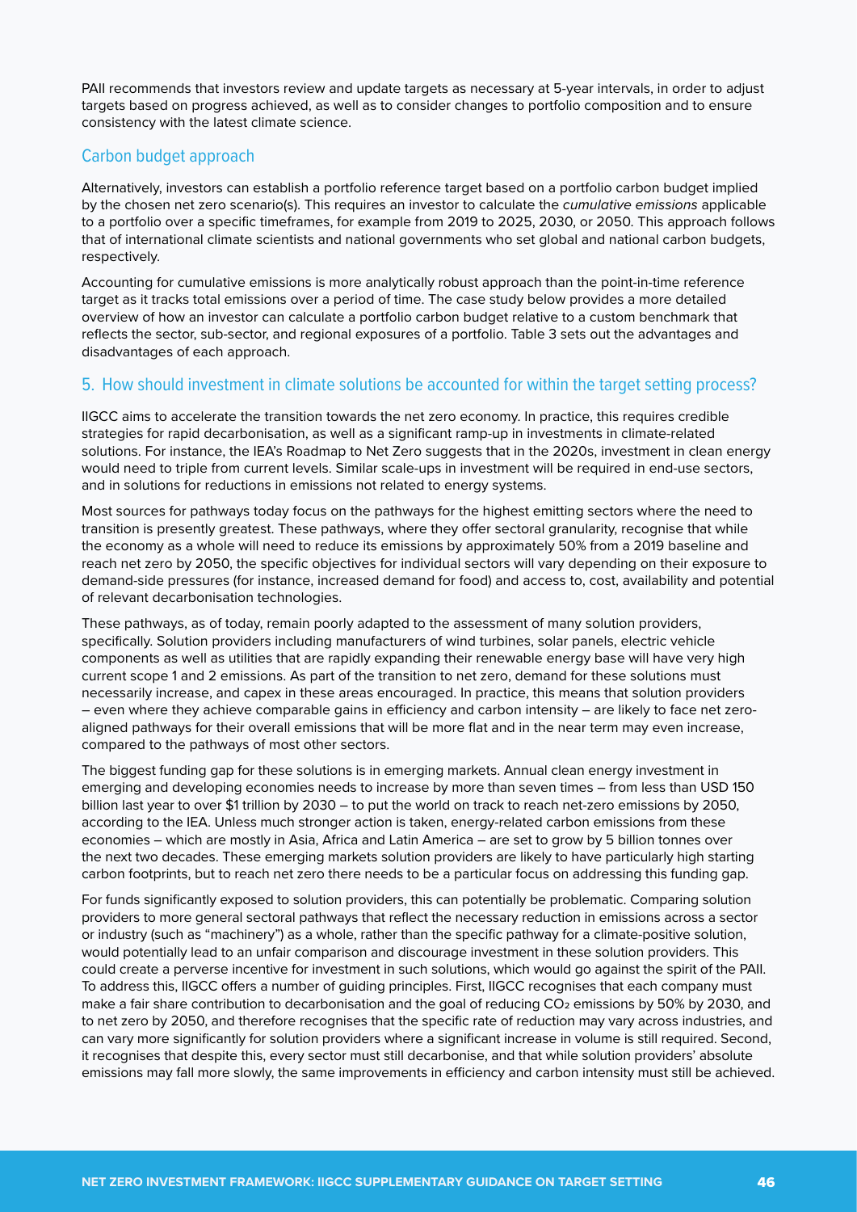PAII recommends that investors review and update targets as necessary at 5-year intervals, in order to adjust targets based on progress achieved, as well as to consider changes to portfolio composition and to ensure consistency with the latest climate science.

### Carbon budget approach

Alternatively, investors can establish a portfolio reference target based on a portfolio carbon budget implied by the chosen net zero scenario(s). This requires an investor to calculate the *cumulative emissions* applicable to a portfolio over a specific timeframes, for example from 2019 to 2025, 2030, or 2050. This approach follows that of international climate scientists and national governments who set global and national carbon budgets, respectively.

Accounting for cumulative emissions is more analytically robust approach than the point-in-time reference target as it tracks total emissions over a period of time. The case study below provides a more detailed overview of how an investor can calculate a portfolio carbon budget relative to a custom benchmark that reflects the sector, sub-sector, and regional exposures of a portfolio. Table 3 sets out the advantages and disadvantages of each approach.

## 5. How should investment in climate solutions be accounted for within the target setting process?

IIGCC aims to accelerate the transition towards the net zero economy. In practice, this requires credible strategies for rapid decarbonisation, as well as a significant ramp-up in investments in climate-related solutions. For instance, the IEA's Roadmap to Net Zero suggests that in the 2020s, investment in clean energy would need to triple from current levels. Similar scale-ups in investment will be required in end-use sectors, and in solutions for reductions in emissions not related to energy systems.

Most sources for pathways today focus on the pathways for the highest emitting sectors where the need to transition is presently greatest. These pathways, where they offer sectoral granularity, recognise that while the economy as a whole will need to reduce its emissions by approximately 50% from a 2019 baseline and reach net zero by 2050, the specific objectives for individual sectors will vary depending on their exposure to demand-side pressures (for instance, increased demand for food) and access to, cost, availability and potential of relevant decarbonisation technologies.

These pathways, as of today, remain poorly adapted to the assessment of many solution providers, specifically. Solution providers including manufacturers of wind turbines, solar panels, electric vehicle components as well as utilities that are rapidly expanding their renewable energy base will have very high current scope 1 and 2 emissions. As part of the transition to net zero, demand for these solutions must necessarily increase, and capex in these areas encouraged. In practice, this means that solution providers – even where they achieve comparable gains in efficiency and carbon intensity – are likely to face net zero-aligned pathways for their overall emissions that will be more flat and in the near term may even increase, compared to the pathways of most other sectors.

The biggest funding gap for these solutions is in emerging markets. Annual clean energy investment in emerging and developing economies needs to increase by more than seven times – from less than USD 150 billion last year to over $1 trillion by 2030 – to put the world on track to reach net-zero emissions by 2050, according to the IEA. Unless much stronger action is taken, energy-related carbon emissions from these economies – which are mostly in Asia, Africa and Latin America – are set to grow by 5 billion tonnes over the next two decades. These emerging markets solution providers are likely to have particularly high starting carbon footprints, but to reach net zero there needs to be a particular focus on addressing this funding gap.

For funds significantly exposed to solution providers, this can potentially be problematic. Comparing solution providers to more general sectoral pathways that reflect the necessary reduction in emissions across a sector or industry (such as "machinery") as a whole, rather than the specific pathway for a climate-positive solution, would potentially lead to an unfair comparison and discourage investment in these solution providers. This could create a perverse incentive for investment in such solutions, which would go against the spirit of the PAII. To address this, IIGCC offers a number of guiding principles. First, IIGCC recognises that each company must make a fair share contribution to decarbonisation and the goal of reducing $CO_2$ emissions by 50% by 2030, and to net zero by 2050, and therefore recognises that the specific rate of reduction may vary across industries, and can vary more significantly for solution providers where a significant increase in volume is still required. Second, it recognises that despite this, every sector must still decarbonise, and that while solution providers' absolute emissions may fall more slowly, the same improvements in efficiency and carbon intensity must still be achieved.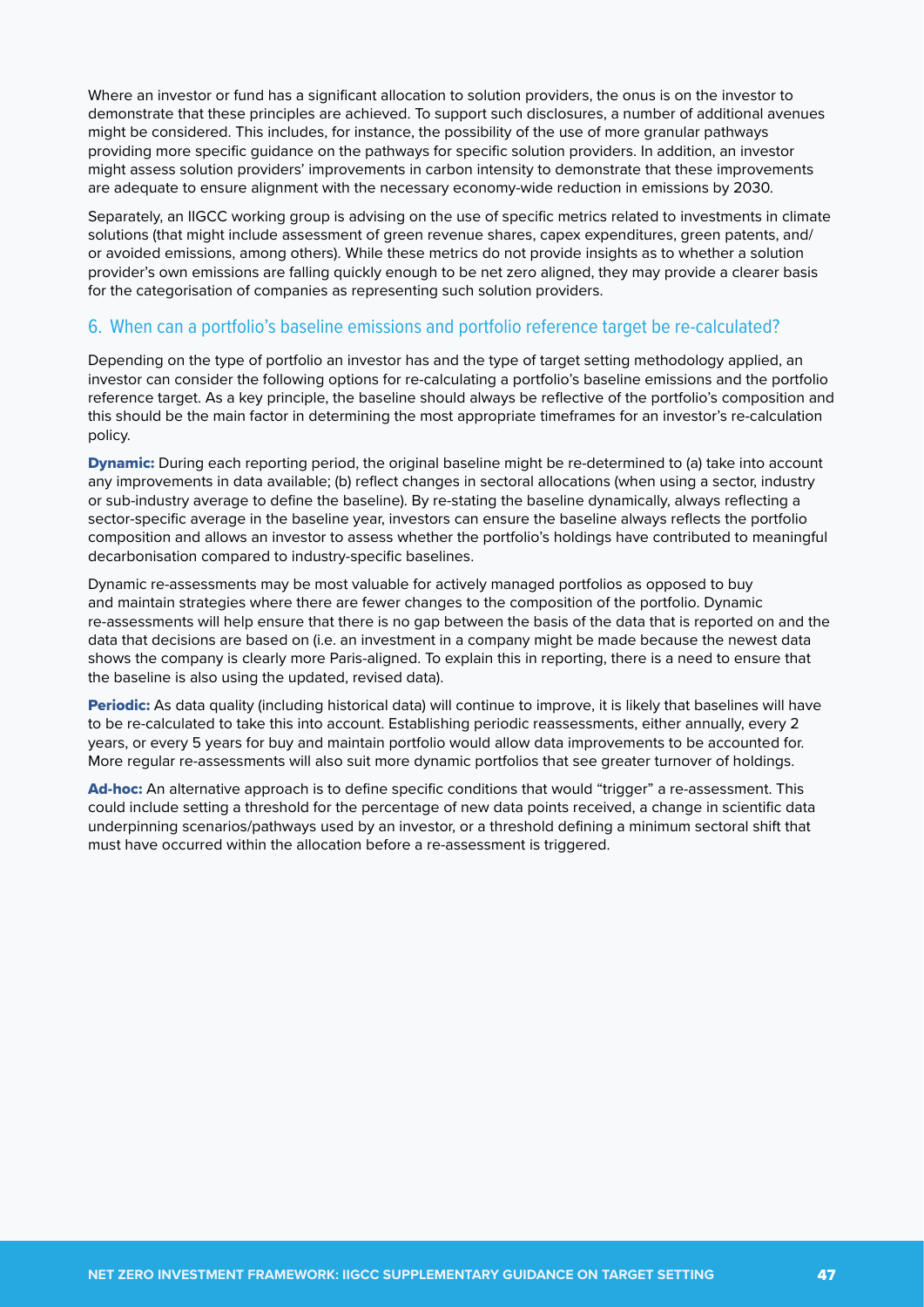Where an investor or fund has a significant allocation to solution providers, the onus is on the investor to demonstrate that these principles are achieved. To support such disclosures, a number of additional avenues might be considered. This includes, for instance, the possibility of the use of more granular pathways providing more specific guidance on the pathways for specific solution providers. In addition, an investor might assess solution providers' improvements in carbon intensity to demonstrate that these improvements are adequate to ensure alignment with the necessary economy-wide reduction in emissions by 2030.

Separately, an IIGCC working group is advising on the use of specific metrics related to investments in climate solutions (that might include assessment of green revenue shares, capex expenditures, green patents, and/or avoided emissions, among others). While these metrics do not provide insights as to whether a solution provider's own emissions are falling quickly enough to be net zero aligned, they may provide a clearer basis for the categorisation of companies as representing such solution providers.

## 6. When can a portfolio's baseline emissions and portfolio reference target be re-calculated?

Depending on the type of portfolio an investor has and the type of target setting methodology applied, an investor can consider the following options for re-calculating a portfolio's baseline emissions and the portfolio reference target. As a key principle, the baseline should always be reflective of the portfolio's composition and this should be the main factor in determining the most appropriate timeframes for an investor's re-calculation policy.

**Dynamic:** During each reporting period, the original baseline might be re-determined to (a) take into account any improvements in data available; (b) reflect changes in sectoral allocations (when using a sector, industry or sub-industry average to define the baseline). By re-stating the baseline dynamically, always reflecting a sector-specific average in the baseline year, investors can ensure the baseline always reflects the portfolio composition and allows an investor to assess whether the portfolio's holdings have contributed to meaningful decarbonisation compared to industry-specific baselines.

Dynamic re-assessments may be most valuable for actively managed portfolios as opposed to buy and maintain strategies where there are fewer changes to the composition of the portfolio. Dynamic re-assessments will help ensure that there is no gap between the basis of the data that is reported on and the data that decisions are based on (i.e. an investment in a company might be made because the newest data shows the company is clearly more Paris-aligned. To explain this in reporting, there is a need to ensure that the baseline is also using the updated, revised data).

**Periodic:** As data quality (including historical data) will continue to improve, it is likely that baselines will have to be re-calculated to take this into account. Establishing periodic reassessments, either annually, every 2 years, or every 5 years for buy and maintain portfolio would allow data improvements to be accounted for. More regular re-assessments will also suit more dynamic portfolios that see greater turnover of holdings.

**Ad-hoc:** An alternative approach is to define specific conditions that would "trigger" a re-assessment. This could include setting a threshold for the percentage of new data points received, a change in scientific data underpinning scenarios/pathways used by an investor, or a threshold defining a minimum sectoral shift that must have occurred within the allocation before a re-assessment is triggered.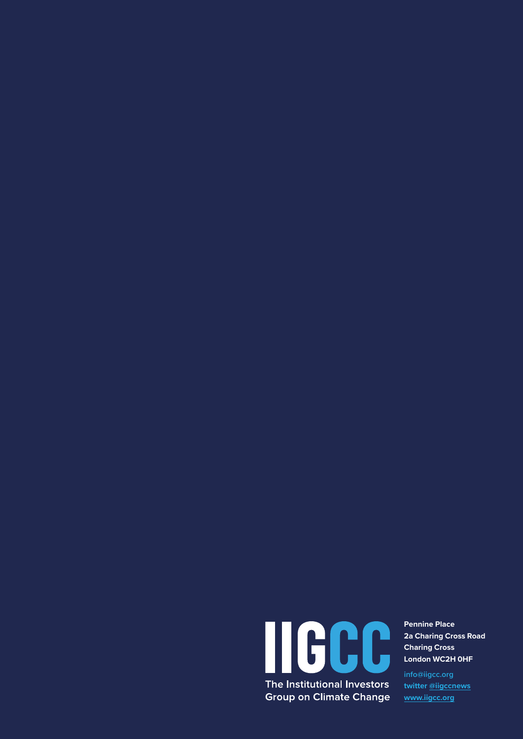IIGCC

The Institutional Investors Group on Climate Change

**Pennine Place**
**2a Charing Cross Road**
**Charing Cross**
**London WC2H 0HF**

info@iigcc.org
twitter @iigccnews
www.iigcc.org